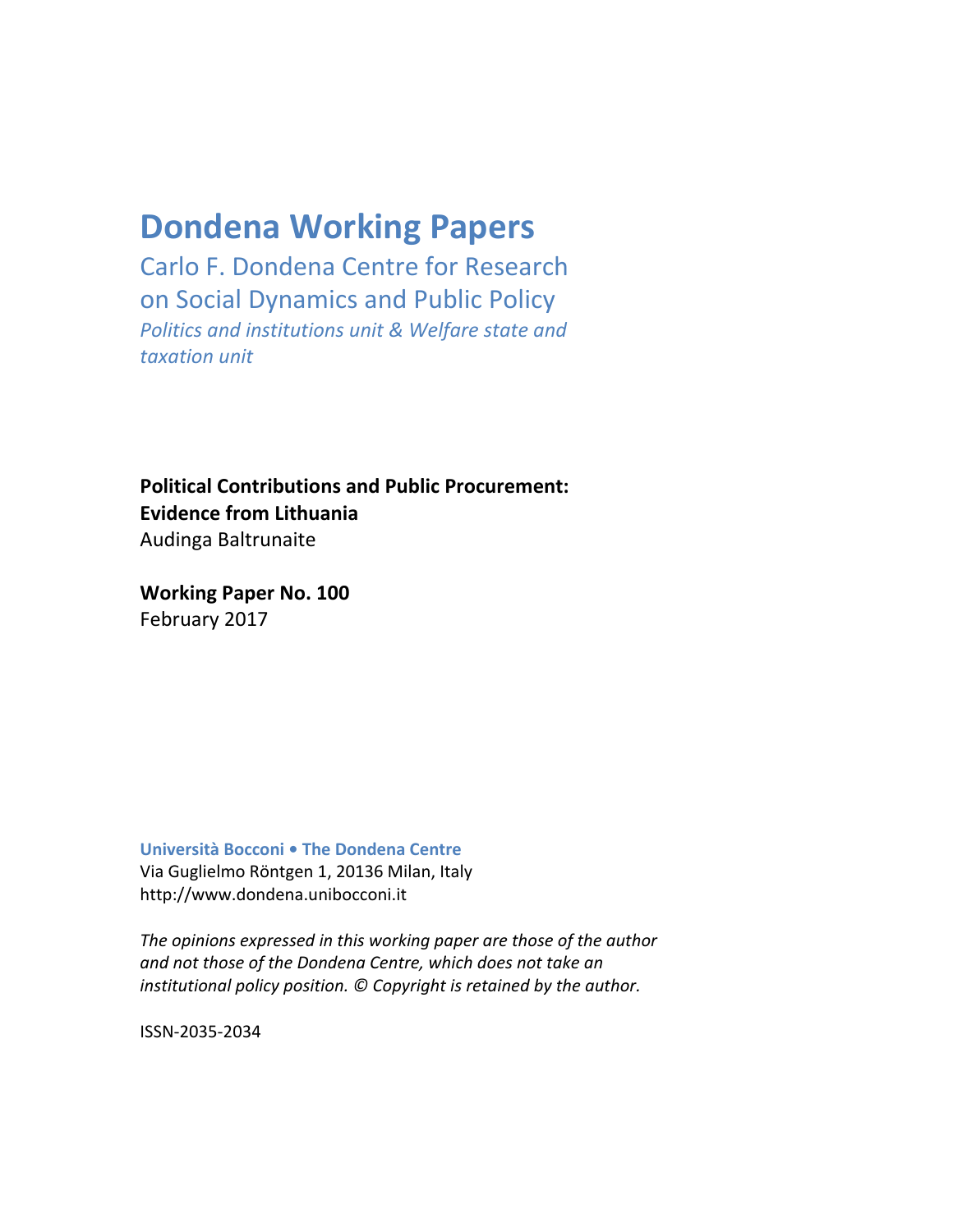# Dondena Working Papers

Carlo F. Dondena Centre for Research on Social Dynamics and Public Policy

*Politics and institutions unit & Welfare state and taxation unit*

**Political Contributions and Public Procurement: Evidence from Lithuania**

Audinga Baltrunaite

**Working Paper No. 100**

February 2017

**Università Bocconi • The Dondena Centre**

Via Guglielmo Röntgen 1, 20136 Milan, Italy

http://www.dondena.unibocconi.it

*The opinions expressed in this working paper are those of the author and not those of the Dondena Centre, which does not take an institutional policy position. © Copyright is retained by the author.*

ISSN-2035-2034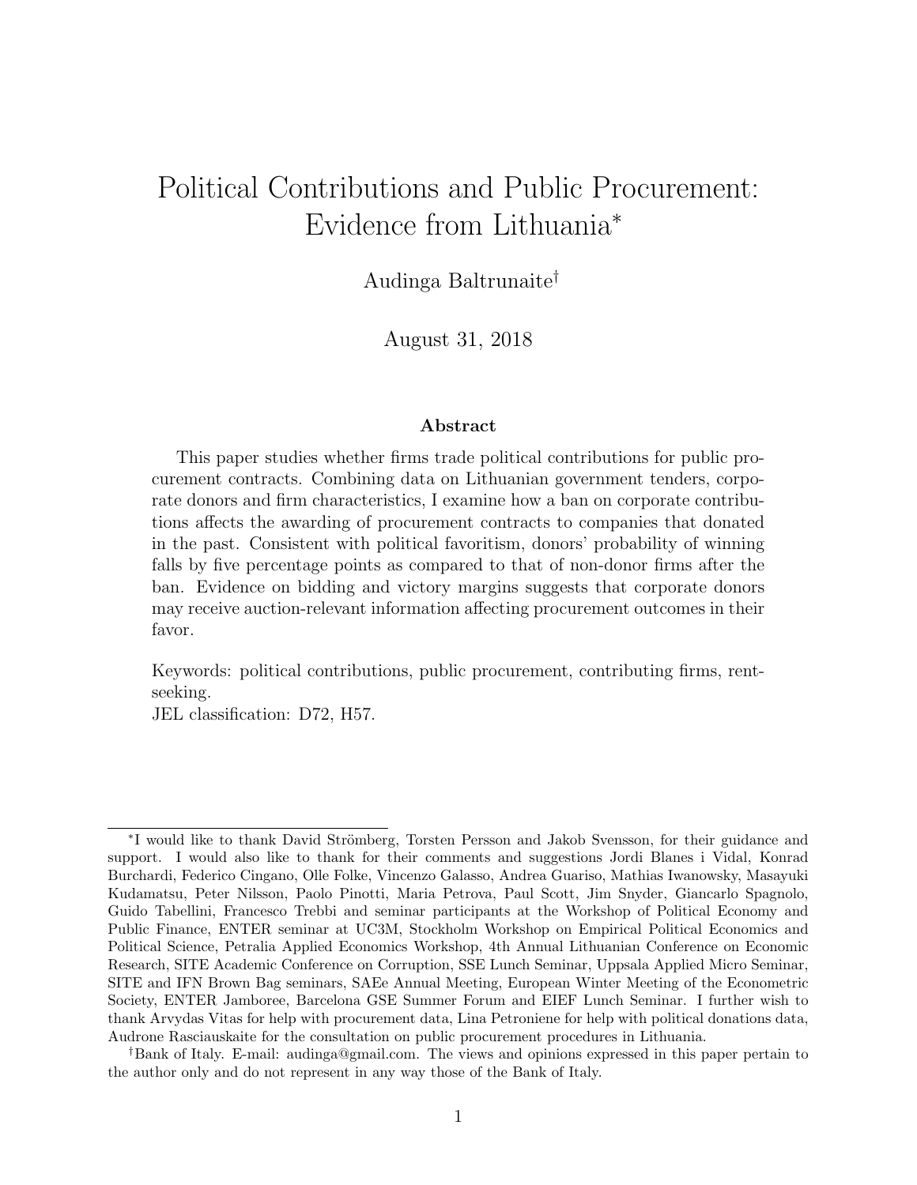# Political Contributions and Public Procurement: Evidence from Lithuania*

Audinga Baltrunaite†

August 31, 2018

### Abstract

This paper studies whether firms trade political contributions for public procurement contracts. Combining data on Lithuanian government tenders, corporate donors and firm characteristics, I examine how a ban on corporate contributions affects the awarding of procurement contracts to companies that donated in the past. Consistent with political favoritism, donors' probability of winning falls by five percentage points as compared to that of non-donor firms after the ban. Evidence on bidding and victory margins suggests that corporate donors may receive auction-relevant information affecting procurement outcomes in their favor.

Keywords: political contributions, public procurement, contributing firms, rent-seeking.
JEL classification: D72, H57.

---

*I would like to thank David Strömberg, Torsten Persson and Jakob Svensson, for their guidance and support. I would also like to thank for their comments and suggestions Jordi Blanes i Vidal, Konrad Burchardi, Federico Cingano, Olle Folke, Vincenzo Galasso, Andrea Guariso, Mathias Iwanowsky, Masayuki Kudamatsu, Peter Nilsson, Paolo Pinotti, Maria Petrova, Paul Scott, Jim Snyder, Giancarlo Spagnolo, Guido Tabellini, Francesco Trebbi and seminar participants at the Workshop of Political Economy and Public Finance, ENTER seminar at UC3M, Stockholm Workshop on Empirical Political Economics and Political Science, Petralia Applied Economics Workshop, 4th Annual Lithuanian Conference on Economic Research, SITE Academic Conference on Corruption, SSE Lunch Seminar, Uppsala Applied Micro Seminar, SITE and IFN Brown Bag seminars, SAEe Annual Meeting, European Winter Meeting of the Econometric Society, ENTER Jamboree, Barcelona GSE Summer Forum and EIEF Lunch Seminar. I further wish to thank Arvydas Vitas for help with procurement data, Lina Petroniene for help with political donations data, Audrone Rasciauskaite for the consultation on public procurement procedures in Lithuania.

†Bank of Italy. E-mail: audinga@gmail.com. The views and opinions expressed in this paper pertain to the author only and do not represent in any way those of the Bank of Italy.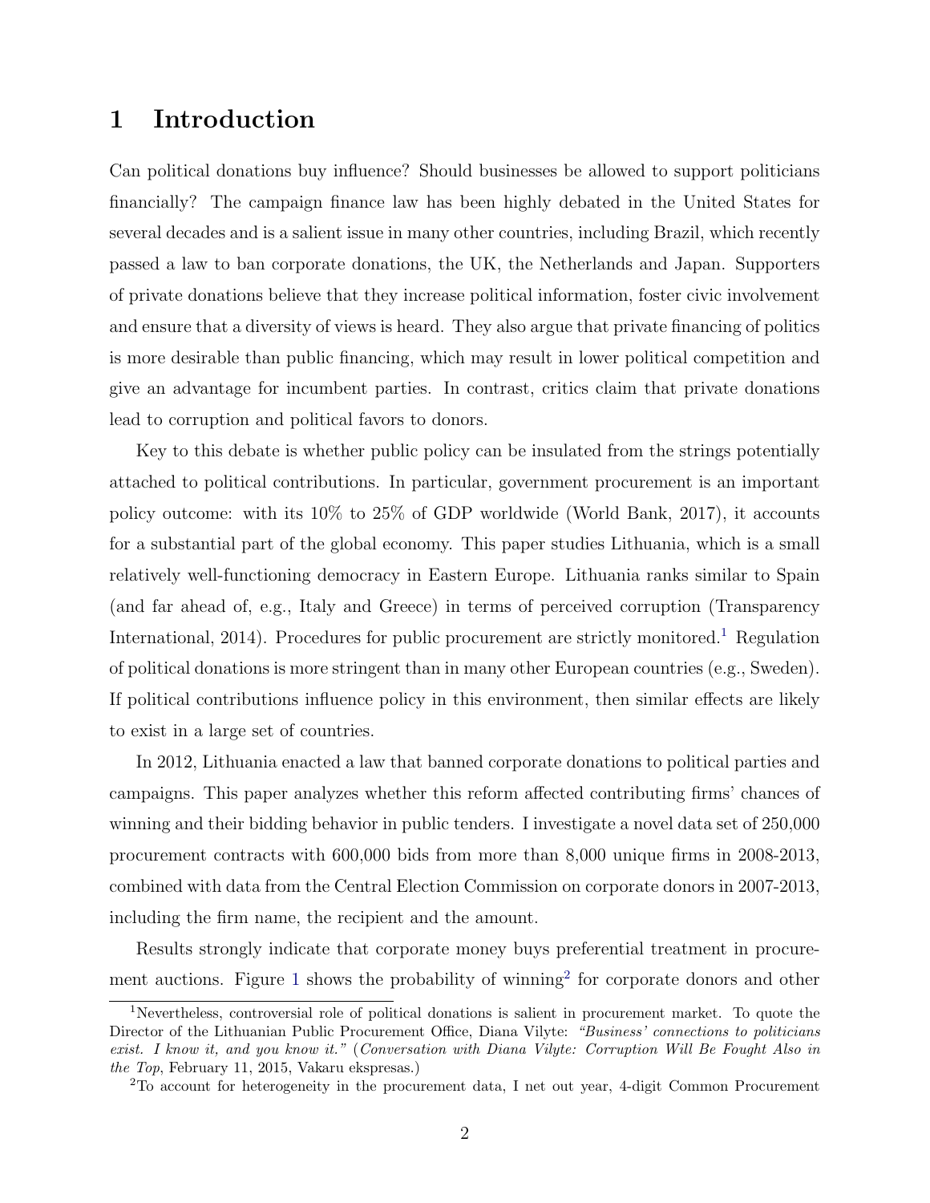# 1 Introduction

Can political donations buy influence? Should businesses be allowed to support politicians financially? The campaign finance law has been highly debated in the United States for several decades and is a salient issue in many other countries, including Brazil, which recently passed a law to ban corporate donations, the UK, the Netherlands and Japan. Supporters of private donations believe that they increase political information, foster civic involvement and ensure that a diversity of views is heard. They also argue that private financing of politics is more desirable than public financing, which may result in lower political competition and give an advantage for incumbent parties. In contrast, critics claim that private donations lead to corruption and political favors to donors.

Key to this debate is whether public policy can be insulated from the strings potentially attached to political contributions. In particular, government procurement is an important policy outcome: with its 10% to 25% of GDP worldwide (World Bank, 2017), it accounts for a substantial part of the global economy. This paper studies Lithuania, which is a small relatively well-functioning democracy in Eastern Europe. Lithuania ranks similar to Spain (and far ahead of, e.g., Italy and Greece) in terms of perceived corruption (Transparency International, 2014). Procedures for public procurement are strictly monitored.[1] Regulation of political donations is more stringent than in many other European countries (e.g., Sweden). If political contributions influence policy in this environment, then similar effects are likely to exist in a large set of countries.

In 2012, Lithuania enacted a law that banned corporate donations to political parties and campaigns. This paper analyzes whether this reform affected contributing firms' chances of winning and their bidding behavior in public tenders. I investigate a novel data set of 250,000 procurement contracts with 600,000 bids from more than 8,000 unique firms in 2008-2013, combined with data from the Central Election Commission on corporate donors in 2007-2013, including the firm name, the recipient and the amount.

Results strongly indicate that corporate money buys preferential treatment in procurement auctions. Figure 1 shows the probability of winning[2] for corporate donors and other

[1] Nevertheless, controversial role of political donations is salient in procurement market. To quote the Director of the Lithuanian Public Procurement Office, Diana Vilyte: *"Business' connections to politicians exist. I know it, and you know it."* (*Conversation with Diana Vilyte: Corruption Will Be Fought Also in the Top*, February 11, 2015, Vakaru ekspresas.)

[2] To account for heterogeneity in the procurement data, I net out year, 4-digit Common Procurement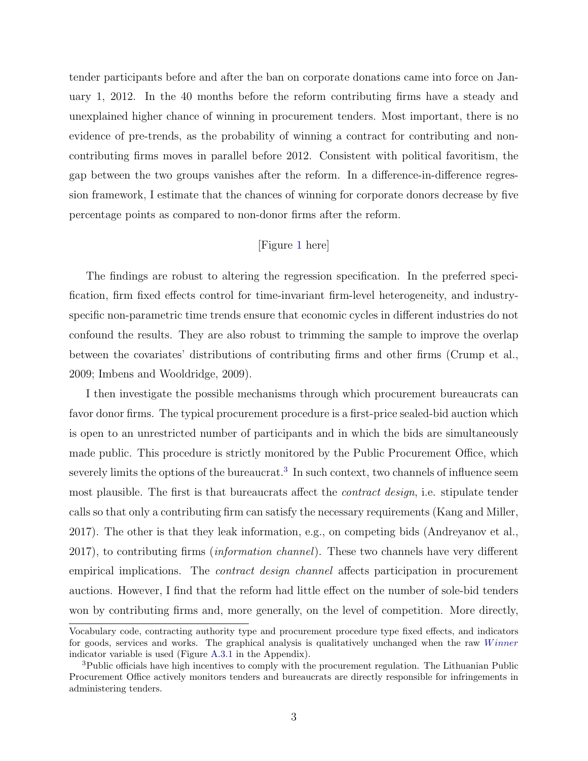tender participants before and after the ban on corporate donations came into force on January 1, 2012. In the 40 months before the reform contributing firms have a steady and unexplained higher chance of winning in procurement tenders. Most important, there is no evidence of pre-trends, as the probability of winning a contract for contributing and non-contributing firms moves in parallel before 2012. Consistent with political favoritism, the gap between the two groups vanishes after the reform. In a difference-in-difference regression framework, I estimate that the chances of winning for corporate donors decrease by five percentage points as compared to non-donor firms after the reform.

[Figure 1 here]

The findings are robust to altering the regression specification. In the preferred specification, firm fixed effects control for time-invariant firm-level heterogeneity, and industry-specific non-parametric time trends ensure that economic cycles in different industries do not confound the results. They are also robust to trimming the sample to improve the overlap between the covariates' distributions of contributing firms and other firms (Crump et al., 2009; Imbens and Wooldridge, 2009).

I then investigate the possible mechanisms through which procurement bureaucrats can favor donor firms. The typical procurement procedure is a first-price sealed-bid auction which is open to an unrestricted number of participants and in which the bids are simultaneously made public. This procedure is strictly monitored by the Public Procurement Office, which severely limits the options of the bureaucrat.[3] In such context, two channels of influence seem most plausible. The first is that bureaucrats affect the *contract design*, i.e. stipulate tender calls so that only a contributing firm can satisfy the necessary requirements (Kang and Miller, 2017). The other is that they leak information, e.g., on competing bids (Andreyanov et al., 2017), to contributing firms (*information channel*). These two channels have very different empirical implications. The *contract design channel* affects participation in procurement auctions. However, I find that the reform had little effect on the number of sole-bid tenders won by contributing firms and, more generally, on the level of competition. More directly,

---

Vocabulary code, contracting authority type and procurement procedure type fixed effects, and indicators for goods, services and works. The graphical analysis is qualitatively unchanged when the raw $Winner$ indicator variable is used (Figure A.3.1 in the Appendix).

[3] Public officials have high incentives to comply with the procurement regulation. The Lithuanian Public Procurement Office actively monitors tenders and bureaucrats are directly responsible for infringements in administering tenders.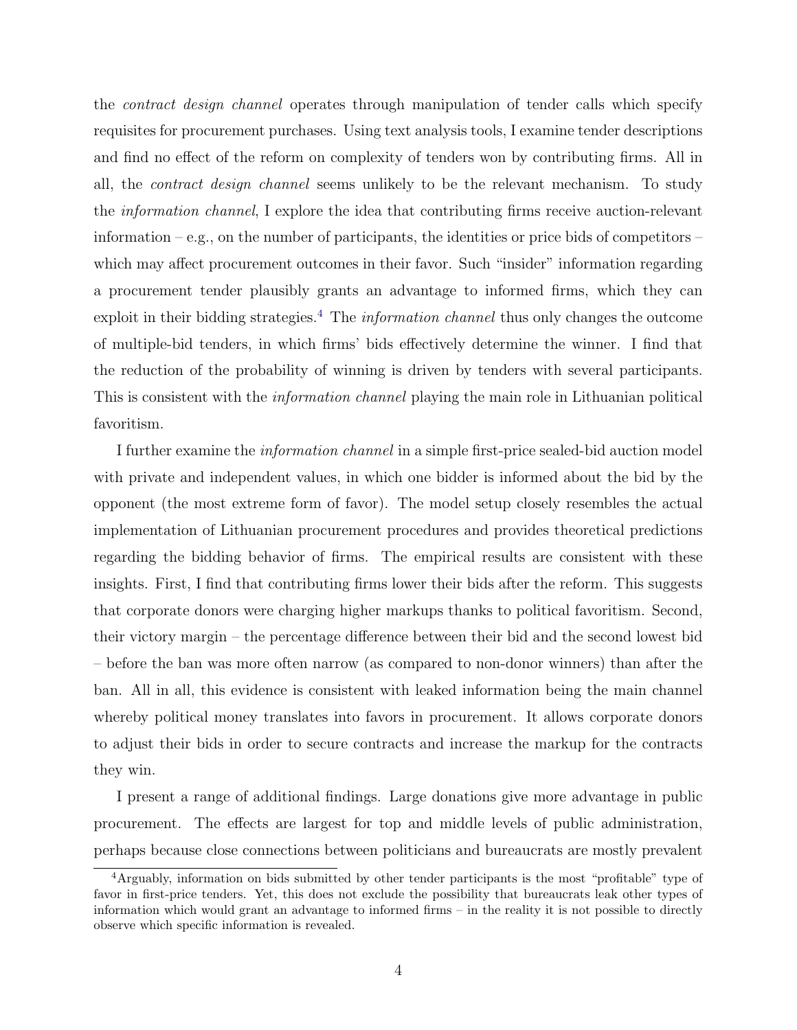the *contract design channel* operates through manipulation of tender calls which specify requisites for procurement purchases. Using text analysis tools, I examine tender descriptions and find no effect of the reform on complexity of tenders won by contributing firms. All in all, the *contract design channel* seems unlikely to be the relevant mechanism. To study the *information channel*, I explore the idea that contributing firms receive auction-relevant information – e.g., on the number of participants, the identities or price bids of competitors – which may affect procurement outcomes in their favor. Such "insider" information regarding a procurement tender plausibly grants an advantage to informed firms, which they can exploit in their bidding strategies.[4] The *information channel* thus only changes the outcome of multiple-bid tenders, in which firms' bids effectively determine the winner. I find that the reduction of the probability of winning is driven by tenders with several participants. This is consistent with the *information channel* playing the main role in Lithuanian political favoritism.

I further examine the *information channel* in a simple first-price sealed-bid auction model with private and independent values, in which one bidder is informed about the bid by the opponent (the most extreme form of favor). The model setup closely resembles the actual implementation of Lithuanian procurement procedures and provides theoretical predictions regarding the bidding behavior of firms. The empirical results are consistent with these insights. First, I find that contributing firms lower their bids after the reform. This suggests that corporate donors were charging higher markups thanks to political favoritism. Second, their victory margin – the percentage difference between their bid and the second lowest bid – before the ban was more often narrow (as compared to non-donor winners) than after the ban. All in all, this evidence is consistent with leaked information being the main channel whereby political money translates into favors in procurement. It allows corporate donors to adjust their bids in order to secure contracts and increase the markup for the contracts they win.

I present a range of additional findings. Large donations give more advantage in public procurement. The effects are largest for top and middle levels of public administration, perhaps because close connections between politicians and bureaucrats are mostly prevalent

[4]Arguably, information on bids submitted by other tender participants is the most "profitable" type of favor in first-price tenders. Yet, this does not exclude the possibility that bureaucrats leak other types of information which would grant an advantage to informed firms – in the reality it is not possible to directly observe which specific information is revealed.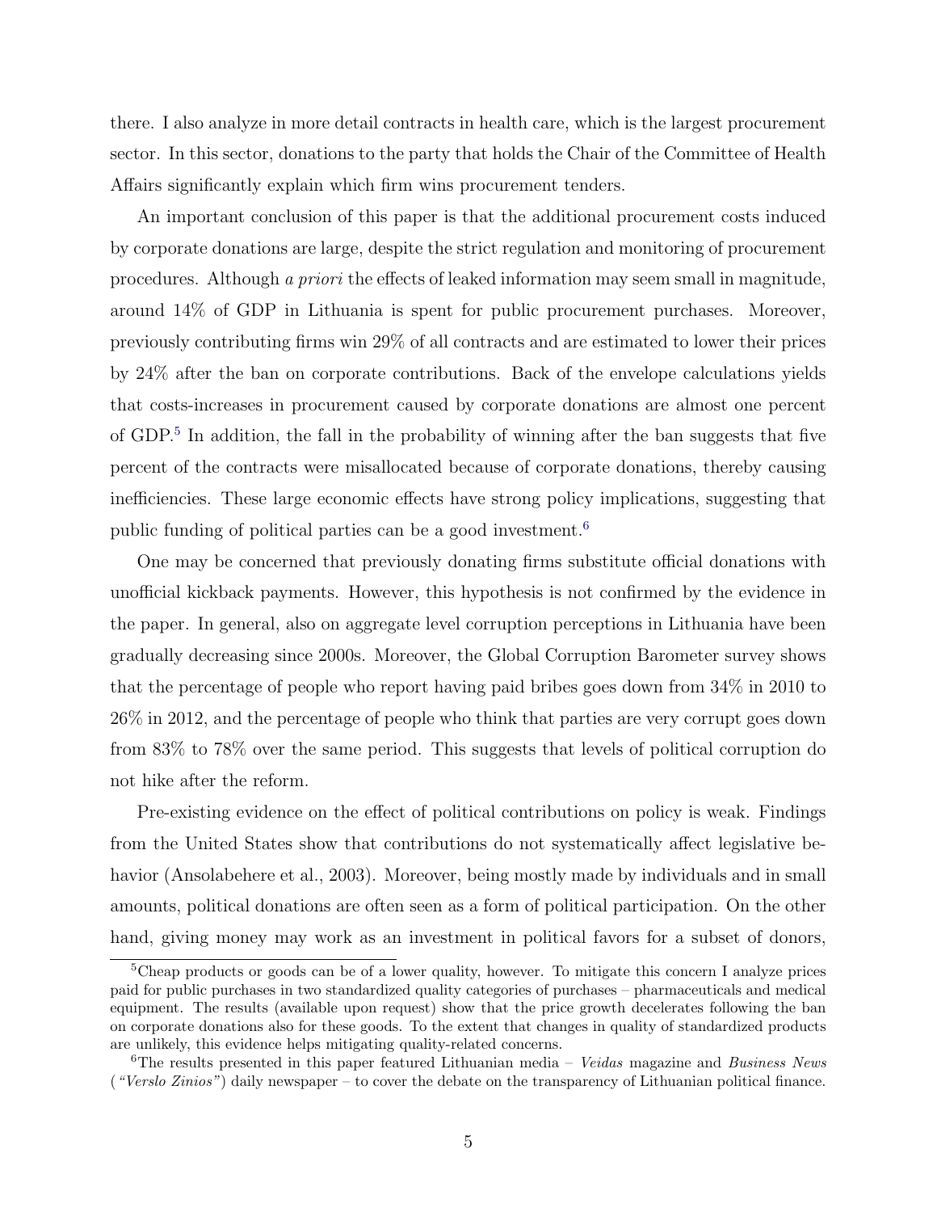there. I also analyze in more detail contracts in health care, which is the largest procurement sector. In this sector, donations to the party that holds the Chair of the Committee of Health Affairs significantly explain which firm wins procurement tenders.

An important conclusion of this paper is that the additional procurement costs induced by corporate donations are large, despite the strict regulation and monitoring of procurement procedures. Although *a priori* the effects of leaked information may seem small in magnitude, around 14% of GDP in Lithuania is spent for public procurement purchases. Moreover, previously contributing firms win 29% of all contracts and are estimated to lower their prices by 24% after the ban on corporate contributions. Back of the envelope calculations yields that costs-increases in procurement caused by corporate donations are almost one percent of GDP.[5] In addition, the fall in the probability of winning after the ban suggests that five percent of the contracts were misallocated because of corporate donations, thereby causing inefficiencies. These large economic effects have strong policy implications, suggesting that public funding of political parties can be a good investment.[6]

One may be concerned that previously donating firms substitute official donations with unofficial kickback payments. However, this hypothesis is not confirmed by the evidence in the paper. In general, also on aggregate level corruption perceptions in Lithuania have been gradually decreasing since 2000s. Moreover, the Global Corruption Barometer survey shows that the percentage of people who report having paid bribes goes down from 34% in 2010 to 26% in 2012, and the percentage of people who think that parties are very corrupt goes down from 83% to 78% over the same period. This suggests that levels of political corruption do not hike after the reform.

Pre-existing evidence on the effect of political contributions on policy is weak. Findings from the United States show that contributions do not systematically affect legislative behavior (Ansolabehere et al., 2003). Moreover, being mostly made by individuals and in small amounts, political donations are often seen as a form of political participation. On the other hand, giving money may work as an investment in political favors for a subset of donors,

[5] Cheap products or goods can be of a lower quality, however. To mitigate this concern I analyze prices paid for public purchases in two standardized quality categories of purchases – pharmaceuticals and medical equipment. The results (available upon request) show that the price growth decelerates following the ban on corporate donations also for these goods. To the extent that changes in quality of standardized products are unlikely, this evidence helps mitigating quality-related concerns.

[6] The results presented in this paper featured Lithuanian media – *Veidas* magazine and *Business News* (*"Verslo Zinios"*) daily newspaper – to cover the debate on the transparency of Lithuanian political finance.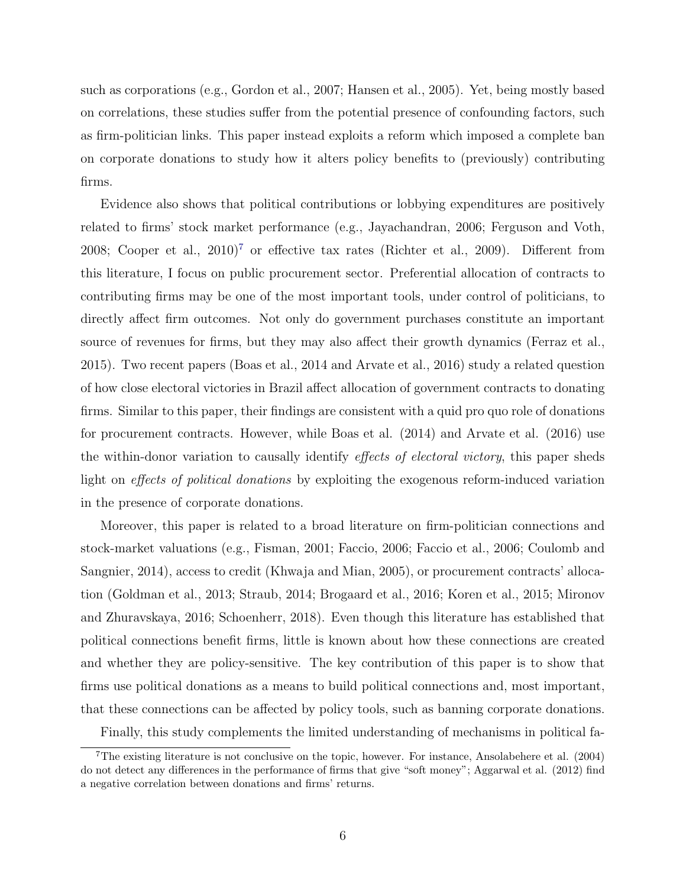such as corporations (e.g., Gordon et al., 2007; Hansen et al., 2005). Yet, being mostly based on correlations, these studies suffer from the potential presence of confounding factors, such as firm-politician links. This paper instead exploits a reform which imposed a complete ban on corporate donations to study how it alters policy benefits to (previously) contributing firms.

Evidence also shows that political contributions or lobbying expenditures are positively related to firms' stock market performance (e.g., Jayachandran, 2006; Ferguson and Voth, 2008; Cooper et al., 2010)[7] or effective tax rates (Richter et al., 2009). Different from this literature, I focus on public procurement sector. Preferential allocation of contracts to contributing firms may be one of the most important tools, under control of politicians, to directly affect firm outcomes. Not only do government purchases constitute an important source of revenues for firms, but they may also affect their growth dynamics (Ferraz et al., 2015). Two recent papers (Boas et al., 2014 and Arvate et al., 2016) study a related question of how close electoral victories in Brazil affect allocation of government contracts to donating firms. Similar to this paper, their findings are consistent with a quid pro quo role of donations for procurement contracts. However, while Boas et al. (2014) and Arvate et al. (2016) use the within-donor variation to causally identify *effects of electoral victory*, this paper sheds light on *effects of political donations* by exploiting the exogenous reform-induced variation in the presence of corporate donations.

Moreover, this paper is related to a broad literature on firm-politician connections and stock-market valuations (e.g., Fisman, 2001; Faccio, 2006; Faccio et al., 2006; Coulomb and Sangnier, 2014), access to credit (Khwaja and Mian, 2005), or procurement contracts' allocation (Goldman et al., 2013; Straub, 2014; Brogaard et al., 2016; Koren et al., 2015; Mironov and Zhuravskaya, 2016; Schoenherr, 2018). Even though this literature has established that political connections benefit firms, little is known about how these connections are created and whether they are policy-sensitive. The key contribution of this paper is to show that firms use political donations as a means to build political connections and, most important, that these connections can be affected by policy tools, such as banning corporate donations.

Finally, this study complements the limited understanding of mechanisms in political fa-

[7] The existing literature is not conclusive on the topic, however. For instance, Ansolabehere et al. (2004) do not detect any differences in the performance of firms that give "soft money"; Aggarwal et al. (2012) find a negative correlation between donations and firms' returns.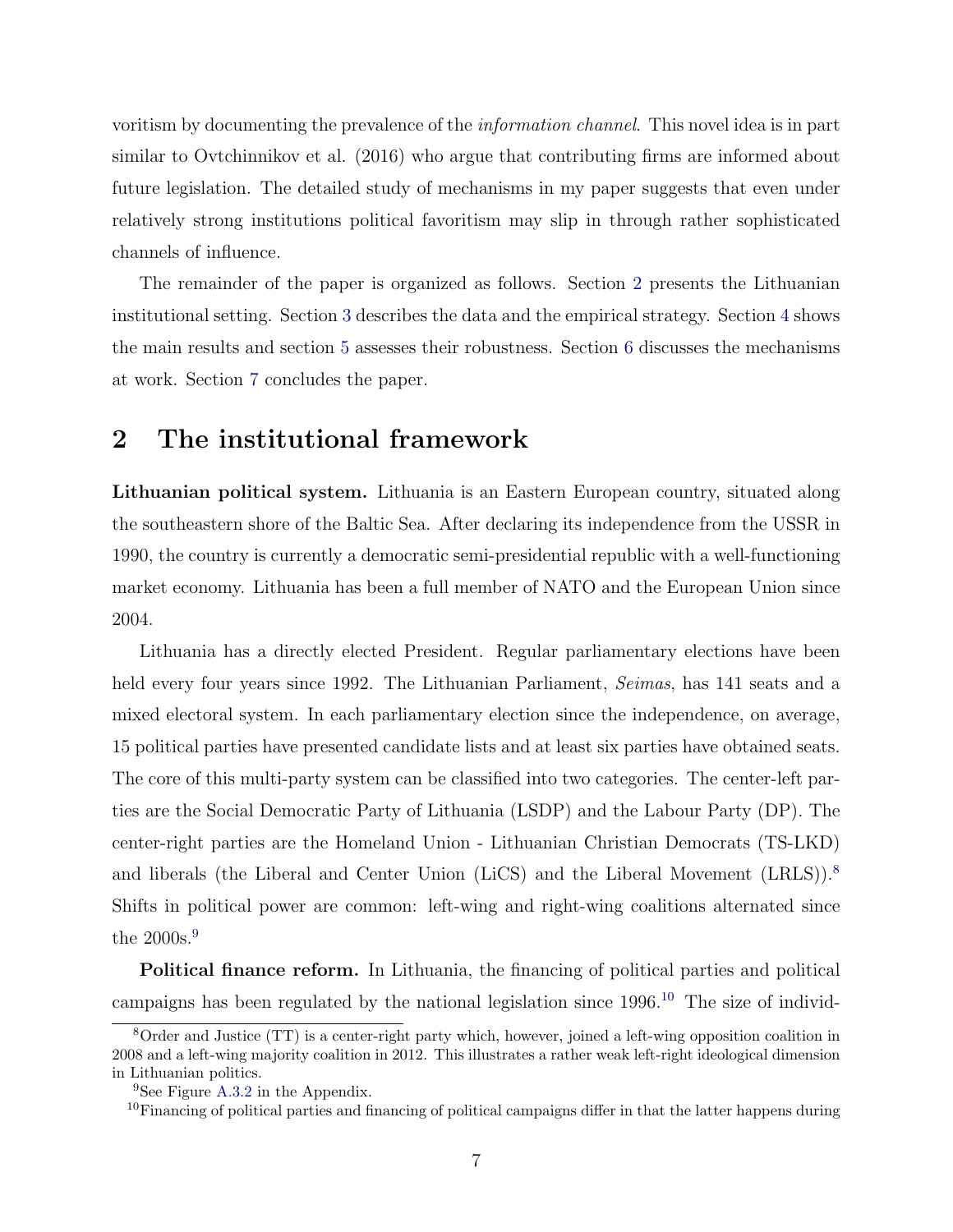voritism by documenting the prevalence of the *information channel*. This novel idea is in part similar to Ovtchinnikov et al. (2016) who argue that contributing firms are informed about future legislation. The detailed study of mechanisms in my paper suggests that even under relatively strong institutions political favoritism may slip in through rather sophisticated channels of influence.

The remainder of the paper is organized as follows. Section 2 presents the Lithuanian institutional setting. Section 3 describes the data and the empirical strategy. Section 4 shows the main results and section 5 assesses their robustness. Section 6 discusses the mechanisms at work. Section 7 concludes the paper.

## 2 The institutional framework

**Lithuanian political system.** Lithuania is an Eastern European country, situated along the southeastern shore of the Baltic Sea. After declaring its independence from the USSR in 1990, the country is currently a democratic semi-presidential republic with a well-functioning market economy. Lithuania has been a full member of NATO and the European Union since 2004.

Lithuania has a directly elected President. Regular parliamentary elections have been held every four years since 1992. The Lithuanian Parliament, *Seimas*, has 141 seats and a mixed electoral system. In each parliamentary election since the independence, on average, 15 political parties have presented candidate lists and at least six parties have obtained seats. The core of this multi-party system can be classified into two categories. The center-left parties are the Social Democratic Party of Lithuania (LSDP) and the Labour Party (DP). The center-right parties are the Homeland Union - Lithuanian Christian Democrats (TS-LKD) and liberals (the Liberal and Center Union (LiCS) and the Liberal Movement (LRLS)).[8] Shifts in political power are common: left-wing and right-wing coalitions alternated since the 2000s.[9]

**Political finance reform.** In Lithuania, the financing of political parties and political campaigns has been regulated by the national legislation since 1996.[10] The size of individ-

---

[8] Order and Justice (TT) is a center-right party which, however, joined a left-wing opposition coalition in 2008 and a left-wing majority coalition in 2012. This illustrates a rather weak left-right ideological dimension in Lithuanian politics.

[9] See Figure A.3.2 in the Appendix.

[10] Financing of political parties and financing of political campaigns differ in that the latter happens during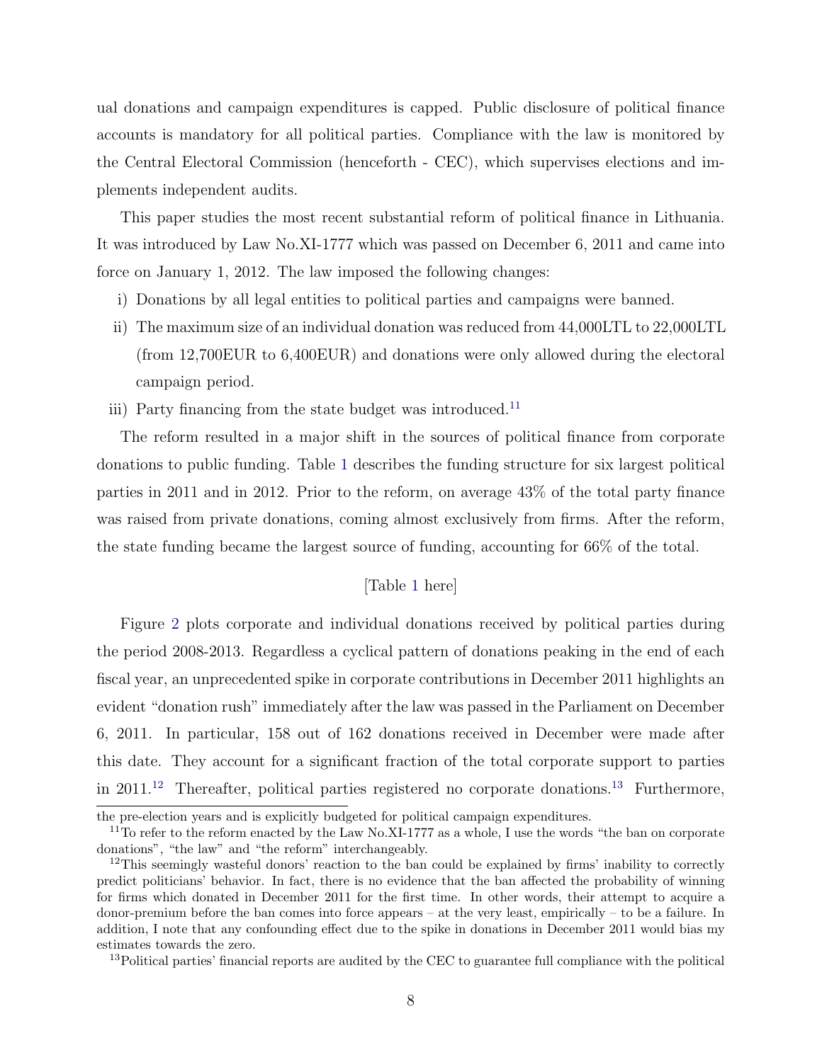ual donations and campaign expenditures is capped. Public disclosure of political finance accounts is mandatory for all political parties. Compliance with the law is monitored by the Central Electoral Commission (henceforth - CEC), which supervises elections and implements independent audits.

This paper studies the most recent substantial reform of political finance in Lithuania. It was introduced by Law No.XI-1777 which was passed on December 6, 2011 and came into force on January 1, 2012. The law imposed the following changes:

i) Donations by all legal entities to political parties and campaigns were banned.
ii) The maximum size of an individual donation was reduced from 44,000LTL to 22,000LTL (from 12,700EUR to 6,400EUR) and donations were only allowed during the electoral campaign period.
iii) Party financing from the state budget was introduced.[11]

The reform resulted in a major shift in the sources of political finance from corporate donations to public funding. Table 1 describes the funding structure for six largest political parties in 2011 and in 2012. Prior to the reform, on average 43% of the total party finance was raised from private donations, coming almost exclusively from firms. After the reform, the state funding became the largest source of funding, accounting for 66% of the total.

[Table 1 here]

Figure 2 plots corporate and individual donations received by political parties during the period 2008-2013. Regardless a cyclical pattern of donations peaking in the end of each fiscal year, an unprecedented spike in corporate contributions in December 2011 highlights an evident "donation rush" immediately after the law was passed in the Parliament on December 6, 2011. In particular, 158 out of 162 donations received in December were made after this date. They account for a significant fraction of the total corporate support to parties in 2011.[12] Thereafter, political parties registered no corporate donations.[13] Furthermore,

the pre-election years and is explicitly budgeted for political campaign expenditures.

[11] To refer to the reform enacted by the Law No.XI-1777 as a whole, I use the words "the ban on corporate donations", "the law" and "the reform" interchangeably.

[12] This seemingly wasteful donors' reaction to the ban could be explained by firms' inability to correctly predict politicians' behavior. In fact, there is no evidence that the ban affected the probability of winning for firms which donated in December 2011 for the first time. In other words, their attempt to acquire a donor-premium before the ban comes into force appears – at the very least, empirically – to be a failure. In addition, I note that any confounding effect due to the spike in donations in December 2011 would bias my estimates towards the zero.

[13] Political parties' financial reports are audited by the CEC to guarantee full compliance with the political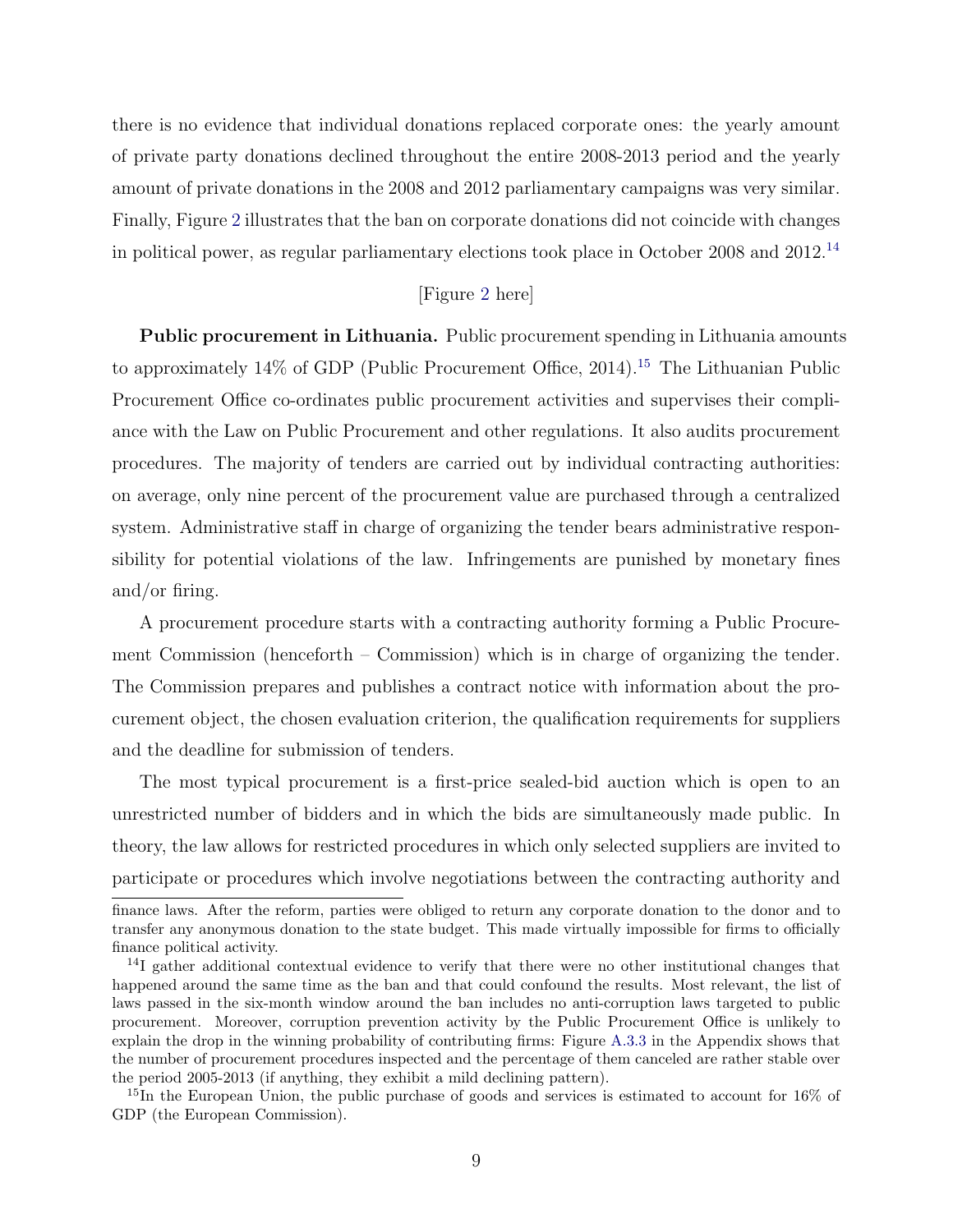there is no evidence that individual donations replaced corporate ones: the yearly amount of private party donations declined throughout the entire 2008-2013 period and the yearly amount of private donations in the 2008 and 2012 parliamentary campaigns was very similar. Finally, Figure 2 illustrates that the ban on corporate donations did not coincide with changes in political power, as regular parliamentary elections took place in October 2008 and 2012.[14]

[Figure 2 here]

**Public procurement in Lithuania.** Public procurement spending in Lithuania amounts to approximately 14% of GDP (Public Procurement Office, 2014).[15] The Lithuanian Public Procurement Office co-ordinates public procurement activities and supervises their compliance with the Law on Public Procurement and other regulations. It also audits procurement procedures. The majority of tenders are carried out by individual contracting authorities: on average, only nine percent of the procurement value are purchased through a centralized system. Administrative staff in charge of organizing the tender bears administrative responsibility for potential violations of the law. Infringements are punished by monetary fines and/or firing.

A procurement procedure starts with a contracting authority forming a Public Procurement Commission (henceforth – Commission) which is in charge of organizing the tender. The Commission prepares and publishes a contract notice with information about the procurement object, the chosen evaluation criterion, the qualification requirements for suppliers and the deadline for submission of tenders.

The most typical procurement is a first-price sealed-bid auction which is open to an unrestricted number of bidders and in which the bids are simultaneously made public. In theory, the law allows for restricted procedures in which only selected suppliers are invited to participate or procedures which involve negotiations between the contracting authority and

finance laws. After the reform, parties were obliged to return any corporate donation to the donor and to transfer any anonymous donation to the state budget. This made virtually impossible for firms to officially finance political activity.

[14] I gather additional contextual evidence to verify that there were no other institutional changes that happened around the same time as the ban and that could confound the results. Most relevant, the list of laws passed in the six-month window around the ban includes no anti-corruption laws targeted to public procurement. Moreover, corruption prevention activity by the Public Procurement Office is unlikely to explain the drop in the winning probability of contributing firms: Figure A.3.3 in the Appendix shows that the number of procurement procedures inspected and the percentage of them canceled are rather stable over the period 2005-2013 (if anything, they exhibit a mild declining pattern).

[15] In the European Union, the public purchase of goods and services is estimated to account for 16% of GDP (the European Commission).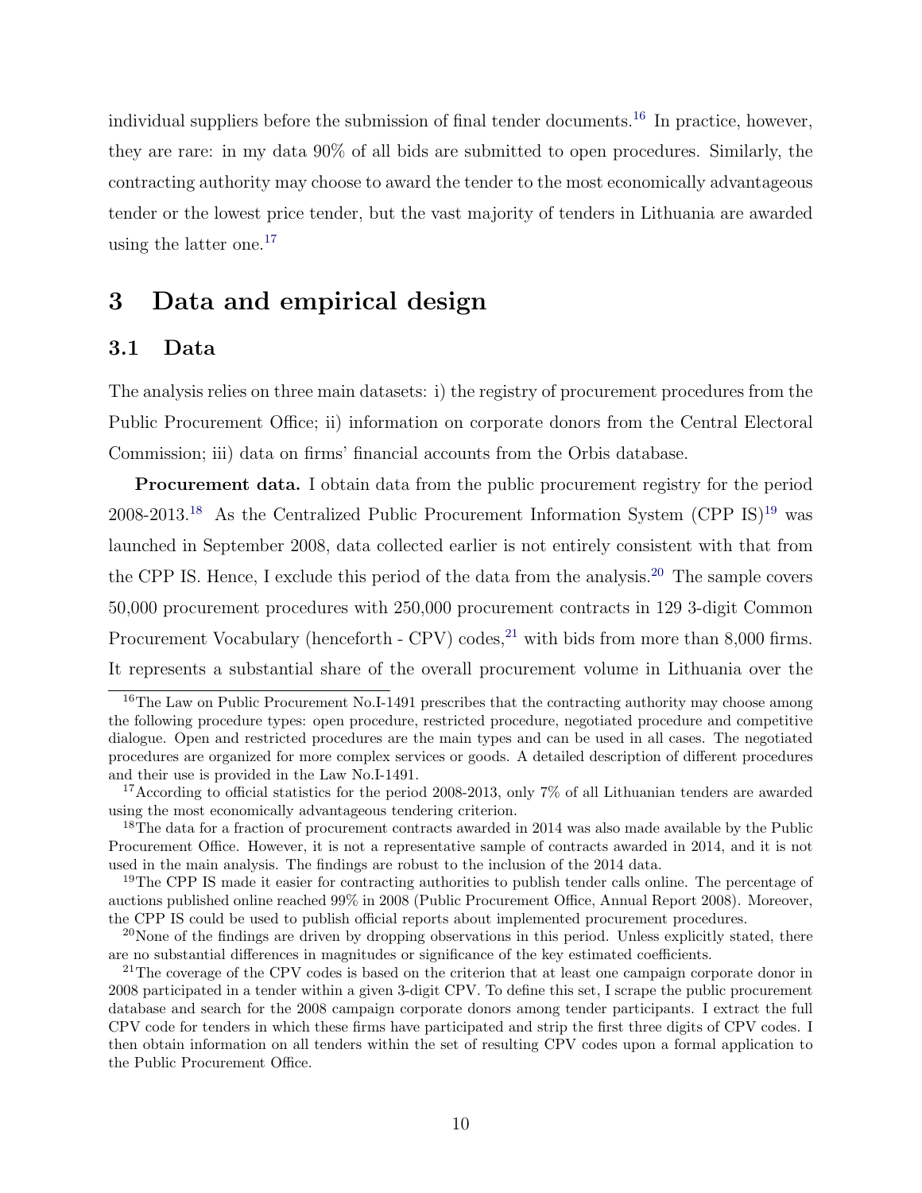individual suppliers before the submission of final tender documents.[16] In practice, however, they are rare: in my data 90% of all bids are submitted to open procedures. Similarly, the contracting authority may choose to award the tender to the most economically advantageous tender or the lowest price tender, but the vast majority of tenders in Lithuania are awarded using the latter one.[17]

# 3 Data and empirical design

## 3.1 Data

The analysis relies on three main datasets: i) the registry of procurement procedures from the Public Procurement Office; ii) information on corporate donors from the Central Electoral Commission; iii) data on firms' financial accounts from the Orbis database.

**Procurement data.** I obtain data from the public procurement registry for the period 2008-2013.[18] As the Centralized Public Procurement Information System (CPP IS)[19] was launched in September 2008, data collected earlier is not entirely consistent with that from the CPP IS. Hence, I exclude this period of the data from the analysis.[20] The sample covers 50,000 procurement procedures with 250,000 procurement contracts in 129 3-digit Common Procurement Vocabulary (henceforth - CPV) codes,[21] with bids from more than 8,000 firms. It represents a substantial share of the overall procurement volume in Lithuania over the

---

[16] The Law on Public Procurement No.I-1491 prescribes that the contracting authority may choose among the following procedure types: open procedure, restricted procedure, negotiated procedure and competitive dialogue. Open and restricted procedures are the main types and can be used in all cases. The negotiated procedures are organized for more complex services or goods. A detailed description of different procedures and their use is provided in the Law No.I-1491.

[17] According to official statistics for the period 2008-2013, only 7% of all Lithuanian tenders are awarded using the most economically advantageous tendering criterion.

[18] The data for a fraction of procurement contracts awarded in 2014 was also made available by the Public Procurement Office. However, it is not a representative sample of contracts awarded in 2014, and it is not used in the main analysis. The findings are robust to the inclusion of the 2014 data.

[19] The CPP IS made it easier for contracting authorities to publish tender calls online. The percentage of auctions published online reached 99% in 2008 (Public Procurement Office, Annual Report 2008). Moreover, the CPP IS could be used to publish official reports about implemented procurement procedures.

[20] None of the findings are driven by dropping observations in this period. Unless explicitly stated, there are no substantial differences in magnitudes or significance of the key estimated coefficients.

[21] The coverage of the CPV codes is based on the criterion that at least one campaign corporate donor in 2008 participated in a tender within a given 3-digit CPV. To define this set, I scrape the public procurement database and search for the 2008 campaign corporate donors among tender participants. I extract the full CPV code for tenders in which these firms have participated and strip the first three digits of CPV codes. I then obtain information on all tenders within the set of resulting CPV codes upon a formal application to the Public Procurement Office.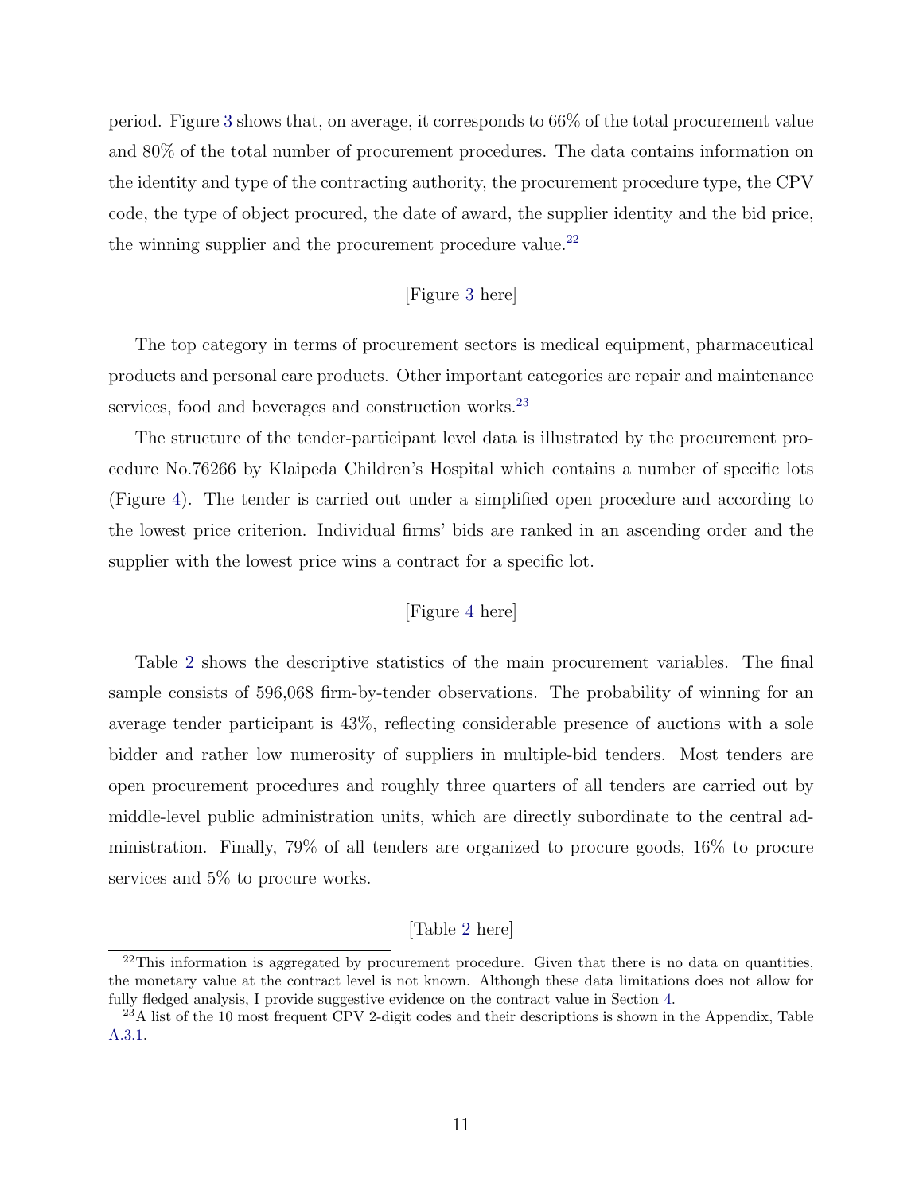period. Figure 3 shows that, on average, it corresponds to 66% of the total procurement value and 80% of the total number of procurement procedures. The data contains information on the identity and type of the contracting authority, the procurement procedure type, the CPV code, the type of object procured, the date of award, the supplier identity and the bid price, the winning supplier and the procurement procedure value.[22]

[Figure 3 here]

The top category in terms of procurement sectors is medical equipment, pharmaceutical products and personal care products. Other important categories are repair and maintenance services, food and beverages and construction works.[23]

The structure of the tender-participant level data is illustrated by the procurement procedure No.76266 by Klaipeda Children's Hospital which contains a number of specific lots (Figure 4). The tender is carried out under a simplified open procedure and according to the lowest price criterion. Individual firms' bids are ranked in an ascending order and the supplier with the lowest price wins a contract for a specific lot.

[Figure 4 here]

Table 2 shows the descriptive statistics of the main procurement variables. The final sample consists of 596,068 firm-by-tender observations. The probability of winning for an average tender participant is 43%, reflecting considerable presence of auctions with a sole bidder and rather low numerosity of suppliers in multiple-bid tenders. Most tenders are open procurement procedures and roughly three quarters of all tenders are carried out by middle-level public administration units, which are directly subordinate to the central administration. Finally, 79% of all tenders are organized to procure goods, 16% to procure services and 5% to procure works.

[Table 2 here]

[22] This information is aggregated by procurement procedure. Given that there is no data on quantities, the monetary value at the contract level is not known. Although these data limitations does not allow for fully fledged analysis, I provide suggestive evidence on the contract value in Section 4.

[23] A list of the 10 most frequent CPV 2-digit codes and their descriptions is shown in the Appendix, Table A.3.1.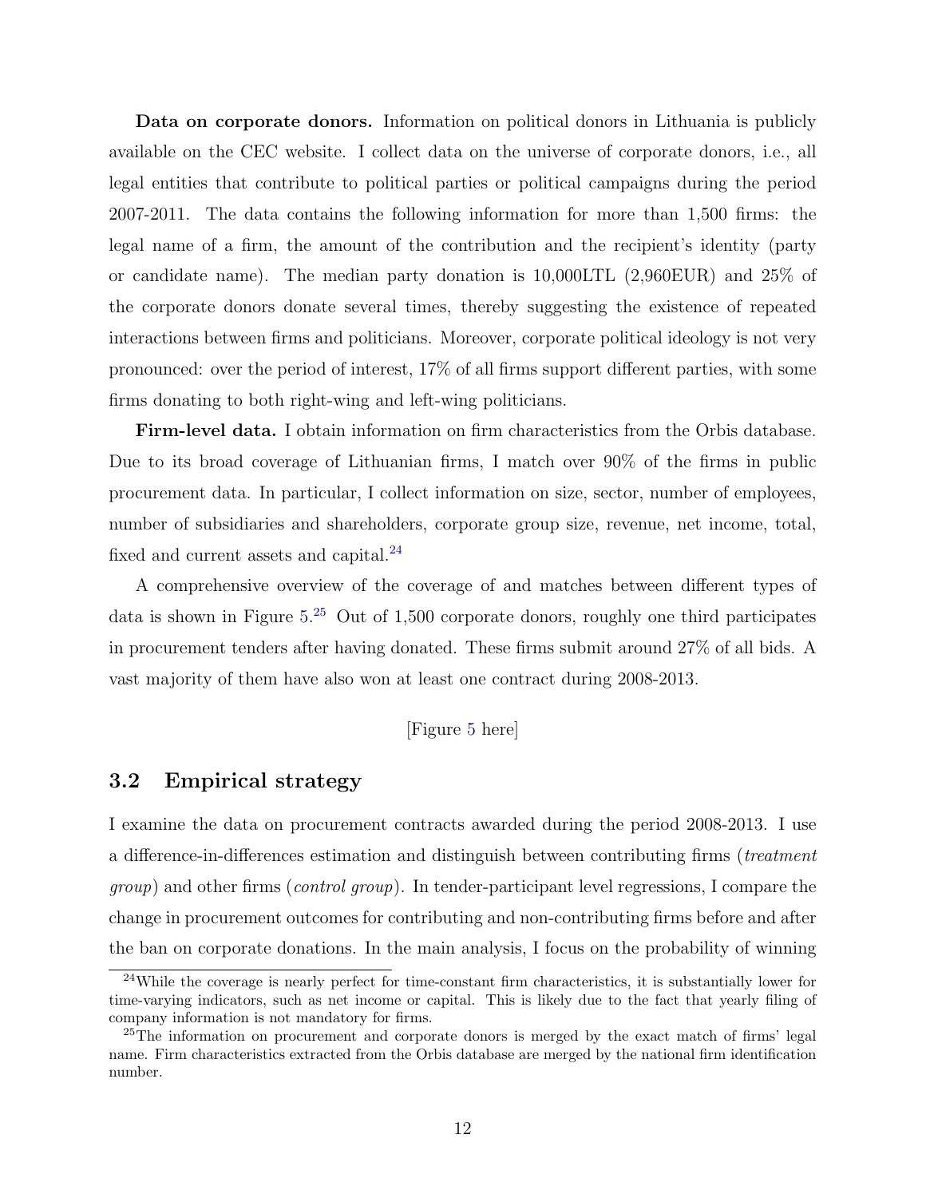**Data on corporate donors.** Information on political donors in Lithuania is publicly available on the CEC website. I collect data on the universe of corporate donors, i.e., all legal entities that contribute to political parties or political campaigns during the period 2007-2011. The data contains the following information for more than 1,500 firms: the legal name of a firm, the amount of the contribution and the recipient's identity (party or candidate name). The median party donation is 10,000LTL (2,960EUR) and 25% of the corporate donors donate several times, thereby suggesting the existence of repeated interactions between firms and politicians. Moreover, corporate political ideology is not very pronounced: over the period of interest, 17% of all firms support different parties, with some firms donating to both right-wing and left-wing politicians.

**Firm-level data.** I obtain information on firm characteristics from the Orbis database. Due to its broad coverage of Lithuanian firms, I match over 90% of the firms in public procurement data. In particular, I collect information on size, sector, number of employees, number of subsidiaries and shareholders, corporate group size, revenue, net income, total, fixed and current assets and capital.[24]

A comprehensive overview of the coverage of and matches between different types of data is shown in Figure 5.[25] Out of 1,500 corporate donors, roughly one third participates in procurement tenders after having donated. These firms submit around 27% of all bids. A vast majority of them have also won at least one contract during 2008-2013.

[Figure 5 here]

## 3.2 Empirical strategy

I examine the data on procurement contracts awarded during the period 2008-2013. I use a difference-in-differences estimation and distinguish between contributing firms (*treatment group*) and other firms (*control group*). In tender-participant level regressions, I compare the change in procurement outcomes for contributing and non-contributing firms before and after the ban on corporate donations. In the main analysis, I focus on the probability of winning

[24] While the coverage is nearly perfect for time-constant firm characteristics, it is substantially lower for time-varying indicators, such as net income or capital. This is likely due to the fact that yearly filing of company information is not mandatory for firms.

[25] The information on procurement and corporate donors is merged by the exact match of firms' legal name. Firm characteristics extracted from the Orbis database are merged by the national firm identification number.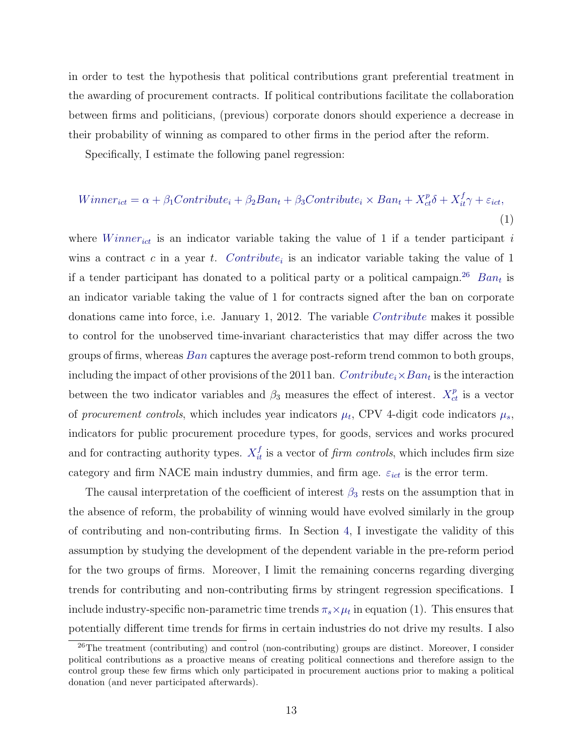in order to test the hypothesis that political contributions grant preferential treatment in the awarding of procurement contracts. If political contributions facilitate the collaboration between firms and politicians, (previous) corporate donors should experience a decrease in their probability of winning as compared to other firms in the period after the reform.

Specifically, I estimate the following panel regression:

$$Winner_{ict} = \alpha + \beta_1 Contribute_i + \beta_2 Ban_t + \beta_3 Contribute_i \times Ban_t + X^p_{ct}\delta + X^f_{it}\gamma + \varepsilon_{ict}, \tag{1}$$

where $Winner_{ict}$ is an indicator variable taking the value of 1 if a tender participant $i$ wins a contract $c$ in a year $t$. $Contribute_i$ is an indicator variable taking the value of 1 if a tender participant has donated to a political party or a political campaign.[26] $Ban_t$ is an indicator variable taking the value of 1 for contracts signed after the ban on corporate donations came into force, i.e. January 1, 2012. The variable $Contribute$ makes it possible to control for the unobserved time-invariant characteristics that may differ across the two groups of firms, whereas $Ban$ captures the average post-reform trend common to both groups, including the impact of other provisions of the 2011 ban. $Contribute_i \times Ban_t$ is the interaction between the two indicator variables and $\beta_3$ measures the effect of interest. $X^p_{ct}$ is a vector of *procurement controls*, which includes year indicators $\mu_t$, CPV 4-digit code indicators $\mu_s$, indicators for public procurement procedure types, for goods, services and works procured and for contracting authority types. $X^f_{it}$ is a vector of *firm controls*, which includes firm size category and firm NACE main industry dummies, and firm age. $\varepsilon_{ict}$ is the error term.

The causal interpretation of the coefficient of interest $\beta_3$ rests on the assumption that in the absence of reform, the probability of winning would have evolved similarly in the group of contributing and non-contributing firms. In Section 4, I investigate the validity of this assumption by studying the development of the dependent variable in the pre-reform period for the two groups of firms. Moreover, I limit the remaining concerns regarding diverging trends for contributing and non-contributing firms by stringent regression specifications. I include industry-specific non-parametric time trends $\pi_s \times \mu_t$ in equation (1). This ensures that potentially different time trends for firms in certain industries do not drive my results. I also

[26] The treatment (contributing) and control (non-contributing) groups are distinct. Moreover, I consider political contributions as a proactive means of creating political connections and therefore assign to the control group these few firms which only participated in procurement auctions prior to making a political donation (and never participated afterwards).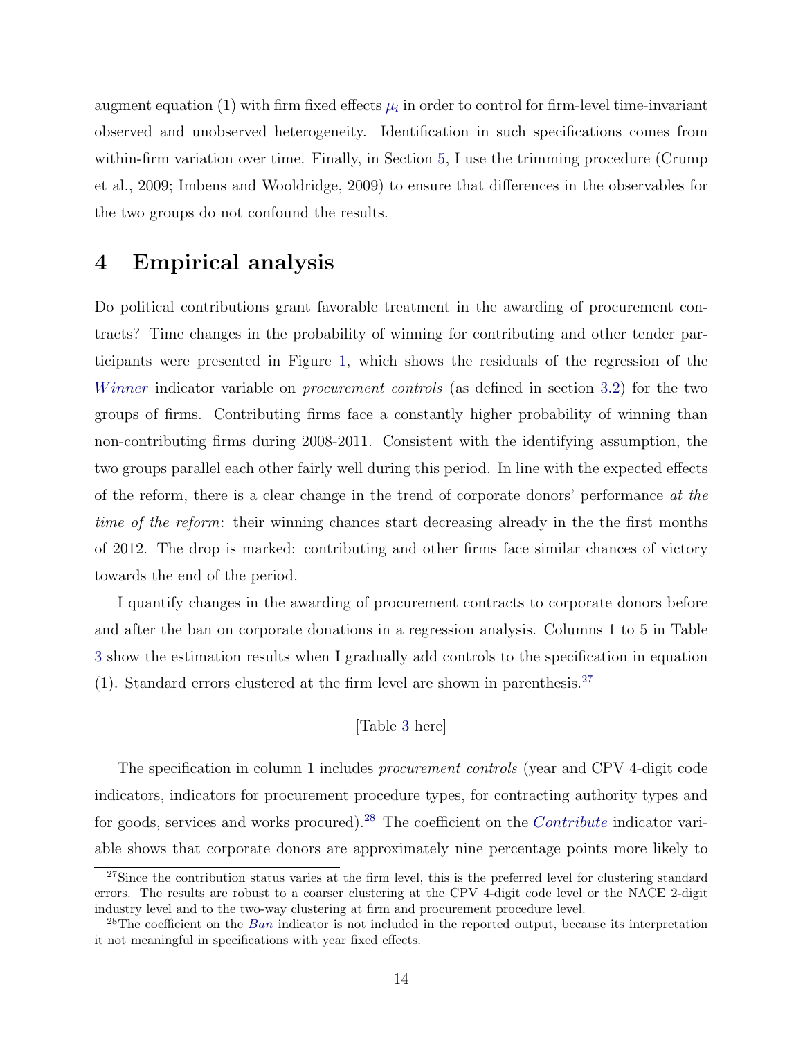augment equation (1) with firm fixed effects $\mu_i$ in order to control for firm-level time-invariant observed and unobserved heterogeneity. Identification in such specifications comes from within-firm variation over time. Finally, in Section 5, I use the trimming procedure (Crump et al., 2009; Imbens and Wooldridge, 2009) to ensure that differences in the observables for the two groups do not confound the results.

# 4 Empirical analysis

Do political contributions grant favorable treatment in the awarding of procurement contracts? Time changes in the probability of winning for contributing and other tender participants were presented in Figure 1, which shows the residuals of the regression of the $Winner$ indicator variable on *procurement controls* (as defined in section 3.2) for the two groups of firms. Contributing firms face a constantly higher probability of winning than non-contributing firms during 2008-2011. Consistent with the identifying assumption, the two groups parallel each other fairly well during this period. In line with the expected effects of the reform, there is a clear change in the trend of corporate donors' performance *at the time of the reform*: their winning chances start decreasing already in the the first months of 2012. The drop is marked: contributing and other firms face similar chances of victory towards the end of the period.

I quantify changes in the awarding of procurement contracts to corporate donors before and after the ban on corporate donations in a regression analysis. Columns 1 to 5 in Table 3 show the estimation results when I gradually add controls to the specification in equation (1). Standard errors clustered at the firm level are shown in parenthesis.[27]

[Table 3 here]

The specification in column 1 includes *procurement controls* (year and CPV 4-digit code indicators, indicators for procurement procedure types, for contracting authority types and for goods, services and works procured).[28] The coefficient on the $Contribute$ indicator variable shows that corporate donors are approximately nine percentage points more likely to

[27] Since the contribution status varies at the firm level, this is the preferred level for clustering standard errors. The results are robust to a coarser clustering at the CPV 4-digit code level or the NACE 2-digit industry level and to the two-way clustering at firm and procurement procedure level.

[28] The coefficient on the $Ban$ indicator is not included in the reported output, because its interpretation it not meaningful in specifications with year fixed effects.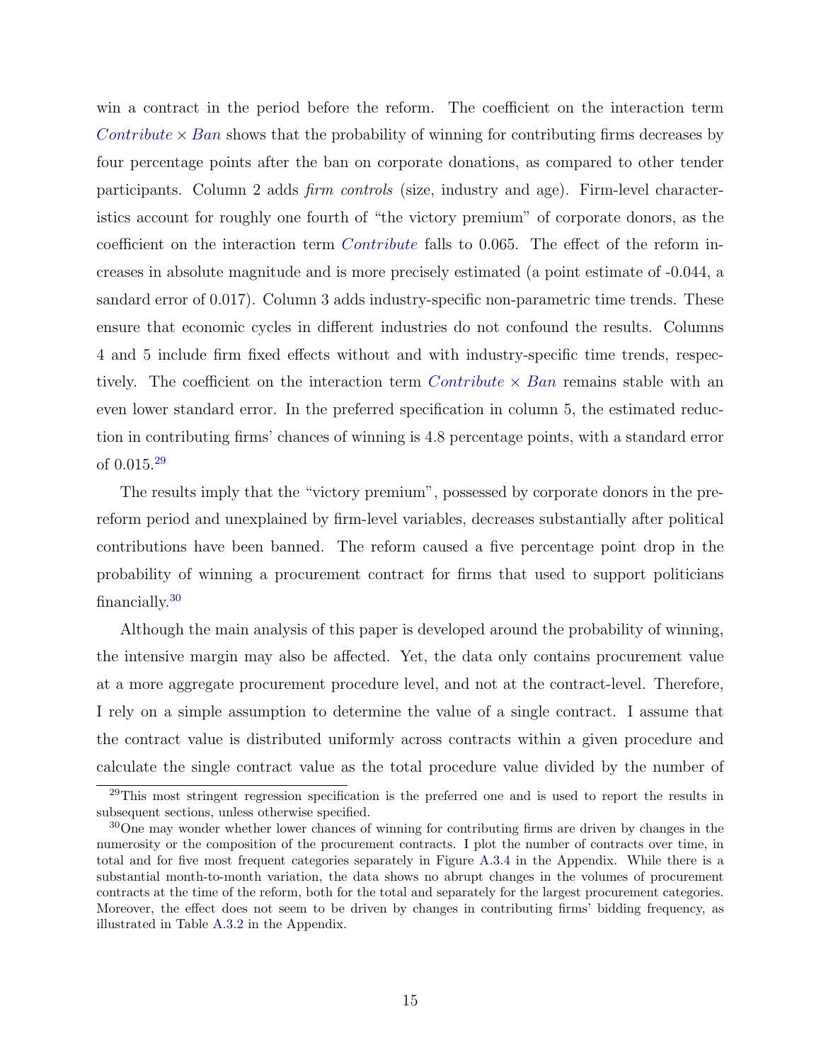win a contract in the period before the reform. The coefficient on the interaction term *Contribute* $\times$ *Ban* shows that the probability of winning for contributing firms decreases by four percentage points after the ban on corporate donations, as compared to other tender participants. Column 2 adds *firm controls* (size, industry and age). Firm-level characteristics account for roughly one fourth of "the victory premium" of corporate donors, as the coefficient on the interaction term *Contribute* falls to 0.065. The effect of the reform increases in absolute magnitude and is more precisely estimated (a point estimate of -0.044, a sandard error of 0.017). Column 3 adds industry-specific non-parametric time trends. These ensure that economic cycles in different industries do not confound the results. Columns 4 and 5 include firm fixed effects without and with industry-specific time trends, respectively. The coefficient on the interaction term *Contribute* $\times$ *Ban* remains stable with an even lower standard error. In the preferred specification in column 5, the estimated reduction in contributing firms' chances of winning is 4.8 percentage points, with a standard error of 0.015.[29]

The results imply that the "victory premium", possessed by corporate donors in the pre-reform period and unexplained by firm-level variables, decreases substantially after political contributions have been banned. The reform caused a five percentage point drop in the probability of winning a procurement contract for firms that used to support politicians financially.[30]

Although the main analysis of this paper is developed around the probability of winning, the intensive margin may also be affected. Yet, the data only contains procurement value at a more aggregate procurement procedure level, and not at the contract-level. Therefore, I rely on a simple assumption to determine the value of a single contract. I assume that the contract value is distributed uniformly across contracts within a given procedure and calculate the single contract value as the total procedure value divided by the number of

[29]This most stringent regression specification is the preferred one and is used to report the results in subsequent sections, unless otherwise specified.

[30]One may wonder whether lower chances of winning for contributing firms are driven by changes in the numerosity or the composition of the procurement contracts. I plot the number of contracts over time, in total and for five most frequent categories separately in Figure A.3.4 in the Appendix. While there is a substantial month-to-month variation, the data shows no abrupt changes in the volumes of procurement contracts at the time of the reform, both for the total and separately for the largest procurement categories. Moreover, the effect does not seem to be driven by changes in contributing firms' bidding frequency, as illustrated in Table A.3.2 in the Appendix.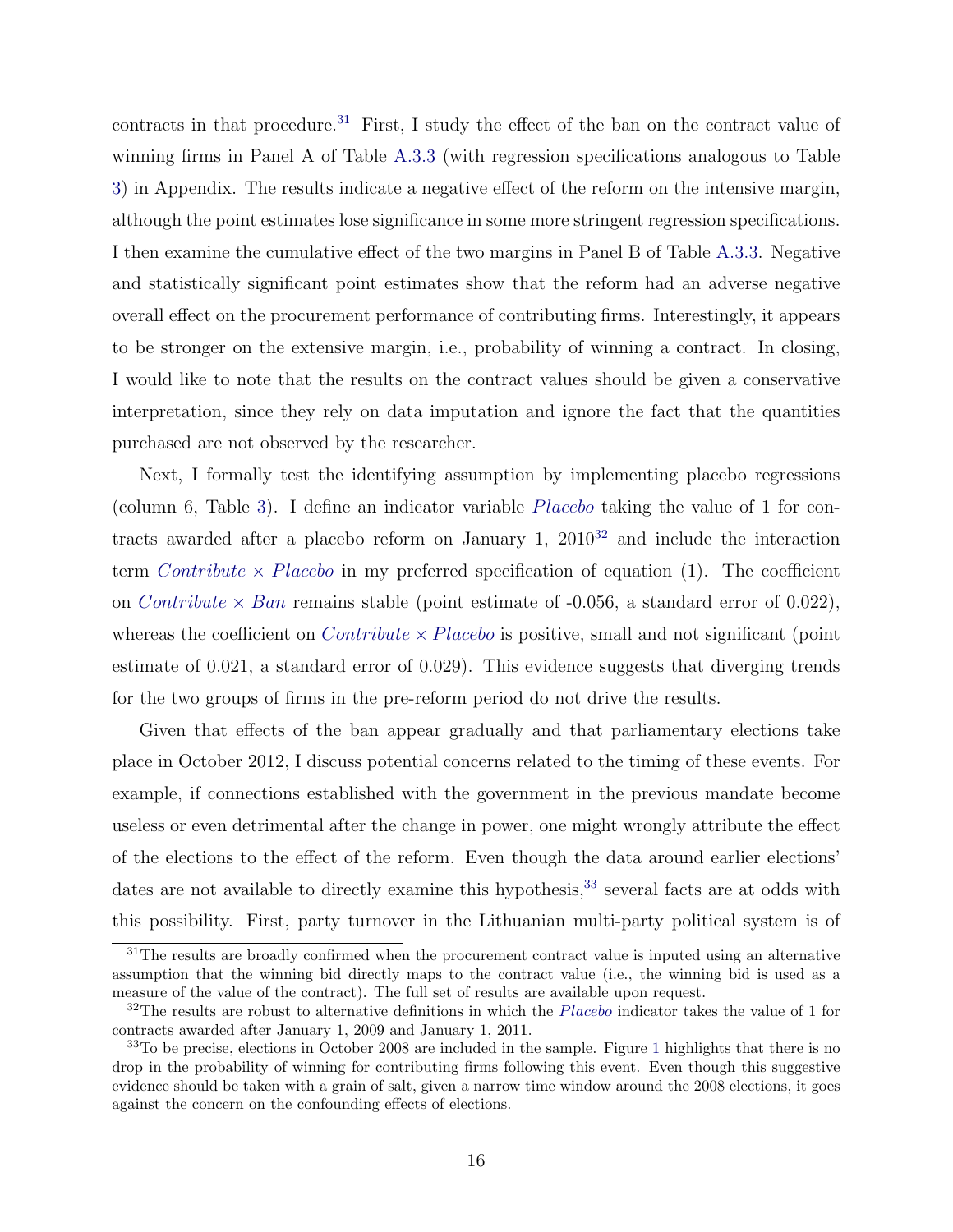contracts in that procedure.[31] First, I study the effect of the ban on the contract value of winning firms in Panel A of Table A.3.3 (with regression specifications analogous to Table 3) in Appendix. The results indicate a negative effect of the reform on the intensive margin, although the point estimates lose significance in some more stringent regression specifications. I then examine the cumulative effect of the two margins in Panel B of Table A.3.3. Negative and statistically significant point estimates show that the reform had an adverse negative overall effect on the procurement performance of contributing firms. Interestingly, it appears to be stronger on the extensive margin, i.e., probability of winning a contract. In closing, I would like to note that the results on the contract values should be given a conservative interpretation, since they rely on data imputation and ignore the fact that the quantities purchased are not observed by the researcher.

Next, I formally test the identifying assumption by implementing placebo regressions (column 6, Table 3). I define an indicator variable *Placebo* taking the value of 1 for contracts awarded after a placebo reform on January 1, 2010[32] and include the interaction term *Contribute* × *Placebo* in my preferred specification of equation (1). The coefficient on *Contribute* × *Ban* remains stable (point estimate of -0.056, a standard error of 0.022), whereas the coefficient on *Contribute* × *Placebo* is positive, small and not significant (point estimate of 0.021, a standard error of 0.029). This evidence suggests that diverging trends for the two groups of firms in the pre-reform period do not drive the results.

Given that effects of the ban appear gradually and that parliamentary elections take place in October 2012, I discuss potential concerns related to the timing of these events. For example, if connections established with the government in the previous mandate become useless or even detrimental after the change in power, one might wrongly attribute the effect of the elections to the effect of the reform. Even though the data around earlier elections' dates are not available to directly examine this hypothesis,[33] several facts are at odds with this possibility. First, party turnover in the Lithuanian multi-party political system is of

[31] The results are broadly confirmed when the procurement contract value is inputed using an alternative assumption that the winning bid directly maps to the contract value (i.e., the winning bid is used as a measure of the value of the contract). The full set of results are available upon request.

[32] The results are robust to alternative definitions in which the *Placebo* indicator takes the value of 1 for contracts awarded after January 1, 2009 and January 1, 2011.

[33] To be precise, elections in October 2008 are included in the sample. Figure 1 highlights that there is no drop in the probability of winning for contributing firms following this event. Even though this suggestive evidence should be taken with a grain of salt, given a narrow time window around the 2008 elections, it goes against the concern on the confounding effects of elections.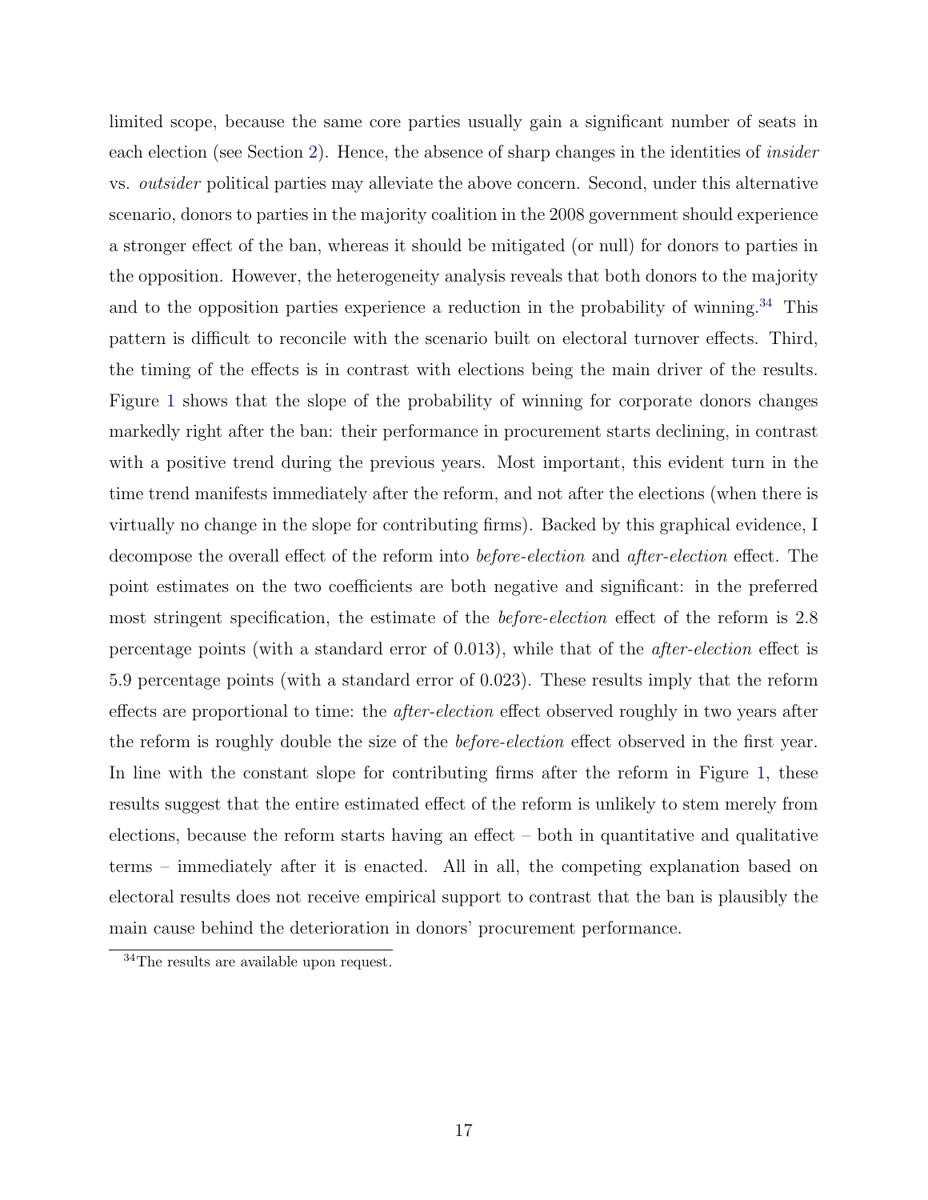limited scope, because the same core parties usually gain a significant number of seats in each election (see Section 2). Hence, the absence of sharp changes in the identities of *insider* vs. *outsider* political parties may alleviate the above concern. Second, under this alternative scenario, donors to parties in the majority coalition in the 2008 government should experience a stronger effect of the ban, whereas it should be mitigated (or null) for donors to parties in the opposition. However, the heterogeneity analysis reveals that both donors to the majority and to the opposition parties experience a reduction in the probability of winning.[34] This pattern is difficult to reconcile with the scenario built on electoral turnover effects. Third, the timing of the effects is in contrast with elections being the main driver of the results. Figure 1 shows that the slope of the probability of winning for corporate donors changes markedly right after the ban: their performance in procurement starts declining, in contrast with a positive trend during the previous years. Most important, this evident turn in the time trend manifests immediately after the reform, and not after the elections (when there is virtually no change in the slope for contributing firms). Backed by this graphical evidence, I decompose the overall effect of the reform into *before-election* and *after-election* effect. The point estimates on the two coefficients are both negative and significant: in the preferred most stringent specification, the estimate of the *before-election* effect of the reform is 2.8 percentage points (with a standard error of 0.013), while that of the *after-election* effect is 5.9 percentage points (with a standard error of 0.023). These results imply that the reform effects are proportional to time: the *after-election* effect observed roughly in two years after the reform is roughly double the size of the *before-election* effect observed in the first year. In line with the constant slope for contributing firms after the reform in Figure 1, these results suggest that the entire estimated effect of the reform is unlikely to stem merely from elections, because the reform starts having an effect – both in quantitative and qualitative terms – immediately after it is enacted. All in all, the competing explanation based on electoral results does not receive empirical support to contrast that the ban is plausibly the main cause behind the deterioration in donors' procurement performance.

[34]The results are available upon request.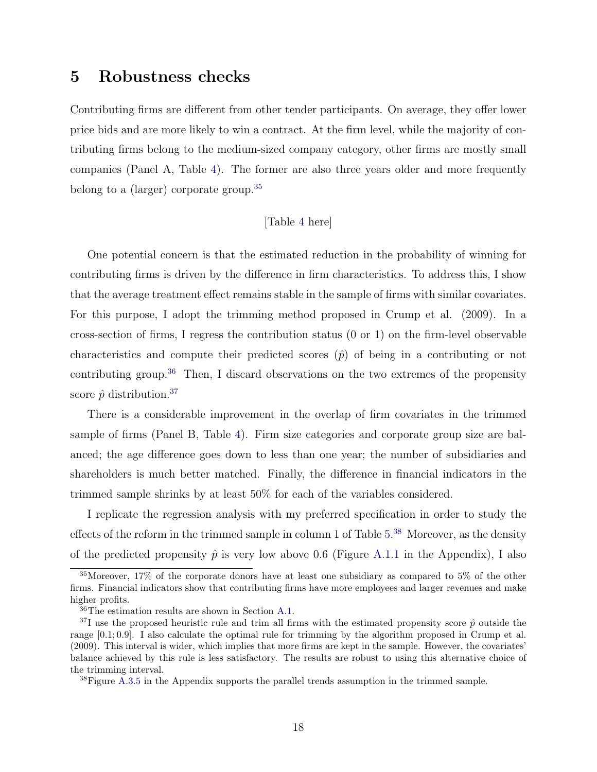# 5 Robustness checks

Contributing firms are different from other tender participants. On average, they offer lower price bids and are more likely to win a contract. At the firm level, while the majority of contributing firms belong to the medium-sized company category, other firms are mostly small companies (Panel A, Table 4). The former are also three years older and more frequently belong to a (larger) corporate group.[35]

[Table 4 here]

One potential concern is that the estimated reduction in the probability of winning for contributing firms is driven by the difference in firm characteristics. To address this, I show that the average treatment effect remains stable in the sample of firms with similar covariates. For this purpose, I adopt the trimming method proposed in Crump et al. (2009). In a cross-section of firms, I regress the contribution status (0 or 1) on the firm-level observable characteristics and compute their predicted scores ($\hat{p}$) of being in a contributing or not contributing group.[36] Then, I discard observations on the two extremes of the propensity score $\hat{p}$ distribution.[37]

There is a considerable improvement in the overlap of firm covariates in the trimmed sample of firms (Panel B, Table 4). Firm size categories and corporate group size are balanced; the age difference goes down to less than one year; the number of subsidiaries and shareholders is much better matched. Finally, the difference in financial indicators in the trimmed sample shrinks by at least 50% for each of the variables considered.

I replicate the regression analysis with my preferred specification in order to study the effects of the reform in the trimmed sample in column 1 of Table 5.[38] Moreover, as the density of the predicted propensity $\hat{p}$ is very low above 0.6 (Figure A.1.1 in the Appendix), I also

---

[35] Moreover, 17% of the corporate donors have at least one subsidiary as compared to 5% of the other firms. Financial indicators show that contributing firms have more employees and larger revenues and make higher profits.

[36] The estimation results are shown in Section A.1.

[37] I use the proposed heuristic rule and trim all firms with the estimated propensity score $\hat{p}$ outside the range $[0.1; 0.9]$. I also calculate the optimal rule for trimming by the algorithm proposed in Crump et al. (2009). This interval is wider, which implies that more firms are kept in the sample. However, the covariates' balance achieved by this rule is less satisfactory. The results are robust to using this alternative choice of the trimming interval.

[38] Figure A.3.5 in the Appendix supports the parallel trends assumption in the trimmed sample.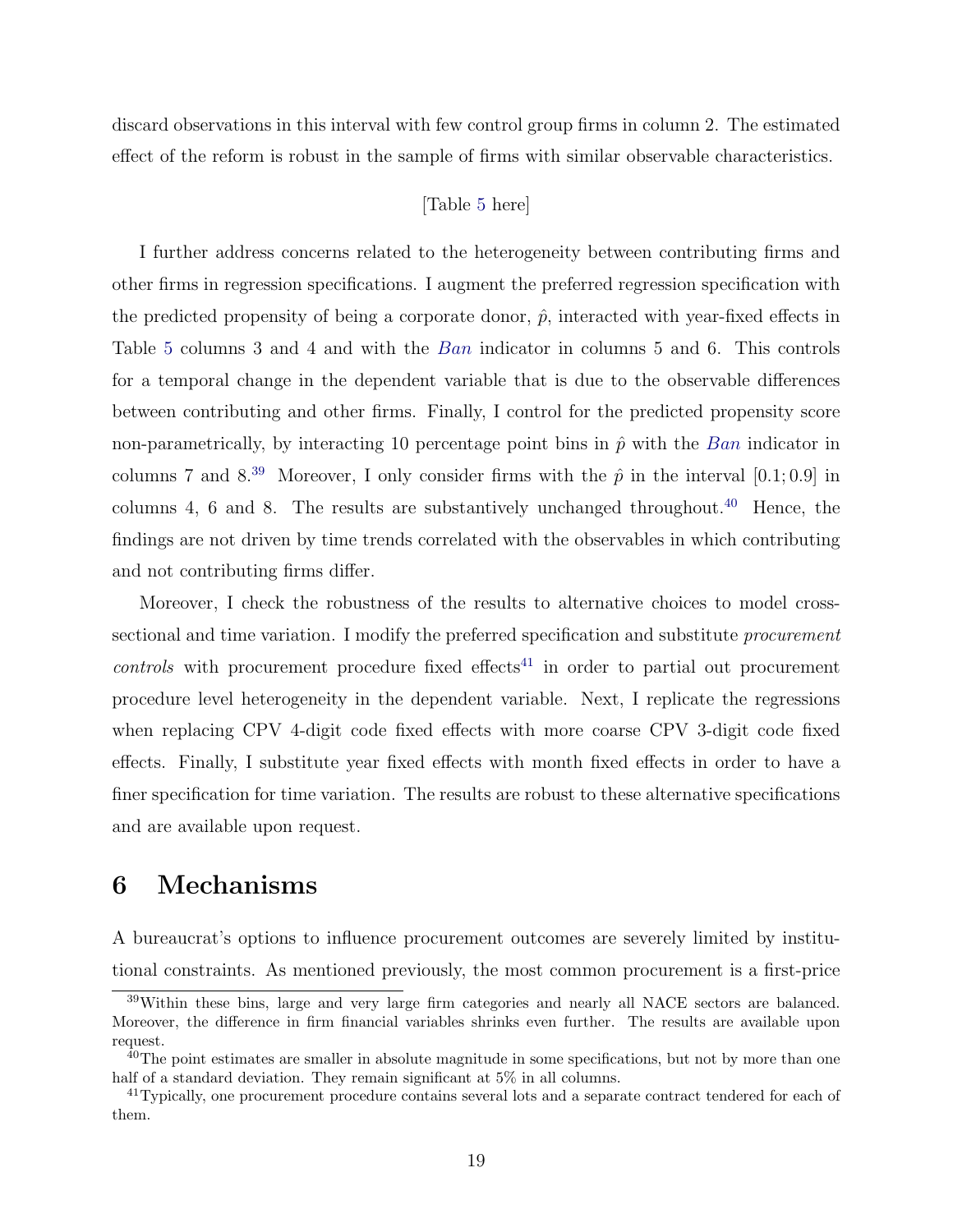discard observations in this interval with few control group firms in column 2. The estimated effect of the reform is robust in the sample of firms with similar observable characteristics.

[Table 5 here]

I further address concerns related to the heterogeneity between contributing firms and other firms in regression specifications. I augment the preferred regression specification with the predicted propensity of being a corporate donor, $\hat{p}$, interacted with year-fixed effects in Table 5 columns 3 and 4 and with the *Ban* indicator in columns 5 and 6. This controls for a temporal change in the dependent variable that is due to the observable differences between contributing and other firms. Finally, I control for the predicted propensity score non-parametrically, by interacting 10 percentage point bins in $\hat{p}$ with the *Ban* indicator in columns 7 and 8.[39] Moreover, I only consider firms with the $\hat{p}$ in the interval $[0.1; 0.9]$ in columns 4, 6 and 8. The results are substantively unchanged throughout.[40] Hence, the findings are not driven by time trends correlated with the observables in which contributing and not contributing firms differ.

Moreover, I check the robustness of the results to alternative choices to model cross-sectional and time variation. I modify the preferred specification and substitute *procurement controls* with procurement procedure fixed effects[41] in order to partial out procurement procedure level heterogeneity in the dependent variable. Next, I replicate the regressions when replacing CPV 4-digit code fixed effects with more coarse CPV 3-digit code fixed effects. Finally, I substitute year fixed effects with month fixed effects in order to have a finer specification for time variation. The results are robust to these alternative specifications and are available upon request.

# 6 Mechanisms

A bureaucrat's options to influence procurement outcomes are severely limited by institutional constraints. As mentioned previously, the most common procurement is a first-price

---

[39] Within these bins, large and very large firm categories and nearly all NACE sectors are balanced. Moreover, the difference in firm financial variables shrinks even further. The results are available upon request.

[40] The point estimates are smaller in absolute magnitude in some specifications, but not by more than one half of a standard deviation. They remain significant at 5% in all columns.

[41] Typically, one procurement procedure contains several lots and a separate contract tendered for each of them.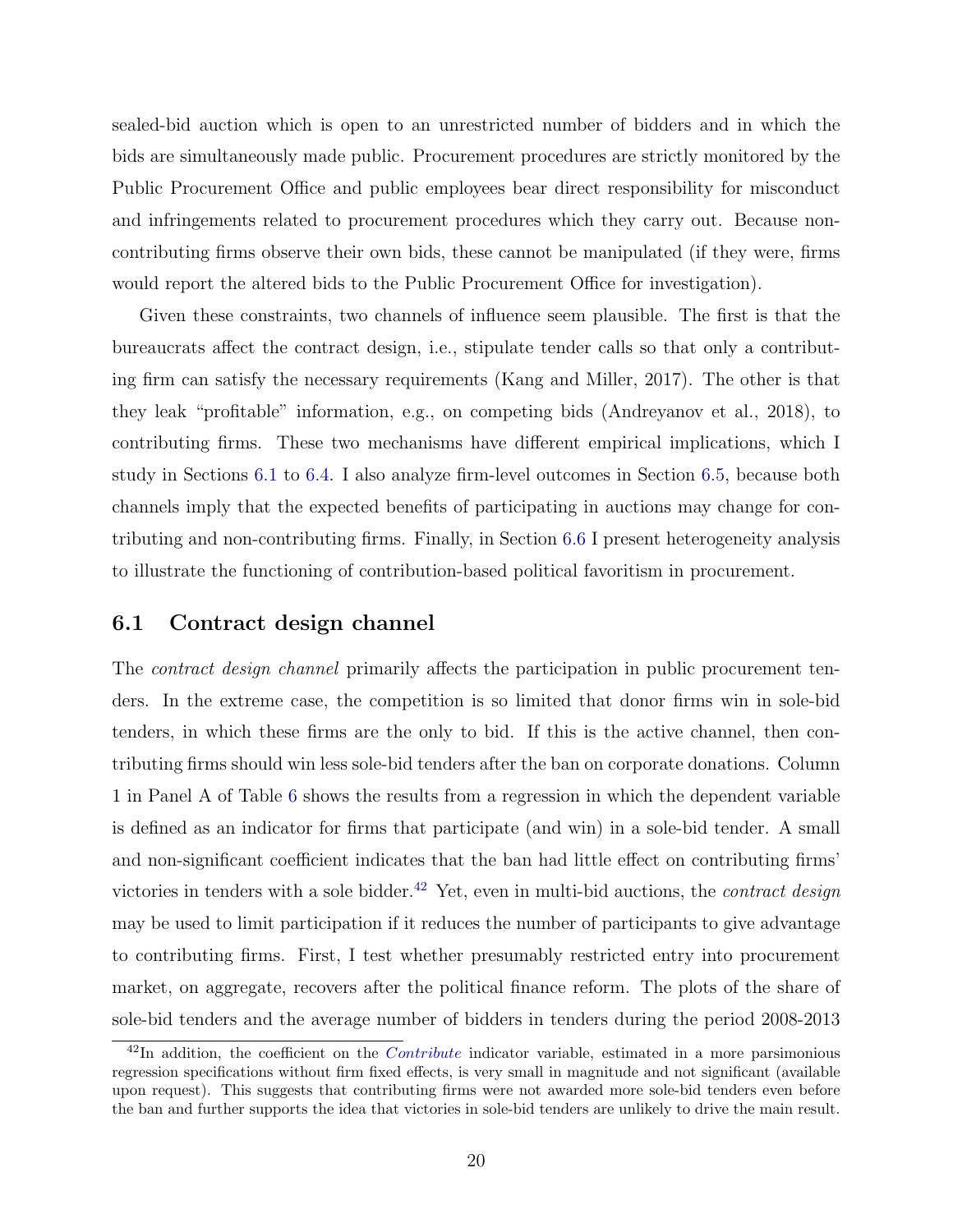sealed-bid auction which is open to an unrestricted number of bidders and in which the bids are simultaneously made public. Procurement procedures are strictly monitored by the Public Procurement Office and public employees bear direct responsibility for misconduct and infringements related to procurement procedures which they carry out. Because non-contributing firms observe their own bids, these cannot be manipulated (if they were, firms would report the altered bids to the Public Procurement Office for investigation).

Given these constraints, two channels of influence seem plausible. The first is that the bureaucrats affect the contract design, i.e., stipulate tender calls so that only a contributing firm can satisfy the necessary requirements (Kang and Miller, 2017). The other is that they leak "profitable" information, e.g., on competing bids (Andreyanov et al., 2018), to contributing firms. These two mechanisms have different empirical implications, which I study in Sections 6.1 to 6.4. I also analyze firm-level outcomes in Section 6.5, because both channels imply that the expected benefits of participating in auctions may change for contributing and non-contributing firms. Finally, in Section 6.6 I present heterogeneity analysis to illustrate the functioning of contribution-based political favoritism in procurement.

## 6.1 Contract design channel

The *contract design channel* primarily affects the participation in public procurement tenders. In the extreme case, the competition is so limited that donor firms win in sole-bid tenders, in which these firms are the only to bid. If this is the active channel, then contributing firms should win less sole-bid tenders after the ban on corporate donations. Column 1 in Panel A of Table 6 shows the results from a regression in which the dependent variable is defined as an indicator for firms that participate (and win) in a sole-bid tender. A small and non-significant coefficient indicates that the ban had little effect on contributing firms' victories in tenders with a sole bidder.[42] Yet, even in multi-bid auctions, the *contract design* may be used to limit participation if it reduces the number of participants to give advantage to contributing firms. First, I test whether presumably restricted entry into procurement market, on aggregate, recovers after the political finance reform. The plots of the share of sole-bid tenders and the average number of bidders in tenders during the period 2008-2013

[42] In addition, the coefficient on the *Contribute* indicator variable, estimated in a more parsimonious regression specifications without firm fixed effects, is very small in magnitude and not significant (available upon request). This suggests that contributing firms were not awarded more sole-bid tenders even before the ban and further supports the idea that victories in sole-bid tenders are unlikely to drive the main result.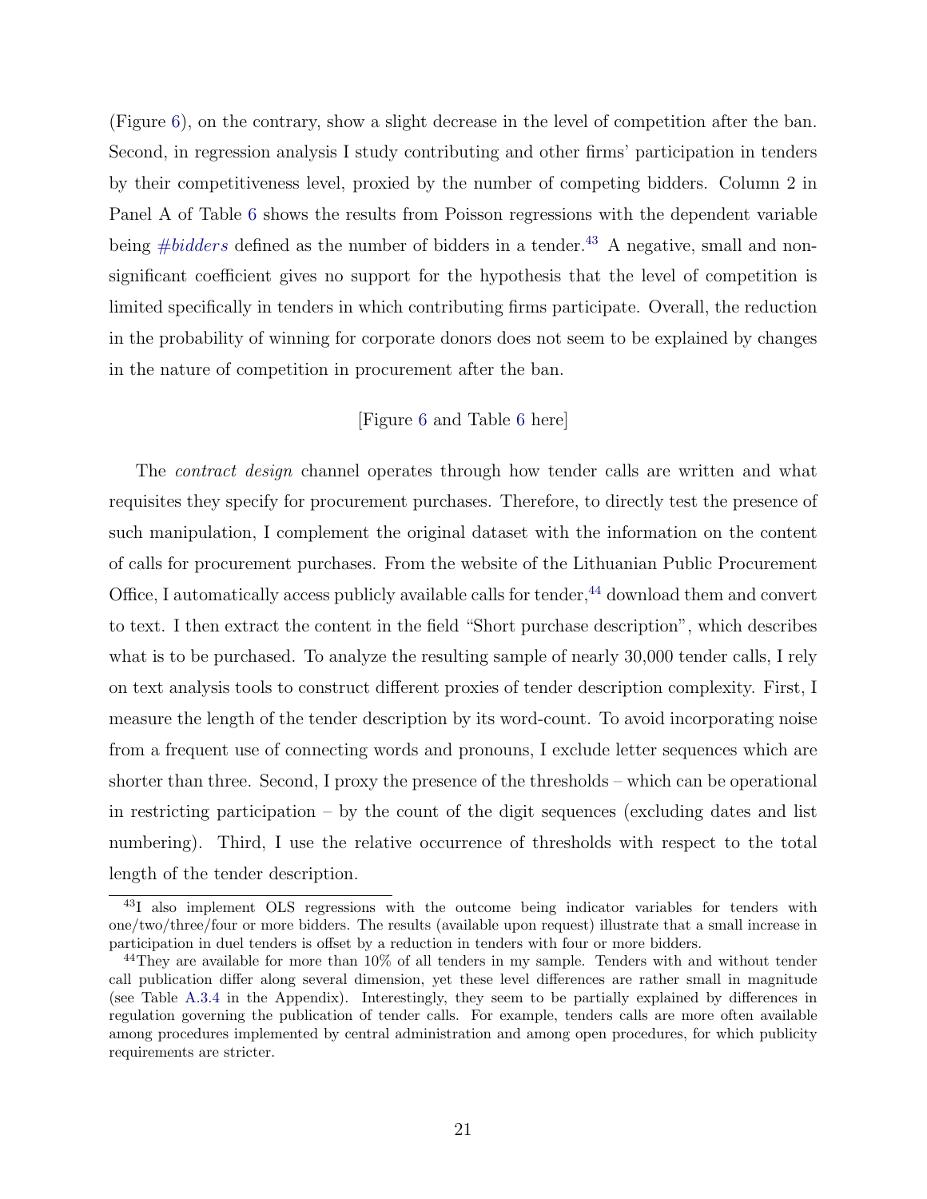(Figure 6), on the contrary, show a slight decrease in the level of competition after the ban. Second, in regression analysis I study contributing and other firms' participation in tenders by their competitiveness level, proxied by the number of competing bidders. Column 2 in Panel A of Table 6 shows the results from Poisson regressions with the dependent variable being *#bidders* defined as the number of bidders in a tender.[43] A negative, small and non-significant coefficient gives no support for the hypothesis that the level of competition is limited specifically in tenders in which contributing firms participate. Overall, the reduction in the probability of winning for corporate donors does not seem to be explained by changes in the nature of competition in procurement after the ban.

[Figure 6 and Table 6 here]

The *contract design* channel operates through how tender calls are written and what requisites they specify for procurement purchases. Therefore, to directly test the presence of such manipulation, I complement the original dataset with the information on the content of calls for procurement purchases. From the website of the Lithuanian Public Procurement Office, I automatically access publicly available calls for tender,[44] download them and convert to text. I then extract the content in the field "Short purchase description", which describes what is to be purchased. To analyze the resulting sample of nearly 30,000 tender calls, I rely on text analysis tools to construct different proxies of tender description complexity. First, I measure the length of the tender description by its word-count. To avoid incorporating noise from a frequent use of connecting words and pronouns, I exclude letter sequences which are shorter than three. Second, I proxy the presence of the thresholds – which can be operational in restricting participation – by the count of the digit sequences (excluding dates and list numbering). Third, I use the relative occurrence of thresholds with respect to the total length of the tender description.

[43] I also implement OLS regressions with the outcome being indicator variables for tenders with one/two/three/four or more bidders. The results (available upon request) illustrate that a small increase in participation in duel tenders is offset by a reduction in tenders with four or more bidders.

[44] They are available for more than 10% of all tenders in my sample. Tenders with and without tender call publication differ along several dimension, yet these level differences are rather small in magnitude (see Table A.3.4 in the Appendix). Interestingly, they seem to be partially explained by differences in regulation governing the publication of tender calls. For example, tenders calls are more often available among procedures implemented by central administration and among open procedures, for which publicity requirements are stricter.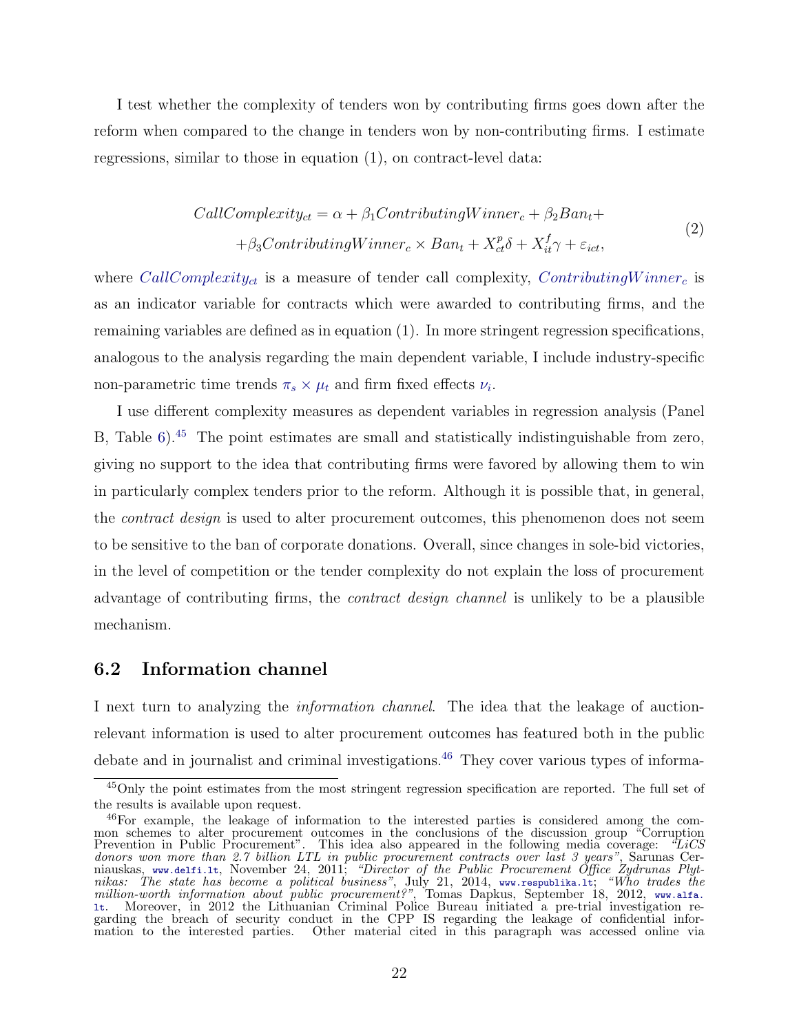I test whether the complexity of tenders won by contributing firms goes down after the reform when compared to the change in tenders won by non-contributing firms. I estimate regressions, similar to those in equation (1), on contract-level data:

$$
\begin{aligned}
CallComplexity_{ct} = \alpha + \beta_1 ContributingWinner_c + \beta_2 Ban_t + \\
+ \beta_3 ContributingWinner_c \times Ban_t + X^p_{ct}\delta + X^f_{it}\gamma + \varepsilon_{ict},
\end{aligned} \tag{2}
$$

where $CallComplexity_{ct}$ is a measure of tender call complexity, $ContributingWinner_c$ is as an indicator variable for contracts which were awarded to contributing firms, and the remaining variables are defined as in equation (1). In more stringent regression specifications, analogous to the analysis regarding the main dependent variable, I include industry-specific non-parametric time trends $\pi_s \times \mu_t$ and firm fixed effects $\nu_i$.

I use different complexity measures as dependent variables in regression analysis (Panel B, Table 6).[45] The point estimates are small and statistically indistinguishable from zero, giving no support to the idea that contributing firms were favored by allowing them to win in particularly complex tenders prior to the reform. Although it is possible that, in general, the *contract design* is used to alter procurement outcomes, this phenomenon does not seem to be sensitive to the ban of corporate donations. Overall, since changes in sole-bid victories, in the level of competition or the tender complexity do not explain the loss of procurement advantage of contributing firms, the *contract design channel* is unlikely to be a plausible mechanism.

## 6.2 Information channel

I next turn to analyzing the *information channel*. The idea that the leakage of auction-relevant information is used to alter procurement outcomes has featured both in the public debate and in journalist and criminal investigations.[46] They cover various types of informa-

---

[45] Only the point estimates from the most stringent regression specification are reported. The full set of the results is available upon request.

[46] For example, the leakage of information to the interested parties is considered among the common schemes to alter procurement outcomes in the conclusions of the discussion group "Corruption Prevention in Public Procurement". This idea also appeared in the following media coverage: *"LiCS donors won more than 2.7 billion LTL in public procurement contracts over last 3 years"*, Sarunas Cerniauskas, www.delfi.lt, November 24, 2011; *"Director of the Public Procurement Office Zydrunas Plytnikas: The state has become a political business"*, July 21, 2014, www.respublika.lt; *"Who trades the million-worth information about public procurement?"*, Tomas Dapkus, September 18, 2012, www.alfa.lt. Moreover, in 2012 the Lithuanian Criminal Police Bureau initiated a pre-trial investigation regarding the breach of security conduct in the CPP IS regarding the leakage of confidential information to the interested parties. Other material cited in this paragraph was accessed online via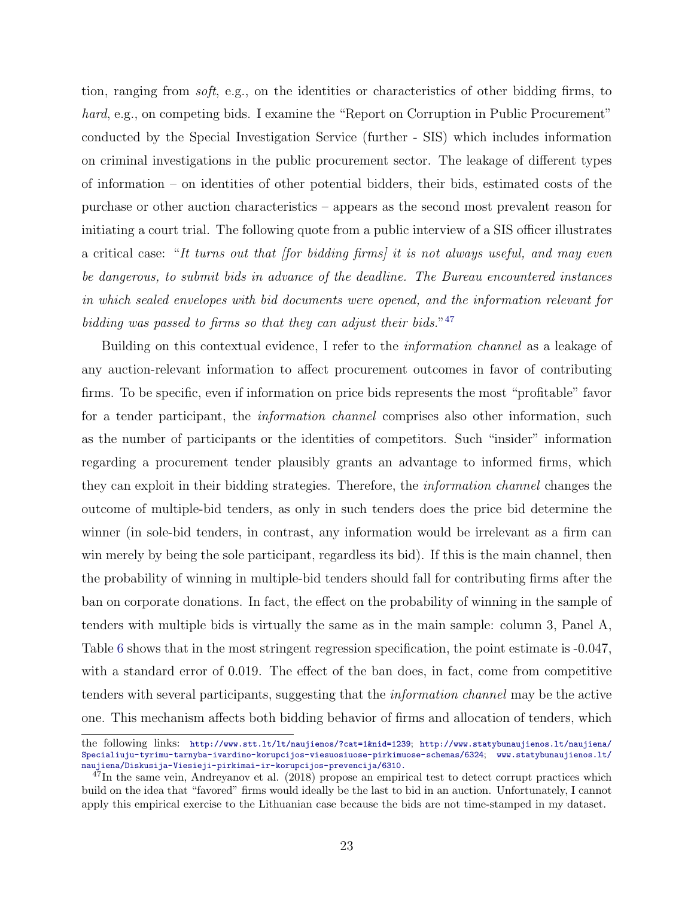tion, ranging from *soft*, e.g., on the identities or characteristics of other bidding firms, to *hard*, e.g., on competing bids. I examine the "Report on Corruption in Public Procurement" conducted by the Special Investigation Service (further - SIS) which includes information on criminal investigations in the public procurement sector. The leakage of different types of information – on identities of other potential bidders, their bids, estimated costs of the purchase or other auction characteristics – appears as the second most prevalent reason for initiating a court trial. The following quote from a public interview of a SIS officer illustrates a critical case: "*It turns out that [for bidding firms] it is not always useful, and may even be dangerous, to submit bids in advance of the deadline. The Bureau encountered instances in which sealed envelopes with bid documents were opened, and the information relevant for bidding was passed to firms so that they can adjust their bids.*"[47]

Building on this contextual evidence, I refer to the *information channel* as a leakage of any auction-relevant information to affect procurement outcomes in favor of contributing firms. To be specific, even if information on price bids represents the most "profitable" favor for a tender participant, the *information channel* comprises also other information, such as the number of participants or the identities of competitors. Such "insider" information regarding a procurement tender plausibly grants an advantage to informed firms, which they can exploit in their bidding strategies. Therefore, the *information channel* changes the outcome of multiple-bid tenders, as only in such tenders does the price bid determine the winner (in sole-bid tenders, in contrast, any information would be irrelevant as a firm can win merely by being the sole participant, regardless its bid). If this is the main channel, then the probability of winning in multiple-bid tenders should fall for contributing firms after the ban on corporate donations. In fact, the effect on the probability of winning in the sample of tenders with multiple bids is virtually the same as in the main sample: column 3, Panel A, Table 6 shows that in the most stringent regression specification, the point estimate is -0.047, with a standard error of 0.019. The effect of the ban does, in fact, come from competitive tenders with several participants, suggesting that the *information channel* may be the active one. This mechanism affects both bidding behavior of firms and allocation of tenders, which

---

the following links: http://www.stt.lt/lt/naujienos/?cat=1&nid=1239; http://www.statybunaujienos.lt/naujiena/Specialiuju-tyrimu-tarnyba-ivardino-korupcijos-viesuosiuose-pirkimuose-schemas/6324; www.statybunaujienos.lt/naujiena/Diskusija-Viesieji-pirkimai-ir-korupcijos-prevencija/6310.

[47] In the same vein, Andreyanov et al. (2018) propose an empirical test to detect corrupt practices which build on the idea that "favored" firms would ideally be the last to bid in an auction. Unfortunately, I cannot apply this empirical exercise to the Lithuanian case because the bids are not time-stamped in my dataset.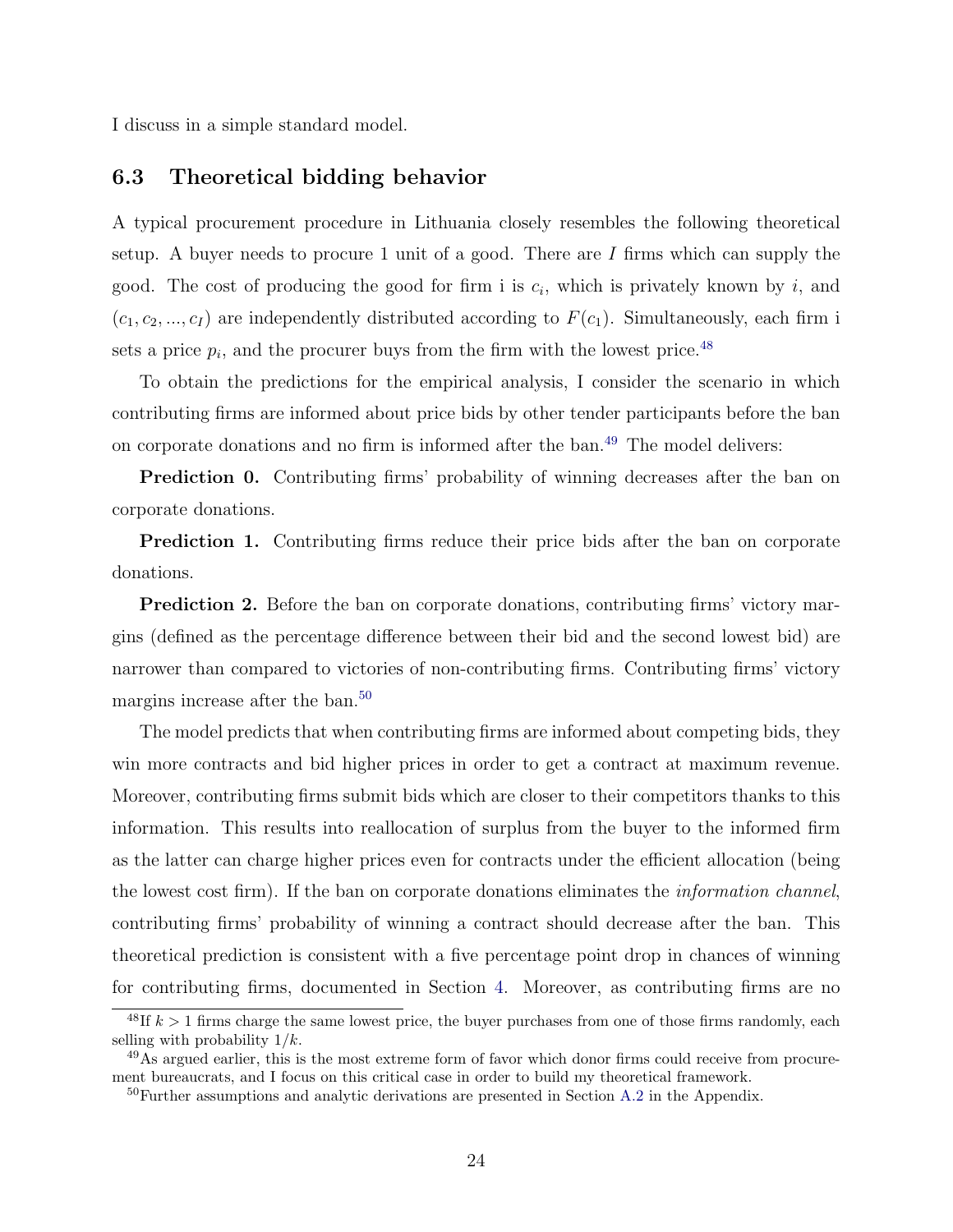I discuss in a simple standard model.

### 6.3 Theoretical bidding behavior

A typical procurement procedure in Lithuania closely resembles the following theoretical setup. A buyer needs to procure 1 unit of a good. There are $I$ firms which can supply the good. The cost of producing the good for firm i is $c_i$, which is privately known by $i$, and $(c_1, c_2, ..., c_I)$ are independently distributed according to $F(c_1)$. Simultaneously, each firm i sets a price $p_i$, and the procurer buys from the firm with the lowest price.[48]

To obtain the predictions for the empirical analysis, I consider the scenario in which contributing firms are informed about price bids by other tender participants before the ban on corporate donations and no firm is informed after the ban.[49] The model delivers:

**Prediction 0.** Contributing firms' probability of winning decreases after the ban on corporate donations.

**Prediction 1.** Contributing firms reduce their price bids after the ban on corporate donations.

**Prediction 2.** Before the ban on corporate donations, contributing firms' victory margins (defined as the percentage difference between their bid and the second lowest bid) are narrower than compared to victories of non-contributing firms. Contributing firms' victory margins increase after the ban.[50]

The model predicts that when contributing firms are informed about competing bids, they win more contracts and bid higher prices in order to get a contract at maximum revenue. Moreover, contributing firms submit bids which are closer to their competitors thanks to this information. This results into reallocation of surplus from the buyer to the informed firm as the latter can charge higher prices even for contracts under the efficient allocation (being the lowest cost firm). If the ban on corporate donations eliminates the *information channel*, contributing firms' probability of winning a contract should decrease after the ban. This theoretical prediction is consistent with a five percentage point drop in chances of winning for contributing firms, documented in Section 4. Moreover, as contributing firms are no

[48] If $k > 1$ firms charge the same lowest price, the buyer purchases from one of those firms randomly, each selling with probability $1/k$.

[49] As argued earlier, this is the most extreme form of favor which donor firms could receive from procurement bureaucrats, and I focus on this critical case in order to build my theoretical framework.

[50] Further assumptions and analytic derivations are presented in Section A.2 in the Appendix.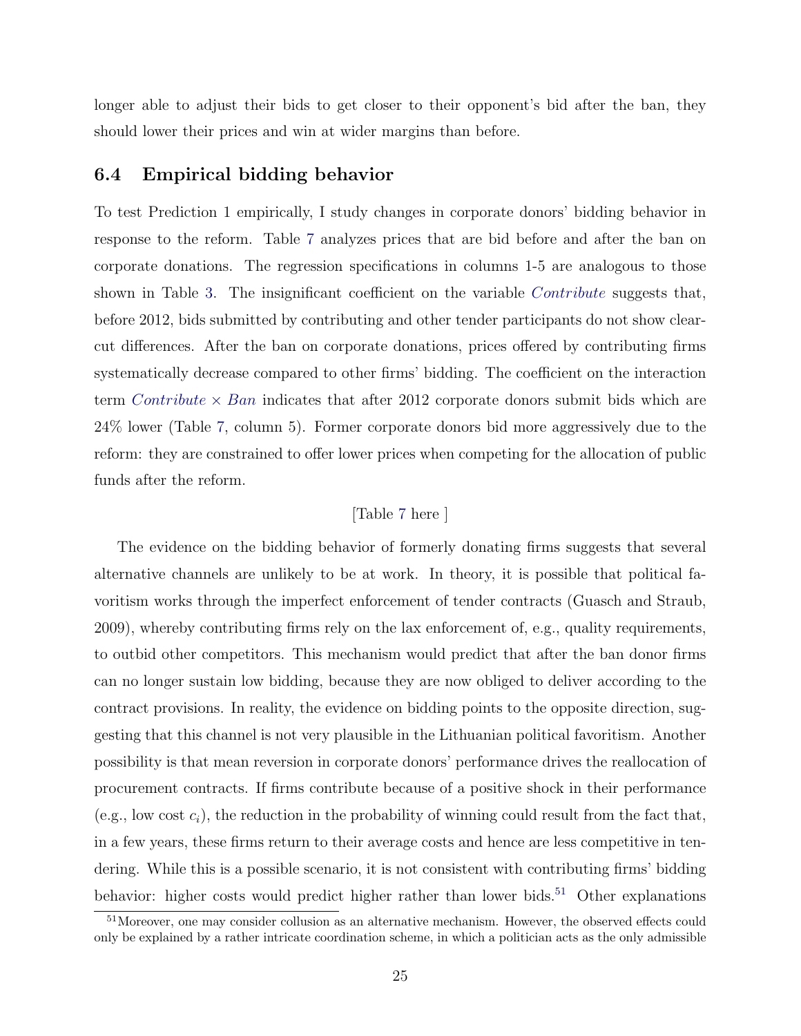longer able to adjust their bids to get closer to their opponent's bid after the ban, they should lower their prices and win at wider margins than before.

## 6.4 Empirical bidding behavior

To test Prediction 1 empirically, I study changes in corporate donors' bidding behavior in response to the reform. Table 7 analyzes prices that are bid before and after the ban on corporate donations. The regression specifications in columns 1-5 are analogous to those shown in Table 3. The insignificant coefficient on the variable *Contribute* suggests that, before 2012, bids submitted by contributing and other tender participants do not show clear-cut differences. After the ban on corporate donations, prices offered by contributing firms systematically decrease compared to other firms' bidding. The coefficient on the interaction term *Contribute* × *Ban* indicates that after 2012 corporate donors submit bids which are 24% lower (Table 7, column 5). Former corporate donors bid more aggressively due to the reform: they are constrained to offer lower prices when competing for the allocation of public funds after the reform.

[Table 7 here ]

The evidence on the bidding behavior of formerly donating firms suggests that several alternative channels are unlikely to be at work. In theory, it is possible that political favoritism works through the imperfect enforcement of tender contracts (Guasch and Straub, 2009), whereby contributing firms rely on the lax enforcement of, e.g., quality requirements, to outbid other competitors. This mechanism would predict that after the ban donor firms can no longer sustain low bidding, because they are now obliged to deliver according to the contract provisions. In reality, the evidence on bidding points to the opposite direction, suggesting that this channel is not very plausible in the Lithuanian political favoritism. Another possibility is that mean reversion in corporate donors' performance drives the reallocation of procurement contracts. If firms contribute because of a positive shock in their performance (e.g., low cost $c_i$), the reduction in the probability of winning could result from the fact that, in a few years, these firms return to their average costs and hence are less competitive in tendering. While this is a possible scenario, it is not consistent with contributing firms' bidding behavior: higher costs would predict higher rather than lower bids.[51] Other explanations

[51]Moreover, one may consider collusion as an alternative mechanism. However, the observed effects could only be explained by a rather intricate coordination scheme, in which a politician acts as the only admissible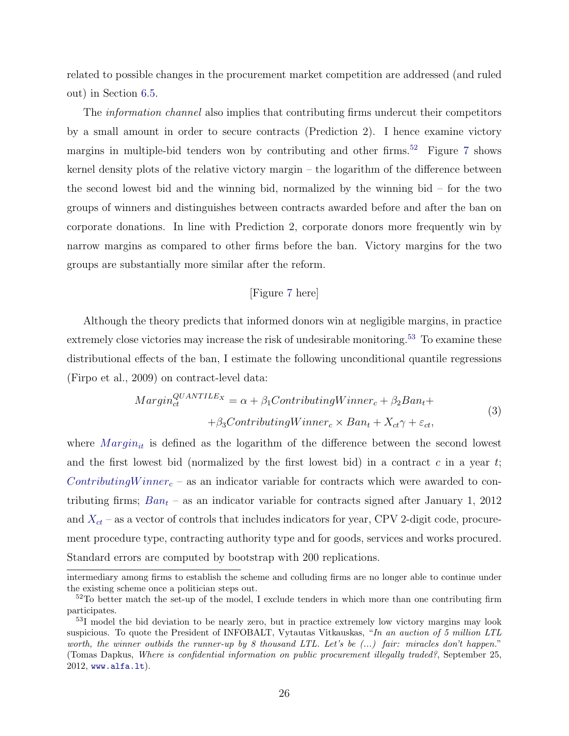related to possible changes in the procurement market competition are addressed (and ruled out) in Section 6.5.

The *information channel* also implies that contributing firms undercut their competitors by a small amount in order to secure contracts (Prediction 2). I hence examine victory margins in multiple-bid tenders won by contributing and other firms.[52] Figure 7 shows kernel density plots of the relative victory margin – the logarithm of the difference between the second lowest bid and the winning bid, normalized by the winning bid – for the two groups of winners and distinguishes between contracts awarded before and after the ban on corporate donations. In line with Prediction 2, corporate donors more frequently win by narrow margins as compared to other firms before the ban. Victory margins for the two groups are substantially more similar after the reform.

[Figure 7 here]

Although the theory predicts that informed donors win at negligible margins, in practice extremely close victories may increase the risk of undesirable monitoring.[53] To examine these distributional effects of the ban, I estimate the following unconditional quantile regressions (Firpo et al., 2009) on contract-level data:

$$Margin_{ct}^{QUANTILE_X} = \alpha + \beta_1 ContributingWinner_c + \beta_2 Ban_t + \\ +\beta_3 ContributingWinner_c \times Ban_t + X_{ct}\gamma + \varepsilon_{ct}, \tag{3}$$

where $Margin_{it}$ is defined as the logarithm of the difference between the second lowest and the first lowest bid (normalized by the first lowest bid) in a contract $c$ in a year $t$; $ContributingWinner_c$ – as an indicator variable for contracts which were awarded to contributing firms; $Ban_t$ – as an indicator variable for contracts signed after January 1, 2012 and $X_{ct}$ – as a vector of controls that includes indicators for year, CPV 2-digit code, procurement procedure type, contracting authority type and for goods, services and works procured. Standard errors are computed by bootstrap with 200 replications.

---

intermediary among firms to establish the scheme and colluding firms are no longer able to continue under the existing scheme once a politician steps out.

[52] To better match the set-up of the model, I exclude tenders in which more than one contributing firm participates.

[53] I model the bid deviation to be nearly zero, but in practice extremely low victory margins may look suspicious. To quote the President of INFOBALT, Vytautas Vitkauskas, "*In an auction of 5 million LTL worth, the winner outbids the runner-up by 8 thousand LTL. Let's be (...) fair: miracles don't happen.*" (Tomas Dapkus, *Where is confidential information on public procurement illegally traded?*, September 25, 2012, www.alfa.lt).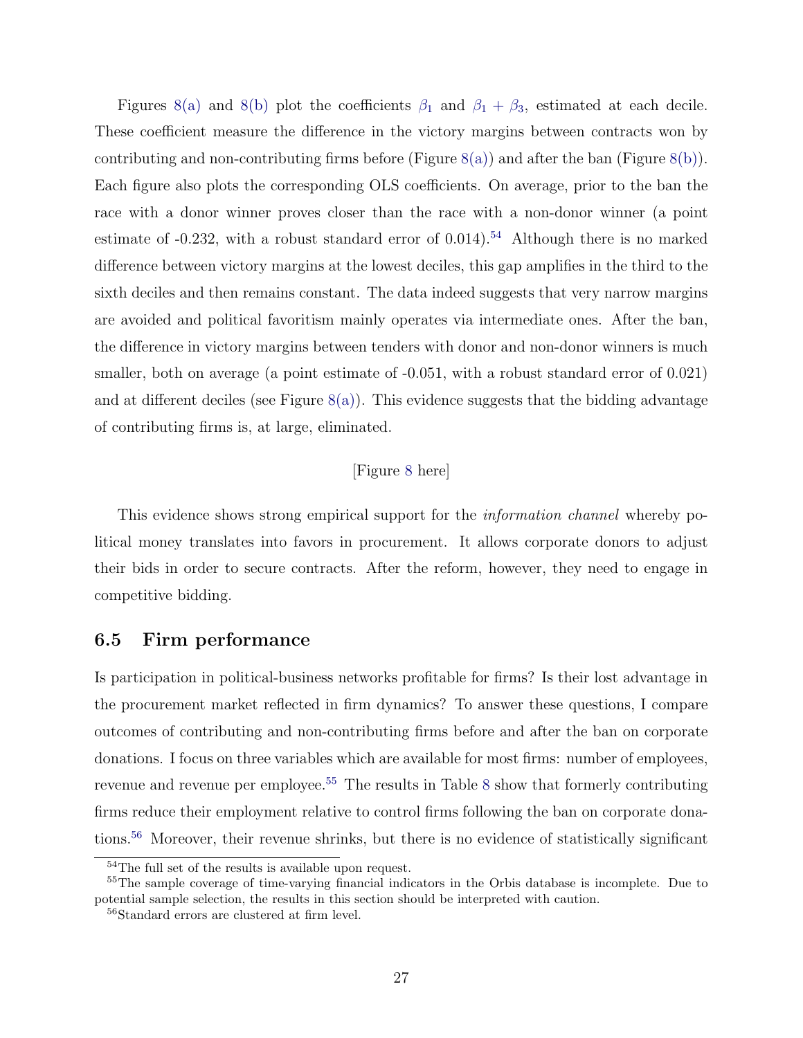Figures 8(a) and 8(b) plot the coefficients $\beta_1$ and $\beta_1 + \beta_3$, estimated at each decile. These coefficient measure the difference in the victory margins between contracts won by contributing and non-contributing firms before (Figure 8(a)) and after the ban (Figure 8(b)). Each figure also plots the corresponding OLS coefficients. On average, prior to the ban the race with a donor winner proves closer than the race with a non-donor winner (a point estimate of -0.232, with a robust standard error of 0.014).[54] Although there is no marked difference between victory margins at the lowest deciles, this gap amplifies in the third to the sixth deciles and then remains constant. The data indeed suggests that very narrow margins are avoided and political favoritism mainly operates via intermediate ones. After the ban, the difference in victory margins between tenders with donor and non-donor winners is much smaller, both on average (a point estimate of -0.051, with a robust standard error of 0.021) and at different deciles (see Figure 8(a)). This evidence suggests that the bidding advantage of contributing firms is, at large, eliminated.

[Figure 8 here]

This evidence shows strong empirical support for the *information channel* whereby political money translates into favors in procurement. It allows corporate donors to adjust their bids in order to secure contracts. After the reform, however, they need to engage in competitive bidding.

### 6.5 Firm performance

Is participation in political-business networks profitable for firms? Is their lost advantage in the procurement market reflected in firm dynamics? To answer these questions, I compare outcomes of contributing and non-contributing firms before and after the ban on corporate donations. I focus on three variables which are available for most firms: number of employees, revenue and revenue per employee.[55] The results in Table 8 show that formerly contributing firms reduce their employment relative to control firms following the ban on corporate donations.[56] Moreover, their revenue shrinks, but there is no evidence of statistically significant

[54] The full set of the results is available upon request.

[55] The sample coverage of time-varying financial indicators in the Orbis database is incomplete. Due to potential sample selection, the results in this section should be interpreted with caution.

[56] Standard errors are clustered at firm level.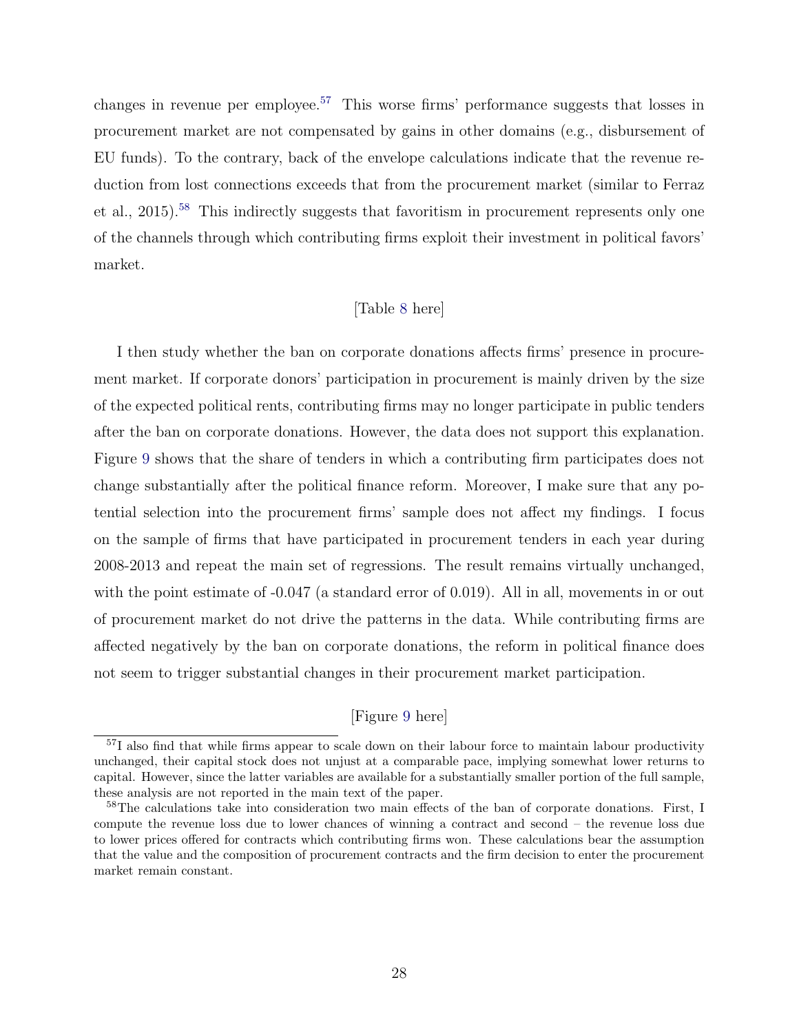changes in revenue per employee.[57] This worse firms' performance suggests that losses in procurement market are not compensated by gains in other domains (e.g., disbursement of EU funds). To the contrary, back of the envelope calculations indicate that the revenue reduction from lost connections exceeds that from the procurement market (similar to Ferraz et al., 2015).[58] This indirectly suggests that favoritism in procurement represents only one of the channels through which contributing firms exploit their investment in political favors' market.

[Table 8 here]

I then study whether the ban on corporate donations affects firms' presence in procurement market. If corporate donors' participation in procurement is mainly driven by the size of the expected political rents, contributing firms may no longer participate in public tenders after the ban on corporate donations. However, the data does not support this explanation. Figure 9 shows that the share of tenders in which a contributing firm participates does not change substantially after the political finance reform. Moreover, I make sure that any potential selection into the procurement firms' sample does not affect my findings. I focus on the sample of firms that have participated in procurement tenders in each year during 2008-2013 and repeat the main set of regressions. The result remains virtually unchanged, with the point estimate of -0.047 (a standard error of 0.019). All in all, movements in or out of procurement market do not drive the patterns in the data. While contributing firms are affected negatively by the ban on corporate donations, the reform in political finance does not seem to trigger substantial changes in their procurement market participation.

[Figure 9 here]

[57] I also find that while firms appear to scale down on their labour force to maintain labour productivity unchanged, their capital stock does not unjust at a comparable pace, implying somewhat lower returns to capital. However, since the latter variables are available for a substantially smaller portion of the full sample, these analysis are not reported in the main text of the paper.

[58] The calculations take into consideration two main effects of the ban of corporate donations. First, I compute the revenue loss due to lower chances of winning a contract and second – the revenue loss due to lower prices offered for contracts which contributing firms won. These calculations bear the assumption that the value and the composition of procurement contracts and the firm decision to enter the procurement market remain constant.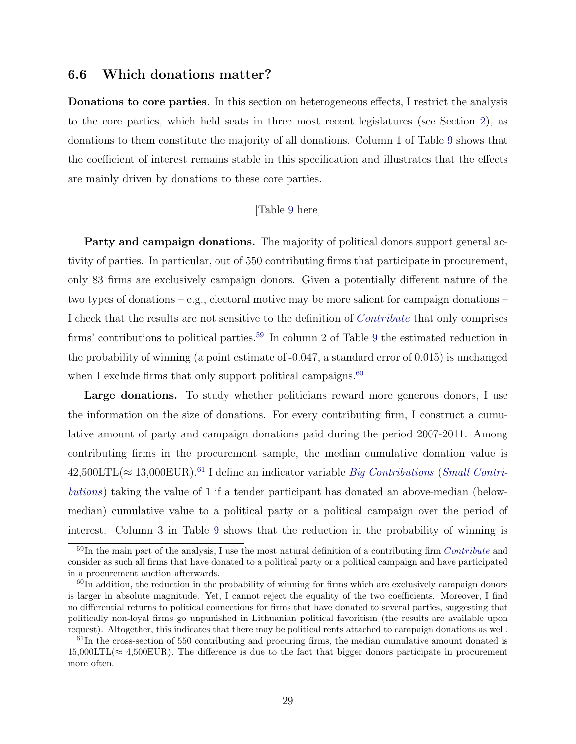### 6.6 Which donations matter?

**Donations to core parties**. In this section on heterogeneous effects, I restrict the analysis to the core parties, which held seats in three most recent legislatures (see Section 2), as donations to them constitute the majority of all donations. Column 1 of Table 9 shows that the coefficient of interest remains stable in this specification and illustrates that the effects are mainly driven by donations to these core parties.

[Table 9 here]

**Party and campaign donations.** The majority of political donors support general activity of parties. In particular, out of 550 contributing firms that participate in procurement, only 83 firms are exclusively campaign donors. Given a potentially different nature of the two types of donations – e.g., electoral motive may be more salient for campaign donations – I check that the results are not sensitive to the definition of *Contribute* that only comprises firms' contributions to political parties.[59] In column 2 of Table 9 the estimated reduction in the probability of winning (a point estimate of -0.047, a standard error of 0.015) is unchanged when I exclude firms that only support political campaigns.[60]

**Large donations.** To study whether politicians reward more generous donors, I use the information on the size of donations. For every contributing firm, I construct a cumulative amount of party and campaign donations paid during the period 2007-2011. Among contributing firms in the procurement sample, the median cumulative donation value is 42,500LTL($\approx$ 13,000EUR).[61] I define an indicator variable *Big Contributions* (*Small Contributions*) taking the value of 1 if a tender participant has donated an above-median (below-median) cumulative value to a political party or a political campaign over the period of interest. Column 3 in Table 9 shows that the reduction in the probability of winning is

---

[59] In the main part of the analysis, I use the most natural definition of a contributing firm *Contribute* and consider as such all firms that have donated to a political party or a political campaign and have participated in a procurement auction afterwards.

[60] In addition, the reduction in the probability of winning for firms which are exclusively campaign donors is larger in absolute magnitude. Yet, I cannot reject the equality of the two coefficients. Moreover, I find no differential returns to political connections for firms that have donated to several parties, suggesting that politically non-loyal firms go unpunished in Lithuanian political favoritism (the results are available upon request). Altogether, this indicates that there may be political rents attached to campaign donations as well.

[61] In the cross-section of 550 contributing and procuring firms, the median cumulative amount donated is 15,000LTL($\approx$ 4,500EUR). The difference is due to the fact that bigger donors participate in procurement more often.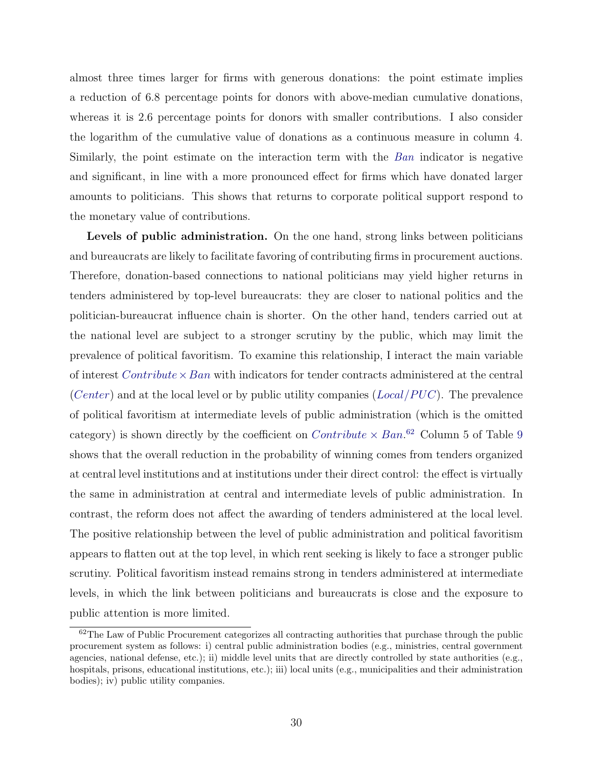almost three times larger for firms with generous donations: the point estimate implies a reduction of 6.8 percentage points for donors with above-median cumulative donations, whereas it is 2.6 percentage points for donors with smaller contributions. I also consider the logarithm of the cumulative value of donations as a continuous measure in column 4. Similarly, the point estimate on the interaction term with the *Ban* indicator is negative and significant, in line with a more pronounced effect for firms which have donated larger amounts to politicians. This shows that returns to corporate political support respond to the monetary value of contributions.

**Levels of public administration.** On the one hand, strong links between politicians and bureaucrats are likely to facilitate favoring of contributing firms in procurement auctions. Therefore, donation-based connections to national politicians may yield higher returns in tenders administered by top-level bureaucrats: they are closer to national politics and the politician-bureaucrat influence chain is shorter. On the other hand, tenders carried out at the national level are subject to a stronger scrutiny by the public, which may limit the prevalence of political favoritism. To examine this relationship, I interact the main variable of interest $Contribute \times Ban$ with indicators for tender contracts administered at the central ($Center$) and at the local level or by public utility companies ($Local/PUC$). The prevalence of political favoritism at intermediate levels of public administration (which is the omitted category) is shown directly by the coefficient on $Contribute \times Ban$.[62] Column 5 of Table 9 shows that the overall reduction in the probability of winning comes from tenders organized at central level institutions and at institutions under their direct control: the effect is virtually the same in administration at central and intermediate levels of public administration. In contrast, the reform does not affect the awarding of tenders administered at the local level. The positive relationship between the level of public administration and political favoritism appears to flatten out at the top level, in which rent seeking is likely to face a stronger public scrutiny. Political favoritism instead remains strong in tenders administered at intermediate levels, in which the link between politicians and bureaucrats is close and the exposure to public attention is more limited.

[62] The Law of Public Procurement categorizes all contracting authorities that purchase through the public procurement system as follows: i) central public administration bodies (e.g., ministries, central government agencies, national defense, etc.); ii) middle level units that are directly controlled by state authorities (e.g., hospitals, prisons, educational institutions, etc.); iii) local units (e.g., municipalities and their administration bodies); iv) public utility companies.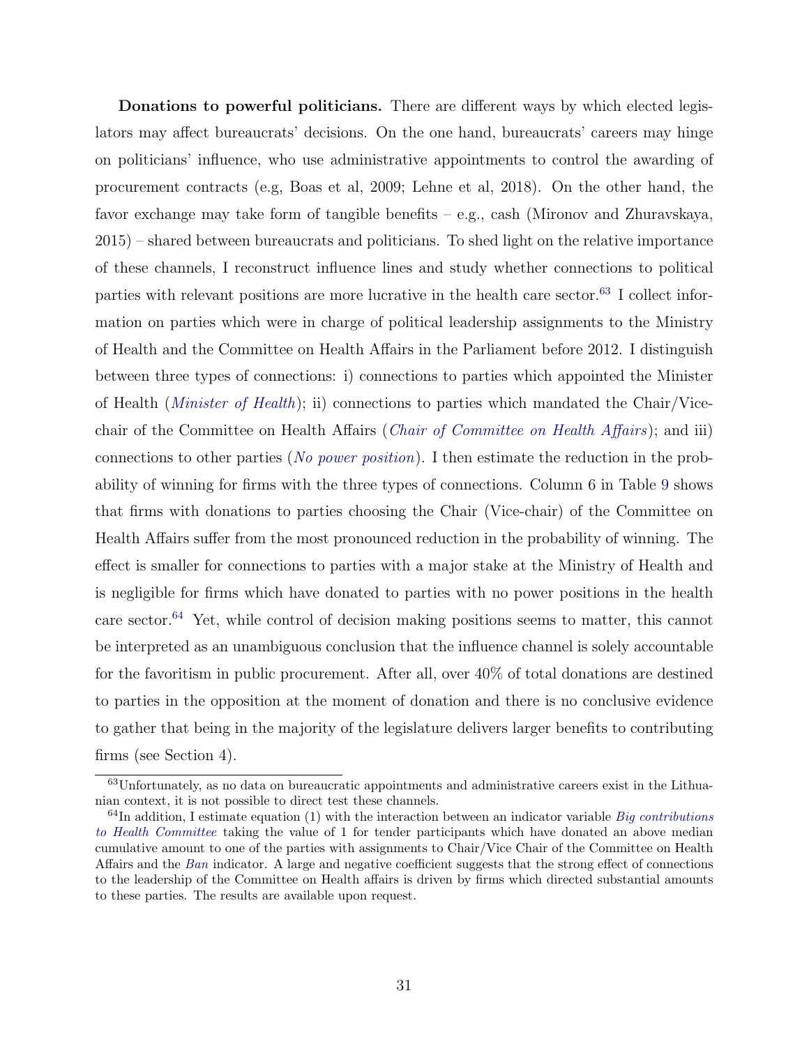**Donations to powerful politicians.** There are different ways by which elected legislators may affect bureaucrats' decisions. On the one hand, bureaucrats' careers may hinge on politicians' influence, who use administrative appointments to control the awarding of procurement contracts (e.g, Boas et al, 2009; Lehne et al, 2018). On the other hand, the favor exchange may take form of tangible benefits – e.g., cash (Mironov and Zhuravskaya, 2015) – shared between bureaucrats and politicians. To shed light on the relative importance of these channels, I reconstruct influence lines and study whether connections to political parties with relevant positions are more lucrative in the health care sector.[63] I collect information on parties which were in charge of political leadership assignments to the Ministry of Health and the Committee on Health Affairs in the Parliament before 2012. I distinguish between three types of connections: i) connections to parties which appointed the Minister of Health (*Minister of Health*); ii) connections to parties which mandated the Chair/Vice-chair of the Committee on Health Affairs (*Chair of Committee on Health Affairs*); and iii) connections to other parties (*No power position*). I then estimate the reduction in the probability of winning for firms with the three types of connections. Column 6 in Table 9 shows that firms with donations to parties choosing the Chair (Vice-chair) of the Committee on Health Affairs suffer from the most pronounced reduction in the probability of winning. The effect is smaller for connections to parties with a major stake at the Ministry of Health and is negligible for firms which have donated to parties with no power positions in the health care sector.[64] Yet, while control of decision making positions seems to matter, this cannot be interpreted as an unambiguous conclusion that the influence channel is solely accountable for the favoritism in public procurement. After all, over 40% of total donations are destined to parties in the opposition at the moment of donation and there is no conclusive evidence to gather that being in the majority of the legislature delivers larger benefits to contributing firms (see Section 4).

[63] Unfortunately, as no data on bureaucratic appointments and administrative careers exist in the Lithuanian context, it is not possible to direct test these channels.

[64] In addition, I estimate equation (1) with the interaction between an indicator variable *Big contributions to Health Committee* taking the value of 1 for tender participants which have donated an above median cumulative amount to one of the parties with assignments to Chair/Vice Chair of the Committee on Health Affairs and the *Ban* indicator. A large and negative coefficient suggests that the strong effect of connections to the leadership of the Committee on Health affairs is driven by firms which directed substantial amounts to these parties. The results are available upon request.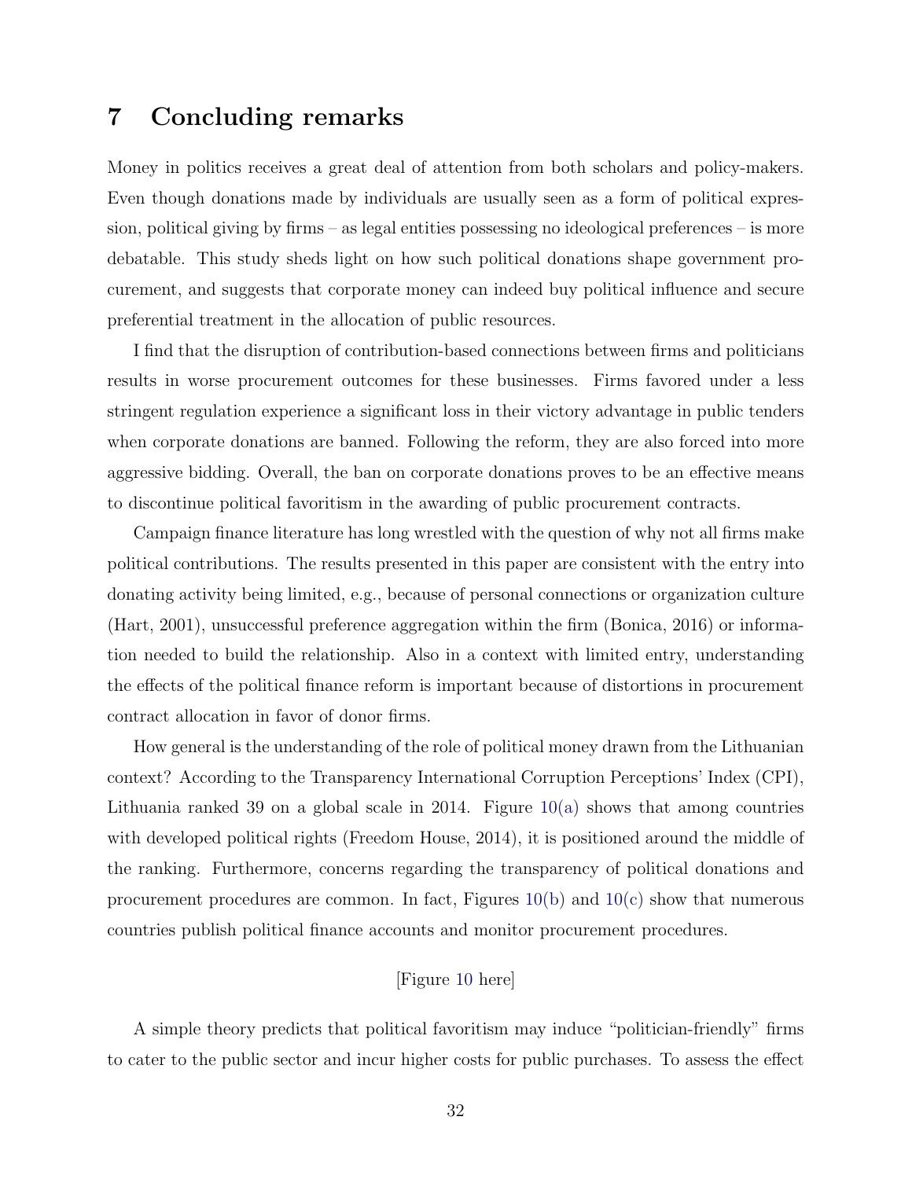# 7 Concluding remarks

Money in politics receives a great deal of attention from both scholars and policy-makers. Even though donations made by individuals are usually seen as a form of political expression, political giving by firms – as legal entities possessing no ideological preferences – is more debatable. This study sheds light on how such political donations shape government procurement, and suggests that corporate money can indeed buy political influence and secure preferential treatment in the allocation of public resources.

I find that the disruption of contribution-based connections between firms and politicians results in worse procurement outcomes for these businesses. Firms favored under a less stringent regulation experience a significant loss in their victory advantage in public tenders when corporate donations are banned. Following the reform, they are also forced into more aggressive bidding. Overall, the ban on corporate donations proves to be an effective means to discontinue political favoritism in the awarding of public procurement contracts.

Campaign finance literature has long wrestled with the question of why not all firms make political contributions. The results presented in this paper are consistent with the entry into donating activity being limited, e.g., because of personal connections or organization culture (Hart, 2001), unsuccessful preference aggregation within the firm (Bonica, 2016) or information needed to build the relationship. Also in a context with limited entry, understanding the effects of the political finance reform is important because of distortions in procurement contract allocation in favor of donor firms.

How general is the understanding of the role of political money drawn from the Lithuanian context? According to the Transparency International Corruption Perceptions' Index (CPI), Lithuania ranked 39 on a global scale in 2014. Figure 10(a) shows that among countries with developed political rights (Freedom House, 2014), it is positioned around the middle of the ranking. Furthermore, concerns regarding the transparency of political donations and procurement procedures are common. In fact, Figures 10(b) and 10(c) show that numerous countries publish political finance accounts and monitor procurement procedures.

[Figure 10 here]

A simple theory predicts that political favoritism may induce "politician-friendly" firms to cater to the public sector and incur higher costs for public purchases. To assess the effect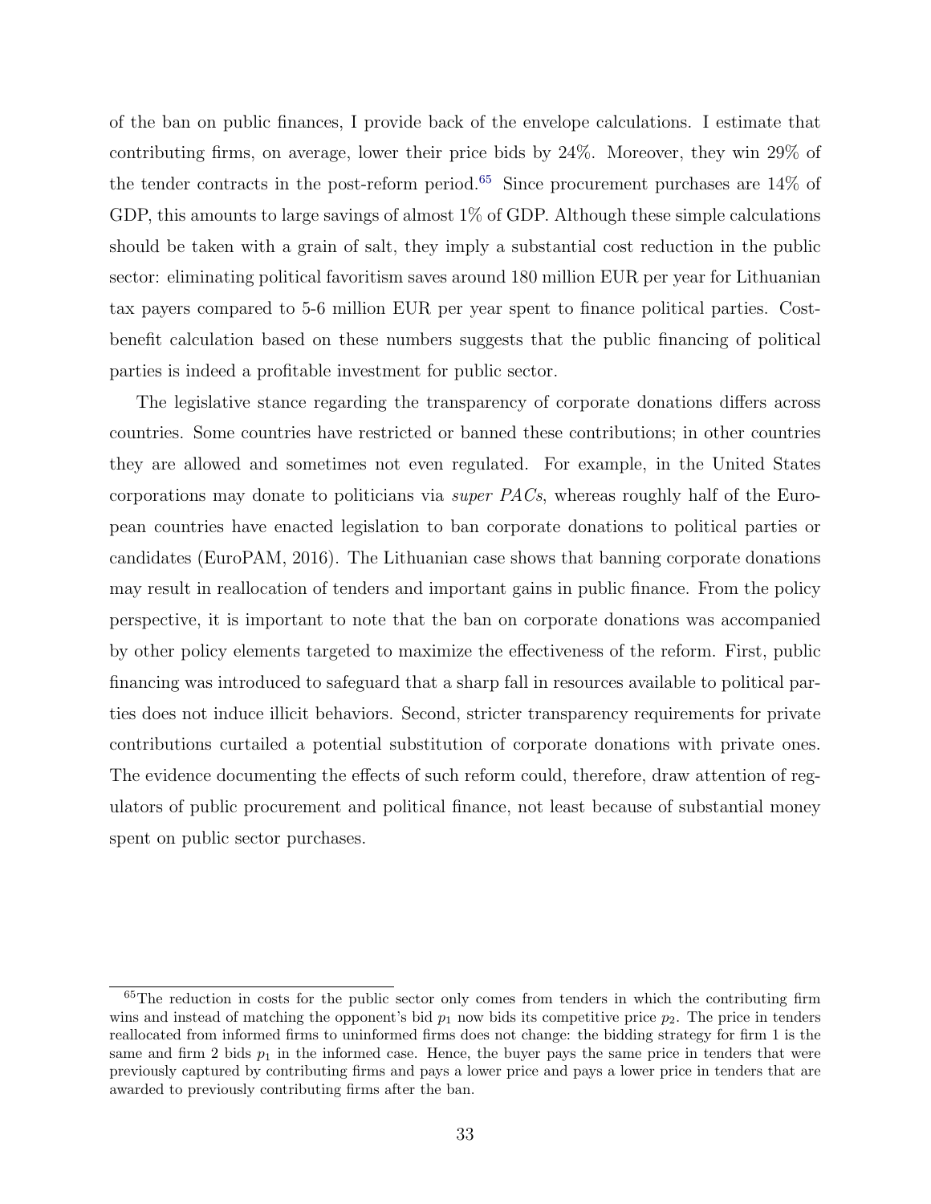of the ban on public finances, I provide back of the envelope calculations. I estimate that contributing firms, on average, lower their price bids by 24%. Moreover, they win 29% of the tender contracts in the post-reform period.[65] Since procurement purchases are 14% of GDP, this amounts to large savings of almost 1% of GDP. Although these simple calculations should be taken with a grain of salt, they imply a substantial cost reduction in the public sector: eliminating political favoritism saves around 180 million EUR per year for Lithuanian tax payers compared to 5-6 million EUR per year spent to finance political parties. Cost-benefit calculation based on these numbers suggests that the public financing of political parties is indeed a profitable investment for public sector.

The legislative stance regarding the transparency of corporate donations differs across countries. Some countries have restricted or banned these contributions; in other countries they are allowed and sometimes not even regulated. For example, in the United States corporations may donate to politicians via *super PACs*, whereas roughly half of the European countries have enacted legislation to ban corporate donations to political parties or candidates (EuroPAM, 2016). The Lithuanian case shows that banning corporate donations may result in reallocation of tenders and important gains in public finance. From the policy perspective, it is important to note that the ban on corporate donations was accompanied by other policy elements targeted to maximize the effectiveness of the reform. First, public financing was introduced to safeguard that a sharp fall in resources available to political parties does not induce illicit behaviors. Second, stricter transparency requirements for private contributions curtailed a potential substitution of corporate donations with private ones. The evidence documenting the effects of such reform could, therefore, draw attention of regulators of public procurement and political finance, not least because of substantial money spent on public sector purchases.

[65] The reduction in costs for the public sector only comes from tenders in which the contributing firm wins and instead of matching the opponent's bid $p_1$ now bids its competitive price $p_2$. The price in tenders reallocated from informed firms to uninformed firms does not change: the bidding strategy for firm 1 is the same and firm 2 bids $p_1$ in the informed case. Hence, the buyer pays the same price in tenders that were previously captured by contributing firms and pays a lower price and pays a lower price in tenders that are awarded to previously contributing firms after the ban.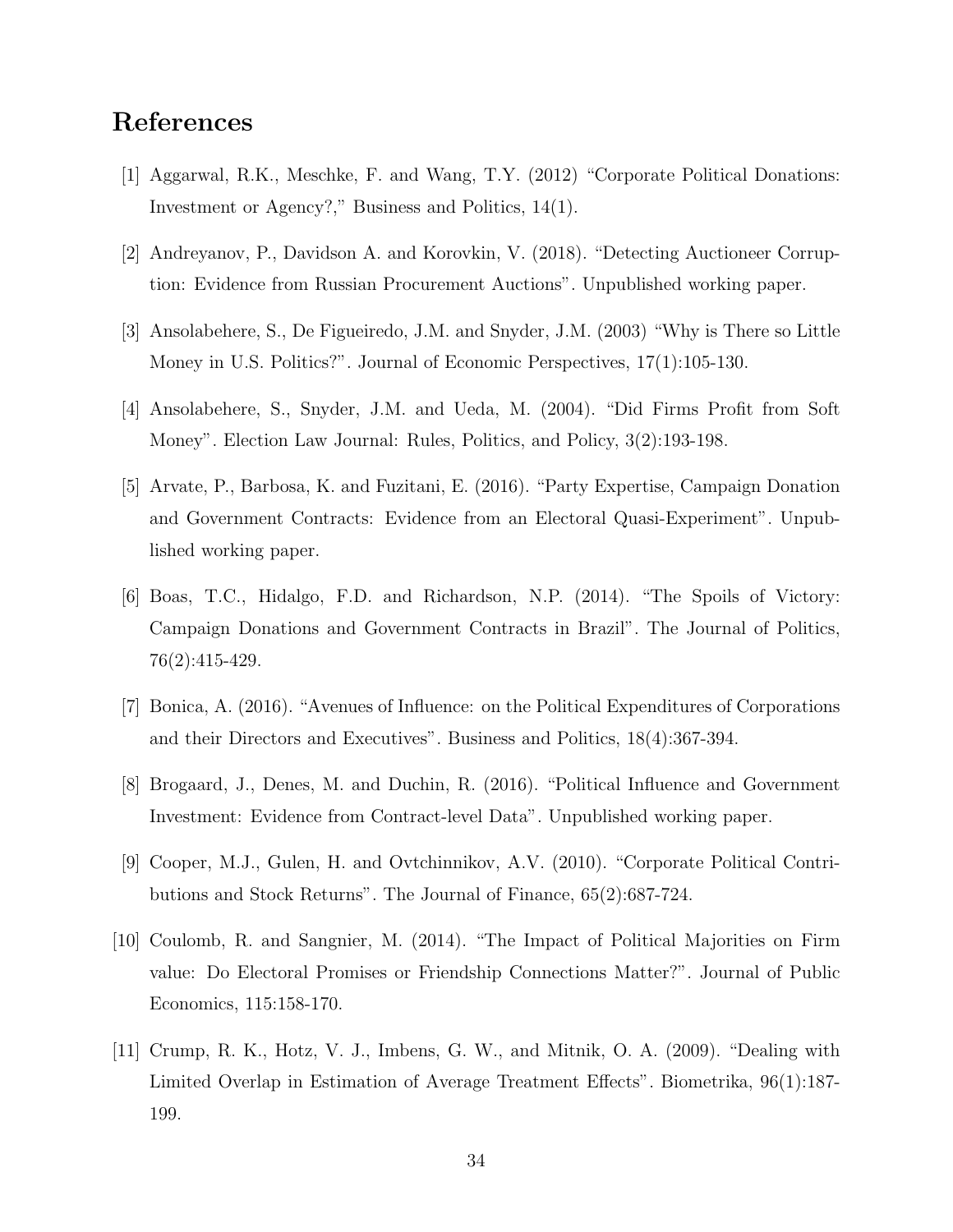# References

[1] Aggarwal, R.K., Meschke, F. and Wang, T.Y. (2012) "Corporate Political Donations: Investment or Agency?," Business and Politics, 14(1).

[2] Andreyanov, P., Davidson A. and Korovkin, V. (2018). "Detecting Auctioneer Corruption: Evidence from Russian Procurement Auctions". Unpublished working paper.

[3] Ansolabehere, S., De Figueiredo, J.M. and Snyder, J.M. (2003) "Why is There so Little Money in U.S. Politics?". Journal of Economic Perspectives, 17(1):105-130.

[4] Ansolabehere, S., Snyder, J.M. and Ueda, M. (2004). "Did Firms Profit from Soft Money". Election Law Journal: Rules, Politics, and Policy, 3(2):193-198.

[5] Arvate, P., Barbosa, K. and Fuzitani, E. (2016). "Party Expertise, Campaign Donation and Government Contracts: Evidence from an Electoral Quasi-Experiment". Unpublished working paper.

[6] Boas, T.C., Hidalgo, F.D. and Richardson, N.P. (2014). "The Spoils of Victory: Campaign Donations and Government Contracts in Brazil". The Journal of Politics, 76(2):415-429.

[7] Bonica, A. (2016). "Avenues of Influence: on the Political Expenditures of Corporations and their Directors and Executives". Business and Politics, 18(4):367-394.

[8] Brogaard, J., Denes, M. and Duchin, R. (2016). "Political Influence and Government Investment: Evidence from Contract-level Data". Unpublished working paper.

[9] Cooper, M.J., Gulen, H. and Ovtchinnikov, A.V. (2010). "Corporate Political Contributions and Stock Returns". The Journal of Finance, 65(2):687-724.

[10] Coulomb, R. and Sangnier, M. (2014). "The Impact of Political Majorities on Firm value: Do Electoral Promises or Friendship Connections Matter?". Journal of Public Economics, 115:158-170.

[11] Crump, R. K., Hotz, V. J., Imbens, G. W., and Mitnik, O. A. (2009). "Dealing with Limited Overlap in Estimation of Average Treatment Effects". Biometrika, 96(1):187-199.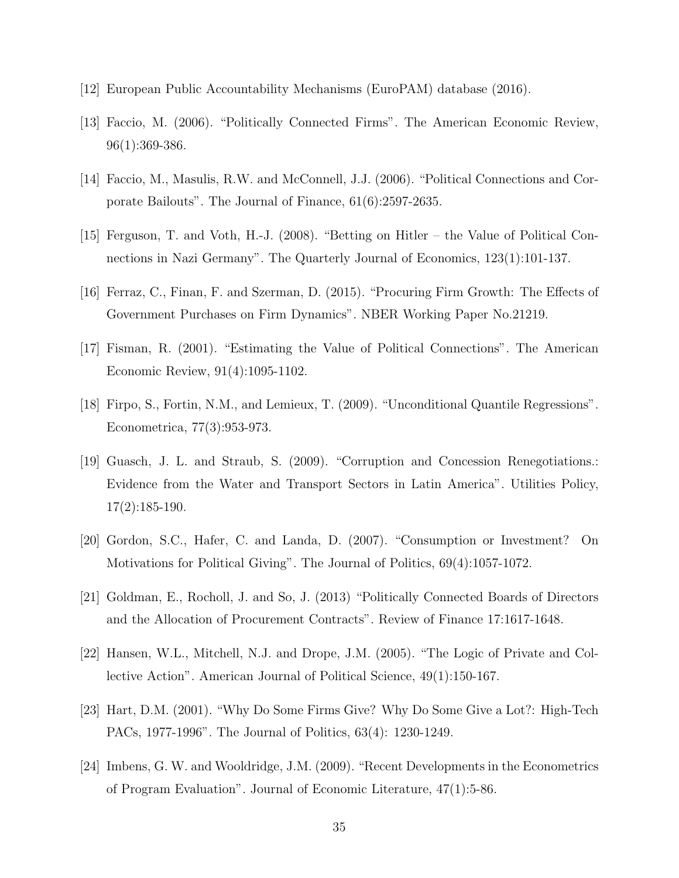[12] European Public Accountability Mechanisms (EuroPAM) database (2016).

[13] Faccio, M. (2006). "Politically Connected Firms". The American Economic Review, 96(1):369-386.

[14] Faccio, M., Masulis, R.W. and McConnell, J.J. (2006). "Political Connections and Corporate Bailouts". The Journal of Finance, 61(6):2597-2635.

[15] Ferguson, T. and Voth, H.-J. (2008). "Betting on Hitler – the Value of Political Connections in Nazi Germany". The Quarterly Journal of Economics, 123(1):101-137.

[16] Ferraz, C., Finan, F. and Szerman, D. (2015). "Procuring Firm Growth: The Effects of Government Purchases on Firm Dynamics". NBER Working Paper No.21219.

[17] Fisman, R. (2001). "Estimating the Value of Political Connections". The American Economic Review, 91(4):1095-1102.

[18] Firpo, S., Fortin, N.M., and Lemieux, T. (2009). "Unconditional Quantile Regressions". Econometrica, 77(3):953-973.

[19] Guasch, J. L. and Straub, S. (2009). "Corruption and Concession Renegotiations.: Evidence from the Water and Transport Sectors in Latin America". Utilities Policy, 17(2):185-190.

[20] Gordon, S.C., Hafer, C. and Landa, D. (2007). "Consumption or Investment? On Motivations for Political Giving". The Journal of Politics, 69(4):1057-1072.

[21] Goldman, E., Rocholl, J. and So, J. (2013) "Politically Connected Boards of Directors and the Allocation of Procurement Contracts". Review of Finance 17:1617-1648.

[22] Hansen, W.L., Mitchell, N.J. and Drope, J.M. (2005). "The Logic of Private and Collective Action". American Journal of Political Science, 49(1):150-167.

[23] Hart, D.M. (2001). "Why Do Some Firms Give? Why Do Some Give a Lot?: High-Tech PACs, 1977-1996". The Journal of Politics, 63(4): 1230-1249.

[24] Imbens, G. W. and Wooldridge, J.M. (2009). "Recent Developments in the Econometrics of Program Evaluation". Journal of Economic Literature, 47(1):5-86.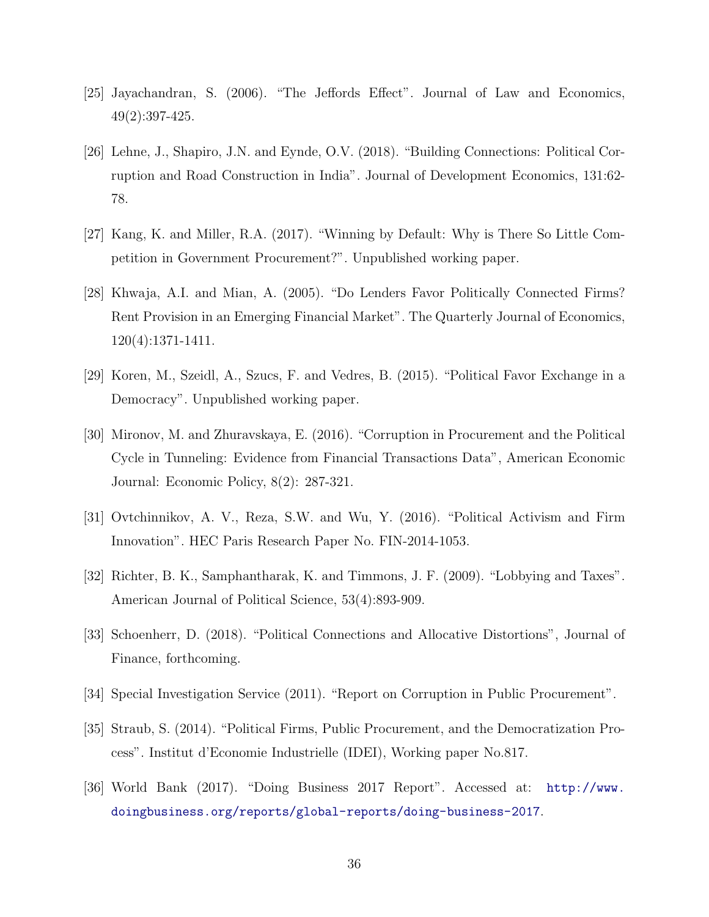[25] Jayachandran, S. (2006). "The Jeffords Effect". Journal of Law and Economics, 49(2):397-425.

[26] Lehne, J., Shapiro, J.N. and Eynde, O.V. (2018). "Building Connections: Political Corruption and Road Construction in India". Journal of Development Economics, 131:62-78.

[27] Kang, K. and Miller, R.A. (2017). "Winning by Default: Why is There So Little Competition in Government Procurement?". Unpublished working paper.

[28] Khwaja, A.I. and Mian, A. (2005). "Do Lenders Favor Politically Connected Firms? Rent Provision in an Emerging Financial Market". The Quarterly Journal of Economics, 120(4):1371-1411.

[29] Koren, M., Szeidl, A., Szucs, F. and Vedres, B. (2015). "Political Favor Exchange in a Democracy". Unpublished working paper.

[30] Mironov, M. and Zhuravskaya, E. (2016). "Corruption in Procurement and the Political Cycle in Tunneling: Evidence from Financial Transactions Data", American Economic Journal: Economic Policy, 8(2): 287-321.

[31] Ovtchinnikov, A. V., Reza, S.W. and Wu, Y. (2016). "Political Activism and Firm Innovation". HEC Paris Research Paper No. FIN-2014-1053.

[32] Richter, B. K., Samphantharak, K. and Timmons, J. F. (2009). "Lobbying and Taxes". American Journal of Political Science, 53(4):893-909.

[33] Schoenherr, D. (2018). "Political Connections and Allocative Distortions", Journal of Finance, forthcoming.

[34] Special Investigation Service (2011). "Report on Corruption in Public Procurement".

[35] Straub, S. (2014). "Political Firms, Public Procurement, and the Democratization Process". Institut d'Economie Industrielle (IDEI), Working paper No.817.

[36] World Bank (2017). "Doing Business 2017 Report". Accessed at: http://www.doingbusiness.org/reports/global-reports/doing-business-2017.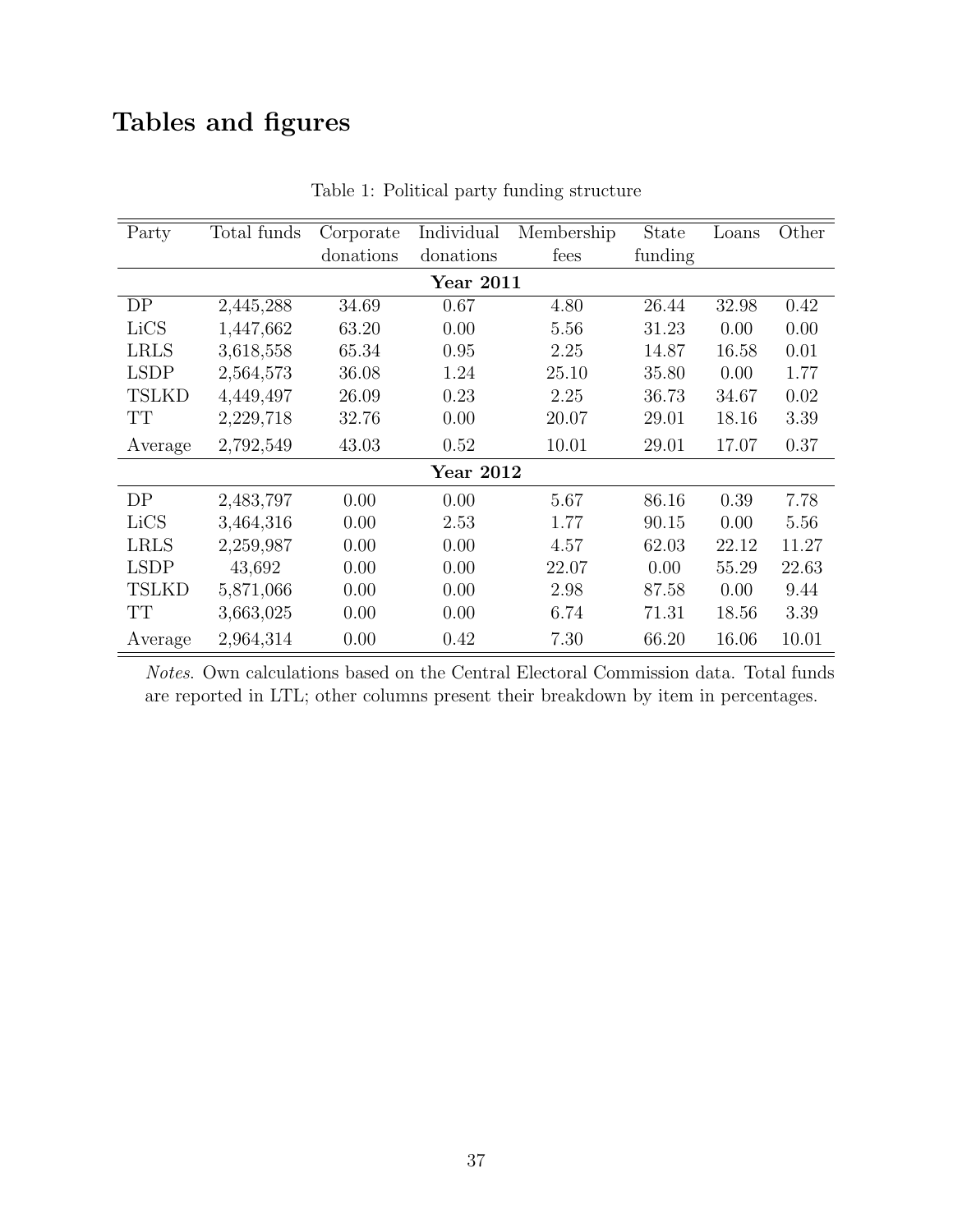# Tables and figures

Table 1: Political party funding structure

| Party | Total funds | Corporate donations | Individual donations | Membership fees | State funding | Loans | Other |
|---|---|---|---|---|---|---|---|
| **Year 2011** | | | | | | | |
| DP | 2,445,288 | 34.69 | 0.67 | 4.80 | 26.44 | 32.98 | 0.42 |
| LiCS | 1,447,662 | 63.20 | 0.00 | 5.56 | 31.23 | 0.00 | 0.00 |
| LRLS | 3,618,558 | 65.34 | 0.95 | 2.25 | 14.87 | 16.58 | 0.01 |
| LSDP | 2,564,573 | 36.08 | 1.24 | 25.10 | 35.80 | 0.00 | 1.77 |
| TSLKD | 4,449,497 | 26.09 | 0.23 | 2.25 | 36.73 | 34.67 | 0.02 |
| TT | 2,229,718 | 32.76 | 0.00 | 20.07 | 29.01 | 18.16 | 3.39 |
| Average | 2,792,549 | 43.03 | 0.52 | 10.01 | 29.01 | 17.07 | 0.37 |
| **Year 2012** | | | | | | | |
| DP | 2,483,797 | 0.00 | 0.00 | 5.67 | 86.16 | 0.39 | 7.78 |
| LiCS | 3,464,316 | 0.00 | 2.53 | 1.77 | 90.15 | 0.00 | 5.56 |
| LRLS | 2,259,987 | 0.00 | 0.00 | 4.57 | 62.03 | 22.12 | 11.27 |
| LSDP | 43,692 | 0.00 | 0.00 | 22.07 | 0.00 | 55.29 | 22.63 |
| TSLKD | 5,871,066 | 0.00 | 0.00 | 2.98 | 87.58 | 0.00 | 9.44 |
| TT | 3,663,025 | 0.00 | 0.00 | 6.74 | 71.31 | 18.56 | 3.39 |
| Average | 2,964,314 | 0.00 | 0.42 | 7.30 | 66.20 | 16.06 | 10.01 |

*Notes.* Own calculations based on the Central Electoral Commission data. Total funds are reported in LTL; other columns present their breakdown by item in percentages.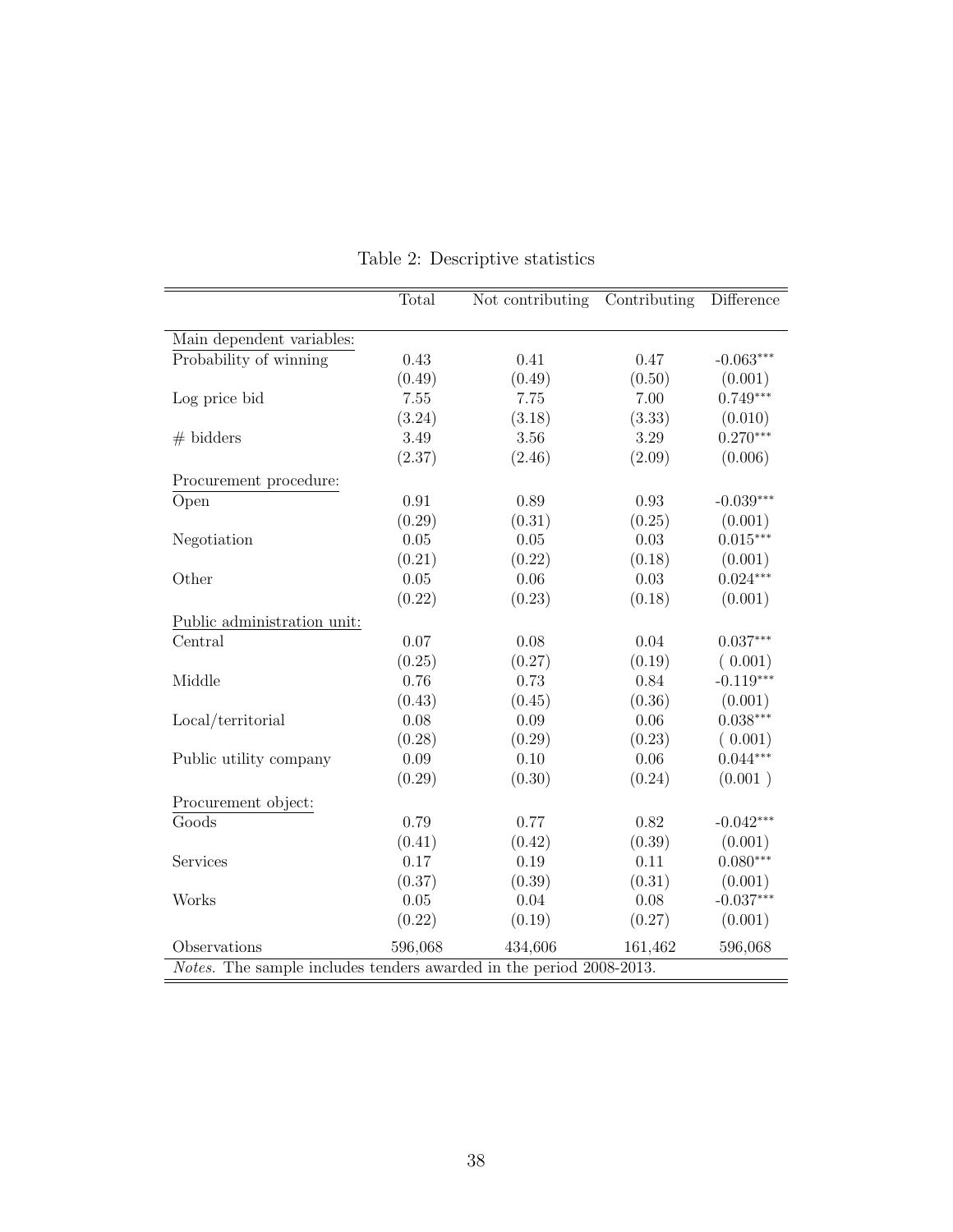Table 2: Descriptive statistics

| | Total | Not contributing | Contributing | Difference |
|---|---|---|---|---|
| Main dependent variables: | | | | |
| Probability of winning | 0.43 | 0.41 | 0.47 | -0.063*** |
| | (0.49) | (0.49) | (0.50) | (0.001) |
| Log price bid | 7.55 | 7.75 | 7.00 | 0.749*** |
| | (3.24) | (3.18) | (3.33) | (0.010) |
| # bidders | 3.49 | 3.56 | 3.29 | 0.270*** |
| | (2.37) | (2.46) | (2.09) | (0.006) |
| Procurement procedure: | | | | |
| Open | 0.91 | 0.89 | 0.93 | -0.039*** |
| | (0.29) | (0.31) | (0.25) | (0.001) |
| Negotiation | 0.05 | 0.05 | 0.03 | 0.015*** |
| | (0.21) | (0.22) | (0.18) | (0.001) |
| Other | 0.05 | 0.06 | 0.03 | 0.024*** |
| | (0.22) | (0.23) | (0.18) | (0.001) |
| Public administration unit: | | | | |
| Central | 0.07 | 0.08 | 0.04 | 0.037*** |
| | (0.25) | (0.27) | (0.19) | ( 0.001) |
| Middle | 0.76 | 0.73 | 0.84 | -0.119*** |
| | (0.43) | (0.45) | (0.36) | (0.001) |
| Local/territorial | 0.08 | 0.09 | 0.06 | 0.038*** |
| | (0.28) | (0.29) | (0.23) | ( 0.001) |
| Public utility company | 0.09 | 0.10 | 0.06 | 0.044*** |
| | (0.29) | (0.30) | (0.24) | (0.001 ) |
| Procurement object: | | | | |
| Goods | 0.79 | 0.77 | 0.82 | -0.042*** |
| | (0.41) | (0.42) | (0.39) | (0.001) |
| Services | 0.17 | 0.19 | 0.11 | 0.080*** |
| | (0.37) | (0.39) | (0.31) | (0.001) |
| Works | 0.05 | 0.04 | 0.08 | -0.037*** |
| | (0.22) | (0.19) | (0.27) | (0.001) |
| Observations | 596,068 | 434,606 | 161,462 | 596,068 |

*Notes.* The sample includes tenders awarded in the period 2008-2013.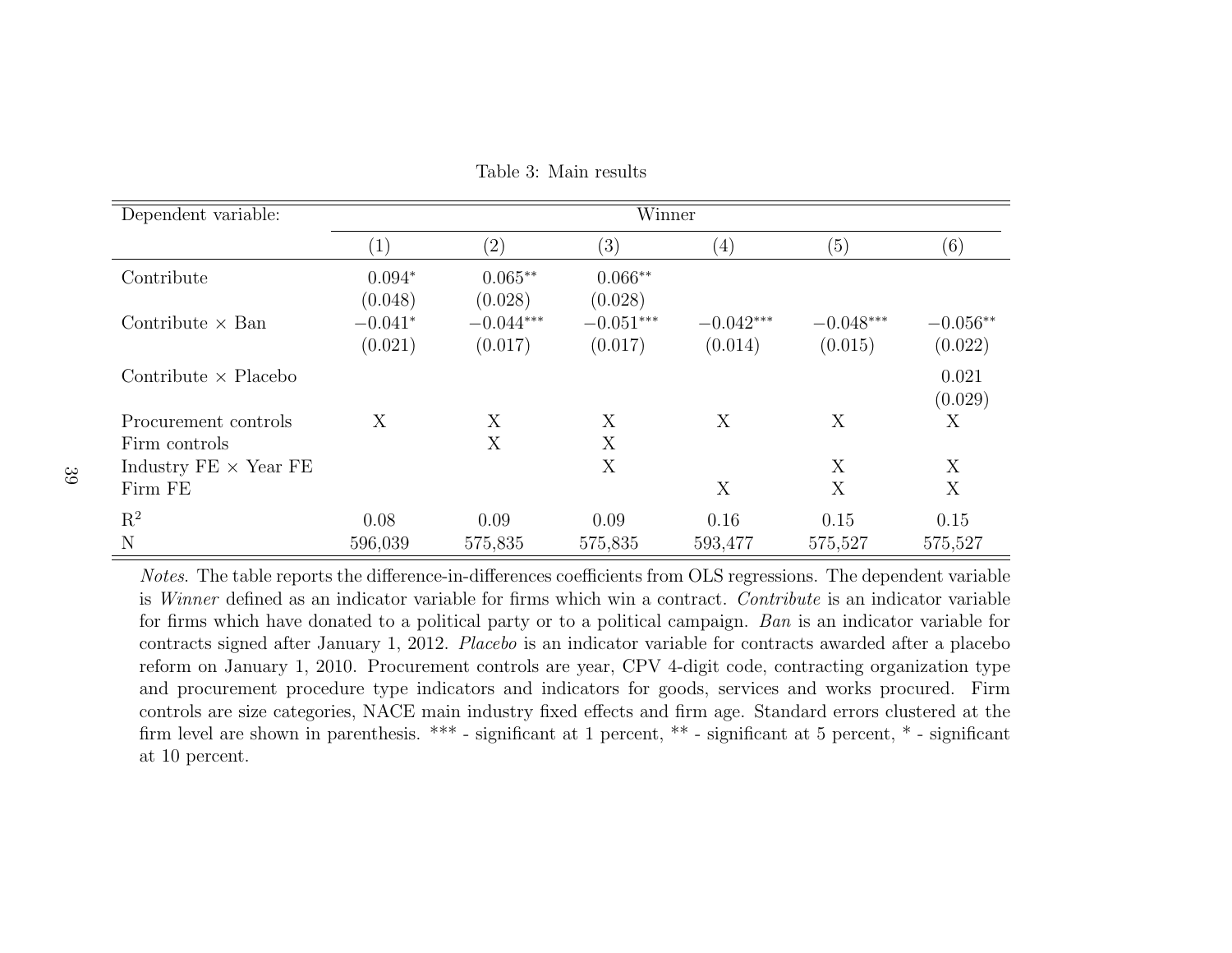Table 3: Main results

| Dependent variable: | Winner | | | | | |
|---|---|---|---|---|---|---|
| | (1) | (2) | (3) | (4) | (5) | (6) |
| Contribute | 0.094* | 0.065** | 0.066** | | | |
| | (0.048) | (0.028) | (0.028) | | | |
| Contribute × Ban | −0.041* | −0.044*** | −0.051*** | −0.042*** | −0.048*** | −0.056** |
| | (0.021) | (0.017) | (0.017) | (0.014) | (0.015) | (0.022) |
| Contribute × Placebo | | | | | | 0.021 |
| | | | | | | (0.029) |
| Procurement controls | X | X | X | X | X | X |
| Firm controls | | X | X | | | |
| Industry FE × Year FE | | | X | | X | X |
| Firm FE | | | | X | X | X |
| $R^2$ | 0.08 | 0.09 | 0.09 | 0.16 | 0.15 | 0.15 |
| N | 596,039 | 575,835 | 575,835 | 593,477 | 575,527 | 575,527 |

*Notes*. The table reports the difference-in-differences coefficients from OLS regressions. The dependent variable is *Winner* defined as an indicator variable for firms which win a contract. *Contribute* is an indicator variable for firms which have donated to a political party or to a political campaign. *Ban* is an indicator variable for contracts signed after January 1, 2012. *Placebo* is an indicator variable for contracts awarded after a placebo reform on January 1, 2010. Procurement controls are year, CPV 4-digit code, contracting organization type and procurement procedure type indicators and indicators for goods, services and works procured. Firm controls are size categories, NACE main industry fixed effects and firm age. Standard errors clustered at the firm level are shown in parenthesis. *** - significant at 1 percent, ** - significant at 5 percent, * - significant at 10 percent.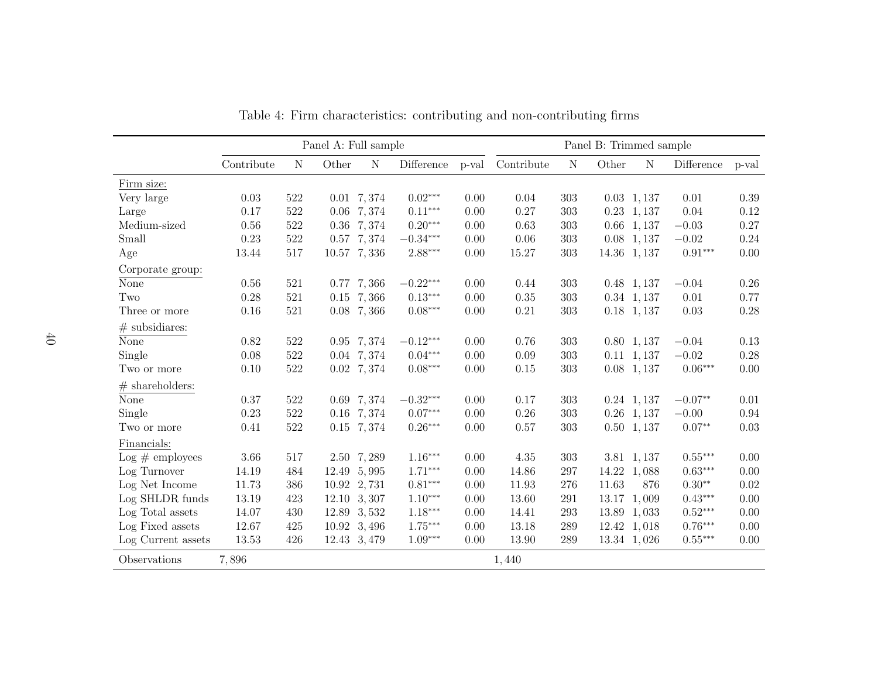Table 4: Firm characteristics: contributing and non-contributing firms

| | Panel A: Full sample | | | | | | Panel B: Trimmed sample | | | | | |
|---|---|---|---|---|---|---|---|---|---|---|---|---|
| | Contribute | N | Other | N | Difference | p-val | Contribute | N | Other | N | Difference | p-val |
| Firm size: | | | | | | | | | | | | |
| Very large | 0.03 | 522 | 0.01 | 7,374 | 0.02*** | 0.00 | 0.04 | 303 | 0.03 | 1,137 | 0.01 | 0.39 |
| Large | 0.17 | 522 | 0.06 | 7,374 | 0.11*** | 0.00 | 0.27 | 303 | 0.23 | 1,137 | 0.04 | 0.12 |
| Medium-sized | 0.56 | 522 | 0.36 | 7,374 | 0.20*** | 0.00 | 0.63 | 303 | 0.66 | 1,137 | −0.03 | 0.27 |
| Small | 0.23 | 522 | 0.57 | 7,374 | −0.34*** | 0.00 | 0.06 | 303 | 0.08 | 1,137 | −0.02 | 0.24 |
| Age | 13.44 | 517 | 10.57 | 7,336 | 2.88*** | 0.00 | 15.27 | 303 | 14.36 | 1,137 | 0.91*** | 0.00 |
| Corporate group: | | | | | | | | | | | | |
| None | 0.56 | 521 | 0.77 | 7,366 | −0.22*** | 0.00 | 0.44 | 303 | 0.48 | 1,137 | −0.04 | 0.26 |
| Two | 0.28 | 521 | 0.15 | 7,366 | 0.13*** | 0.00 | 0.35 | 303 | 0.34 | 1,137 | 0.01 | 0.77 |
| Three or more | 0.16 | 521 | 0.08 | 7,366 | 0.08*** | 0.00 | 0.21 | 303 | 0.18 | 1,137 | 0.03 | 0.28 |
| # subsidiares: | | | | | | | | | | | | |
| None | 0.82 | 522 | 0.95 | 7,374 | −0.12*** | 0.00 | 0.76 | 303 | 0.80 | 1,137 | −0.04 | 0.13 |
| Single | 0.08 | 522 | 0.04 | 7,374 | 0.04*** | 0.00 | 0.09 | 303 | 0.11 | 1,137 | −0.02 | 0.28 |
| Two or more | 0.10 | 522 | 0.02 | 7,374 | 0.08*** | 0.00 | 0.15 | 303 | 0.08 | 1,137 | 0.06*** | 0.00 |
| # shareholders: | | | | | | | | | | | | |
| None | 0.37 | 522 | 0.69 | 7,374 | −0.32*** | 0.00 | 0.17 | 303 | 0.24 | 1,137 | −0.07** | 0.01 |
| Single | 0.23 | 522 | 0.16 | 7,374 | 0.07*** | 0.00 | 0.26 | 303 | 0.26 | 1,137 | −0.00 | 0.94 |
| Two or more | 0.41 | 522 | 0.15 | 7,374 | 0.26*** | 0.00 | 0.57 | 303 | 0.50 | 1,137 | 0.07** | 0.03 |
| Financials: | | | | | | | | | | | | |
| Log # employees | 3.66 | 517 | 2.50 | 7,289 | 1.16*** | 0.00 | 4.35 | 303 | 3.81 | 1,137 | 0.55*** | 0.00 |
| Log Turnover | 14.19 | 484 | 12.49 | 5,995 | 1.71*** | 0.00 | 14.86 | 297 | 14.22 | 1,088 | 0.63*** | 0.00 |
| Log Net Income | 11.73 | 386 | 10.92 | 2,731 | 0.81*** | 0.00 | 11.93 | 276 | 11.63 | 876 | 0.30** | 0.02 |
| Log SHLDR funds | 13.19 | 423 | 12.10 | 3,307 | 1.10*** | 0.00 | 13.60 | 291 | 13.17 | 1,009 | 0.43*** | 0.00 |
| Log Total assets | 14.07 | 430 | 12.89 | 3,532 | 1.18*** | 0.00 | 14.41 | 293 | 13.89 | 1,033 | 0.52*** | 0.00 |
| Log Fixed assets | 12.67 | 425 | 10.92 | 3,496 | 1.75*** | 0.00 | 13.18 | 289 | 12.42 | 1,018 | 0.76*** | 0.00 |
| Log Current assets | 13.53 | 426 | 12.43 | 3,479 | 1.09*** | 0.00 | 13.90 | 289 | 13.34 | 1,026 | 0.55*** | 0.00 |
| Observations | 7,896 | | | | | | 1,440 | | | | | |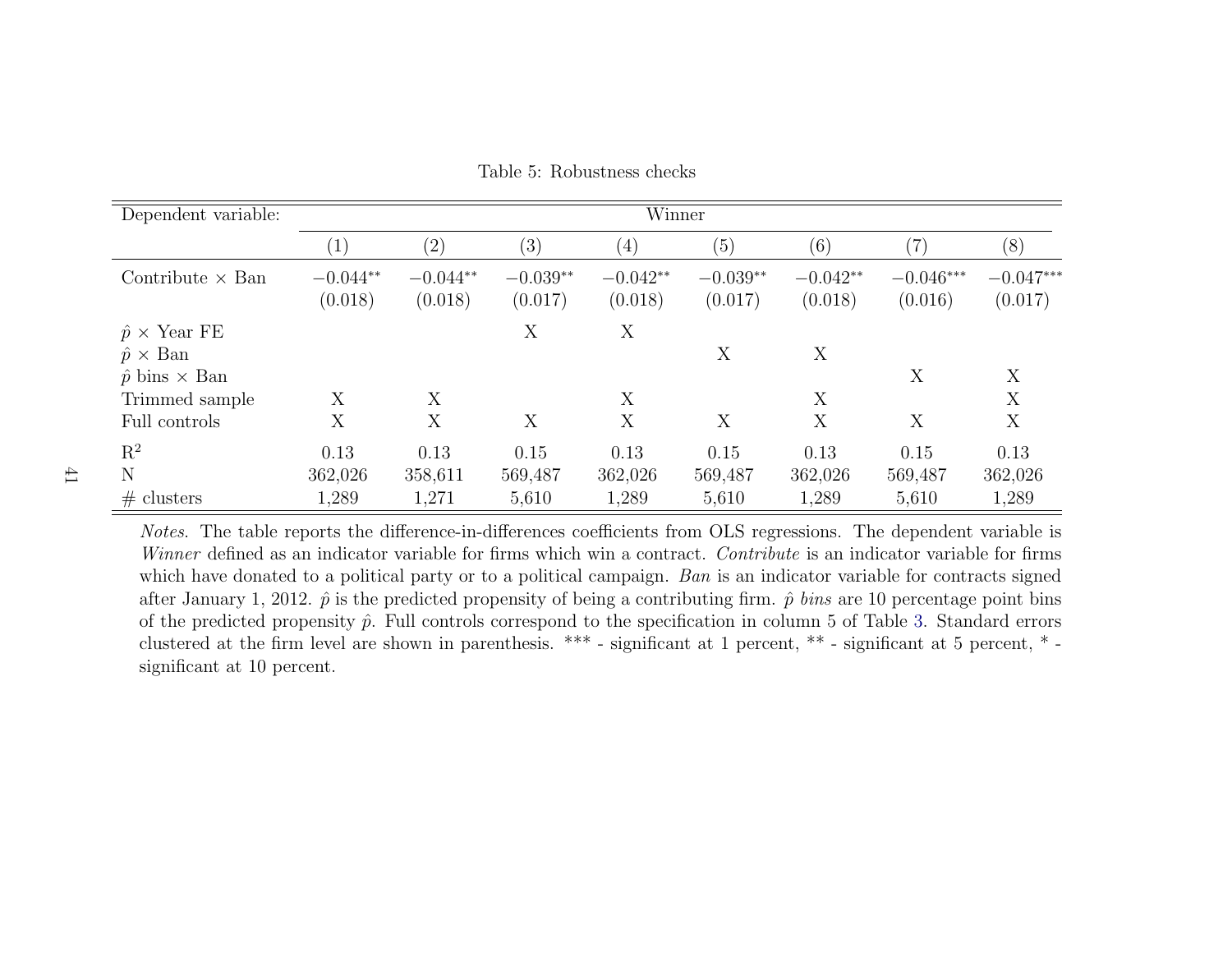Table 5: Robustness checks

| Dependent variable: | Winner | | | | | | | |
|---|---|---|---|---|---|---|---|---|
| | (1) | (2) | (3) | (4) | (5) | (6) | (7) | (8) |
| Contribute × Ban | −0.044** | −0.044** | −0.039** | −0.042** | −0.039** | −0.042** | −0.046*** | −0.047*** |
| | (0.018) | (0.018) | (0.017) | (0.018) | (0.017) | (0.018) | (0.016) | (0.017) |
| $\hat{p}$ × Year FE | | | X | X | | | | |
| $\hat{p}$ × Ban | | | | | X | X | | |
| $\hat{p}$ bins × Ban | | | | | | | X | X |
| Trimmed sample | X | X | | X | | X | | X |
| Full controls | X | X | X | X | X | X | X | X |
| $R^2$ | 0.13 | 0.13 | 0.15 | 0.13 | 0.15 | 0.13 | 0.15 | 0.13 |
| N | 362,026 | 358,611 | 569,487 | 362,026 | 569,487 | 362,026 | 569,487 | 362,026 |
| # clusters | 1,289 | 1,271 | 5,610 | 1,289 | 5,610 | 1,289 | 5,610 | 1,289 |

*Notes*. The table reports the difference-in-differences coefficients from OLS regressions. The dependent variable is *Winner* defined as an indicator variable for firms which win a contract. *Contribute* is an indicator variable for firms which have donated to a political party or to a political campaign. *Ban* is an indicator variable for contracts signed after January 1, 2012. $\hat{p}$ is the predicted propensity of being a contributing firm. $\hat{p}$ *bins* are 10 percentage point bins of the predicted propensity $\hat{p}$. Full controls correspond to the specification in column 5 of Table 3. Standard errors clustered at the firm level are shown in parenthesis. *** - significant at 1 percent, ** - significant at 5 percent, * - significant at 10 percent.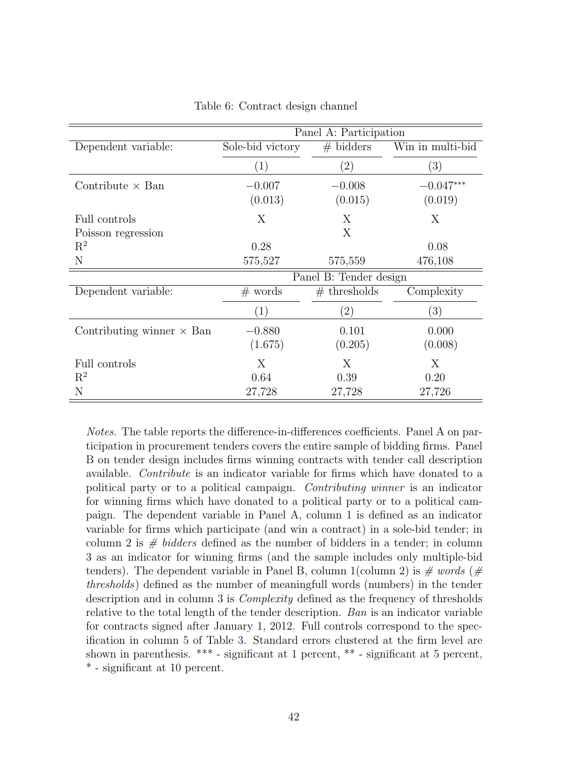Table 6: Contract design channel

| | Panel A: Participation | | |
|---|---|---|---|
| Dependent variable: | Sole-bid victory | # bidders | Win in multi-bid |
| | (1) | (2) | (3) |
| Contribute × Ban | −0.007 | −0.008 | −0.047*** |
| | (0.013) | (0.015) | (0.019) |
| Full controls | X | X | X |
| Poisson regression | | X | |
| $R^2$ | 0.28 | | 0.08 |
| N | 575,527 | 575,559 | 476,108 |
| | **Panel B: Tender design** | | |
| Dependent variable: | # words | # thresholds | Complexity |
| | (1) | (2) | (3) |
| Contributing winner × Ban | −0.880 | 0.101 | 0.000 |
| | (1.675) | (0.205) | (0.008) |
| Full controls | X | X | X |
| $R^2$ | 0.64 | 0.39 | 0.20 |
| N | 27,728 | 27,728 | 27,726 |

*Notes.* The table reports the difference-in-differences coefficients. Panel A on participation in procurement tenders covers the entire sample of bidding firms. Panel B on tender design includes firms winning contracts with tender call description available. *Contribute* is an indicator variable for firms which have donated to a political party or to a political campaign. *Contributing winner* is an indicator for winning firms which have donated to a political party or to a political campaign. The dependent variable in Panel A, column 1 is defined as an indicator variable for firms which participate (and win a contract) in a sole-bid tender; in column 2 is *# bidders* defined as the number of bidders in a tender; in column 3 as an indicator for winning firms (and the sample includes only multiple-bid tenders). The dependent variable in Panel B, column 1(column 2) is *# words* (*# thresholds*) defined as the number of meaningfull words (numbers) in the tender description and in column 3 is *Complexity* defined as the frequency of thresholds relative to the total length of the tender description. *Ban* is an indicator variable for contracts signed after January 1, 2012. Full controls correspond to the specification in column 5 of Table 3. Standard errors clustered at the firm level are shown in parenthesis. *** - significant at 1 percent, ** - significant at 5 percent, * - significant at 10 percent.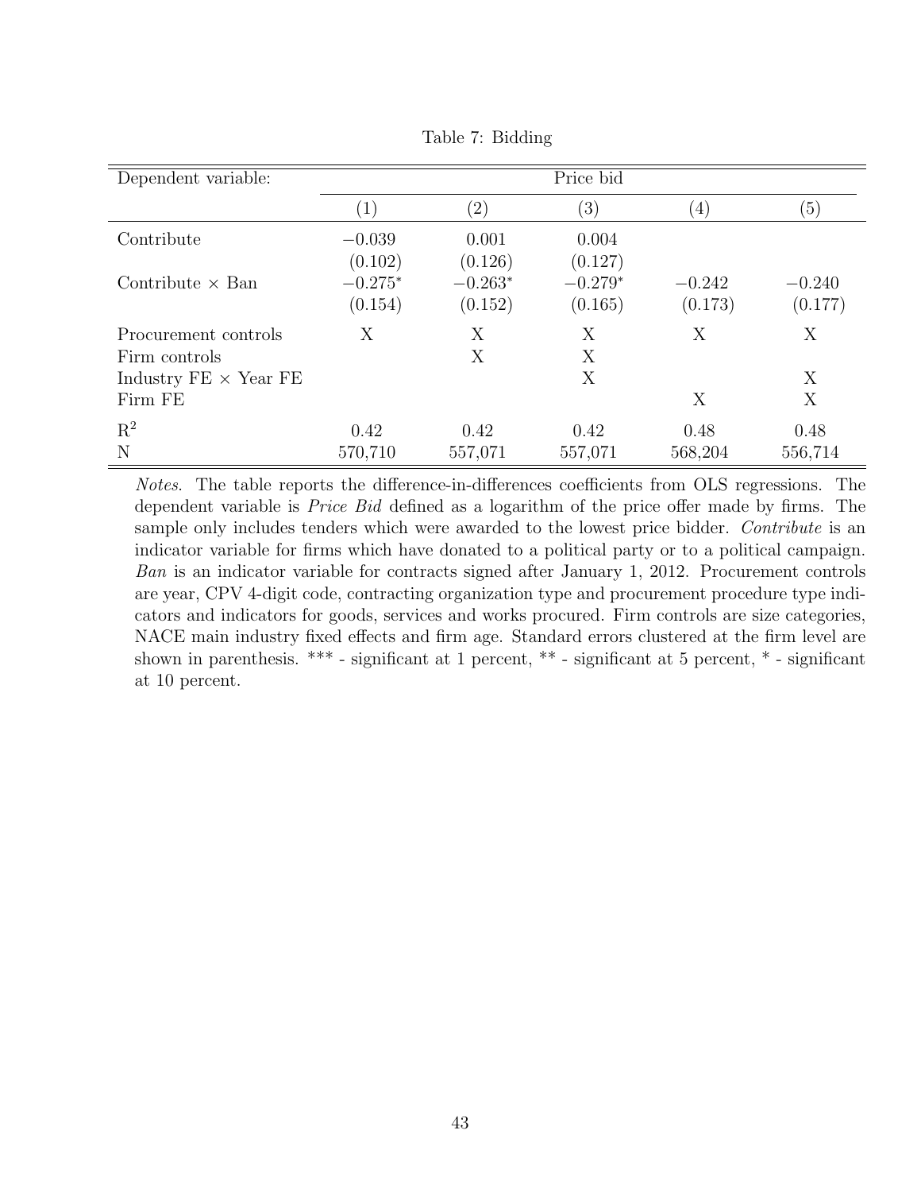Table 7: Bidding

| Dependent variable: | Price bid | | | | |
|---|---|---|---|---|---|
| | (1) | (2) | (3) | (4) | (5) |
| Contribute | −0.039 | 0.001 | 0.004 | | |
| | (0.102) | (0.126) | (0.127) | | |
| Contribute × Ban | −0.275* | −0.263* | −0.279* | −0.242 | −0.240 |
| | (0.154) | (0.152) | (0.165) | (0.173) | (0.177) |
| Procurement controls | X | X | X | X | X |
| Firm controls | | X | X | | |
| Industry FE × Year FE | | | X | | X |
| Firm FE | | | | X | X |
| $R^2$ | 0.42 | 0.42 | 0.42 | 0.48 | 0.48 |
| N | 570,710 | 557,071 | 557,071 | 568,204 | 556,714 |

*Notes*. The table reports the difference-in-differences coefficients from OLS regressions. The dependent variable is *Price Bid* defined as a logarithm of the price offer made by firms. The sample only includes tenders which were awarded to the lowest price bidder. *Contribute* is an indicator variable for firms which have donated to a political party or to a political campaign. *Ban* is an indicator variable for contracts signed after January 1, 2012. Procurement controls are year, CPV 4-digit code, contracting organization type and procurement procedure type indicators and indicators for goods, services and works procured. Firm controls are size categories, NACE main industry fixed effects and firm age. Standard errors clustered at the firm level are shown in parenthesis. *** - significant at 1 percent, ** - significant at 5 percent, * - significant at 10 percent.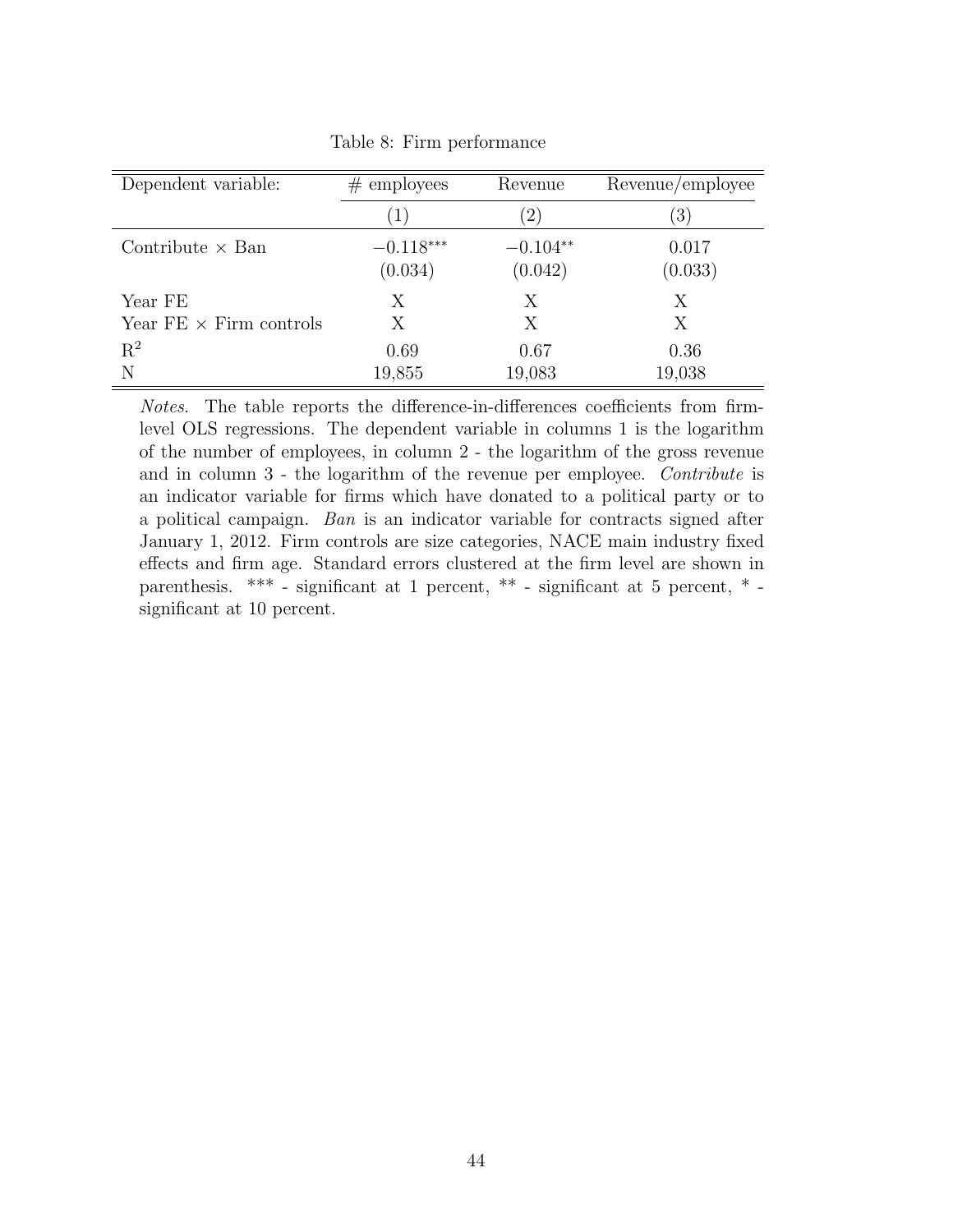Table 8: Firm performance

| Dependent variable: | # employees | Revenue | Revenue/employee |
|---|---|---|---|
| | (1) | (2) | (3) |
| Contribute × Ban | $-0.118^{***}$ | $-0.104^{**}$ | 0.017 |
| | (0.034) | (0.042) | (0.033) |
| Year FE | X | X | X |
| Year FE × Firm controls | X | X | X |
| $R^2$ | 0.69 | 0.67 | 0.36 |
| N | 19,855 | 19,083 | 19,038 |

*Notes.* The table reports the difference-in-differences coefficients from firm-level OLS regressions. The dependent variable in columns 1 is the logarithm of the number of employees, in column 2 - the logarithm of the gross revenue and in column 3 - the logarithm of the revenue per employee. *Contribute* is an indicator variable for firms which have donated to a political party or to a political campaign. *Ban* is an indicator variable for contracts signed after January 1, 2012. Firm controls are size categories, NACE main industry fixed effects and firm age. Standard errors clustered at the firm level are shown in parenthesis. *** - significant at 1 percent, ** - significant at 5 percent, * - significant at 10 percent.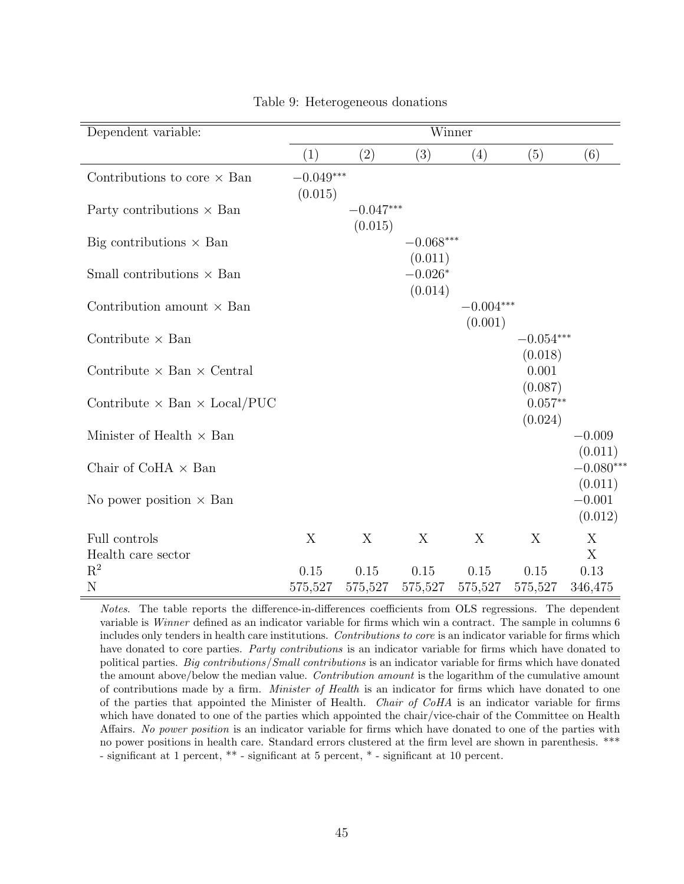Table 9: Heterogeneous donations

| Dependent variable: | Winner | | | | | |
|---|---|---|---|---|---|---|
| | (1) | (2) | (3) | (4) | (5) | (6) |
| Contributions to core × Ban | $-0.049^{***}$ | | | | | |
| | (0.015) | | | | | |
| Party contributions × Ban | | $-0.047^{***}$ | | | | |
| | | (0.015) | | | | |
| Big contributions × Ban | | | $-0.068^{***}$ | | | |
| | | | (0.011) | | | |
| Small contributions × Ban | | | $-0.026^{*}$ | | | |
| | | | (0.014) | | | |
| Contribution amount × Ban | | | | $-0.004^{***}$ | | |
| | | | | (0.001) | | |
| Contribute × Ban | | | | | $-0.054^{***}$ | |
| | | | | | (0.018) | |
| Contribute × Ban × Central | | | | | 0.001 | |
| | | | | | (0.087) | |
| Contribute × Ban × Local/PUC | | | | | $0.057^{**}$ | |
| | | | | | (0.024) | |
| Minister of Health × Ban | | | | | | $-0.009$ |
| | | | | | | (0.011) |
| Chair of CoHA × Ban | | | | | | $-0.080^{***}$ |
| | | | | | | (0.011) |
| No power position × Ban | | | | | | $-0.001$ |
| | | | | | | (0.012) |
| Full controls | X | X | X | X | X | X |
| Health care sector | | | | | | X |
| $R^2$ | 0.15 | 0.15 | 0.15 | 0.15 | 0.15 | 0.13 |
| N | 575,527 | 575,527 | 575,527 | 575,527 | 575,527 | 346,475 |

*Notes*. The table reports the difference-in-differences coefficients from OLS regressions. The dependent variable is *Winner* defined as an indicator variable for firms which win a contract. The sample in columns 6 includes only tenders in health care institutions. *Contributions to core* is an indicator variable for firms which have donated to core parties. *Party contributions* is an indicator variable for firms which have donated to political parties. *Big contributions/Small contributions* is an indicator variable for firms which have donated the amount above/below the median value. *Contribution amount* is the logarithm of the cumulative amount of contributions made by a firm. *Minister of Health* is an indicator for firms which have donated to one of the parties that appointed the Minister of Health. *Chair of CoHA* is an indicator variable for firms which have donated to one of the parties which appointed the chair/vice-chair of the Committee on Health Affairs. *No power position* is an indicator variable for firms which have donated to one of the parties with no power positions in health care. Standard errors clustered at the firm level are shown in parenthesis. *** - significant at 1 percent, ** - significant at 5 percent, * - significant at 10 percent.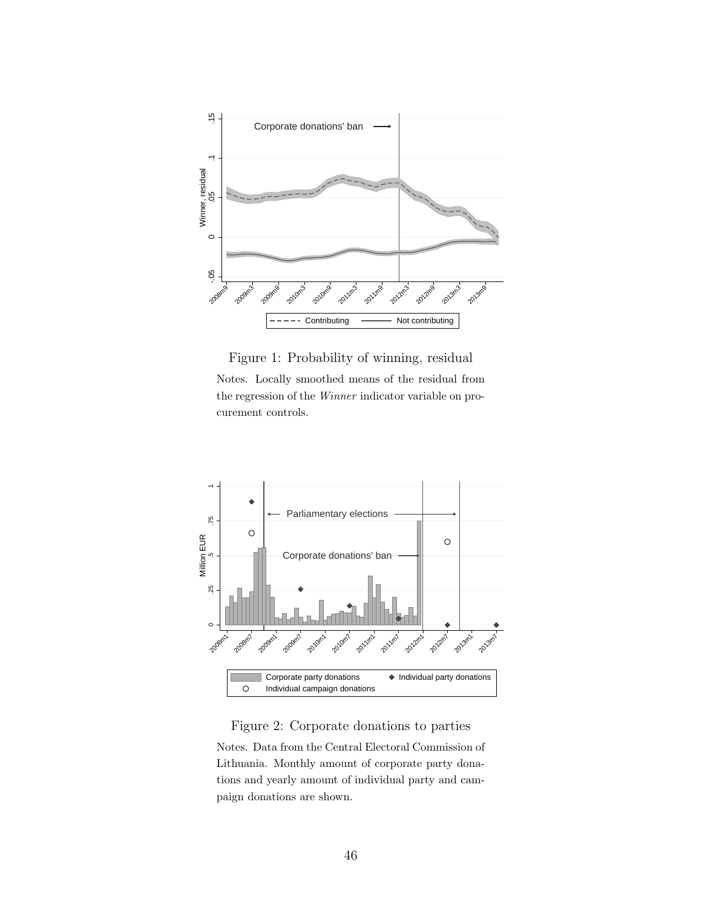Figure 1: Probability of winning, residual

Notes. Locally smoothed means of the residual from the regression of the *Winner* indicator variable on procurement controls.

Figure 2: Corporate donations to parties

Notes. Data from the Central Electoral Commission of Lithuania. Monthly amount of corporate party donations and yearly amount of individual party and campaign donations are shown.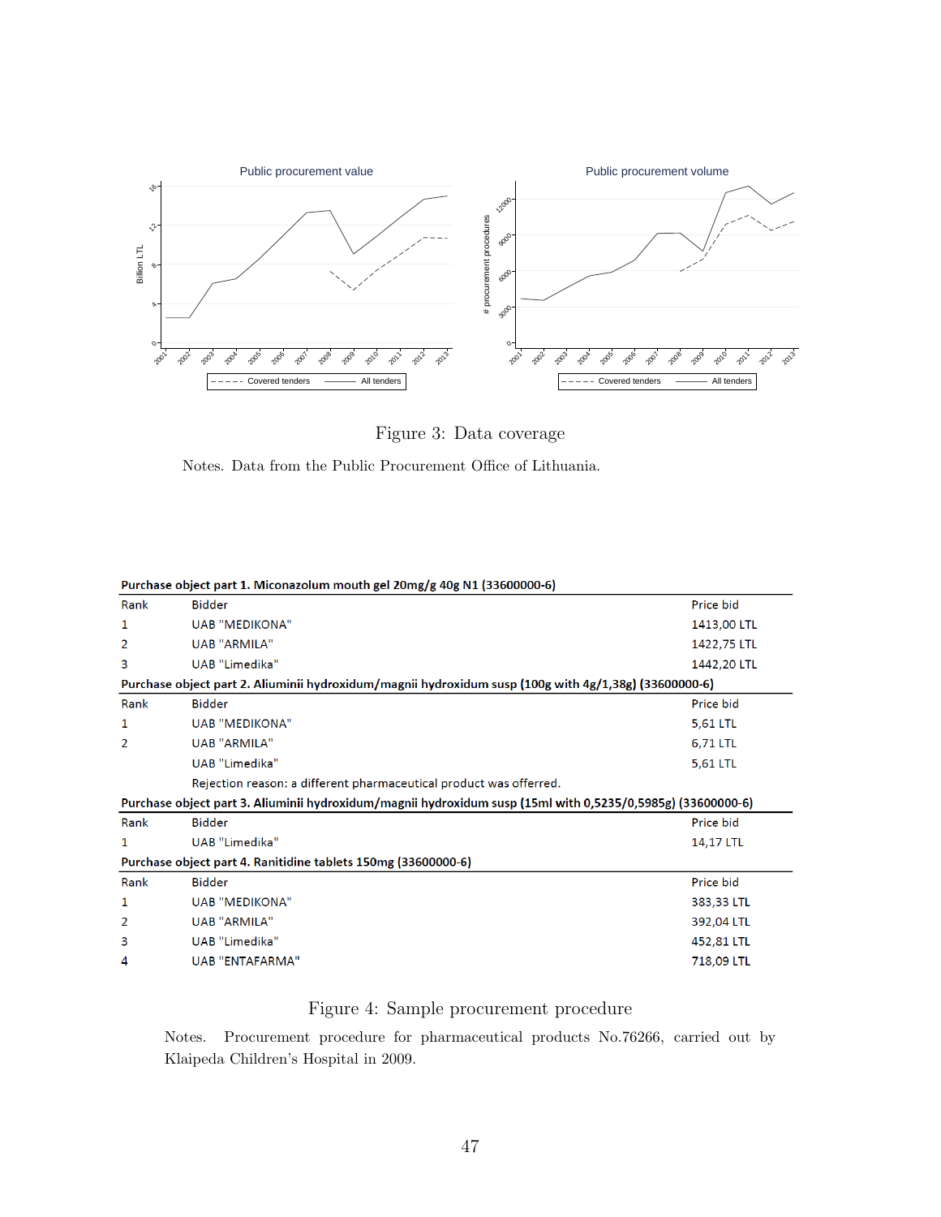Figure 3: Data coverage

Notes. Data from the Public Procurement Office of Lithuania.

**Purchase object part 1. Miconazolum mouth gel 20mg/g 40g N1 (33600000-6)**

| Rank | Bidder | Price bid |
|---|---|---|
| 1 | UAB "MEDIKONA" | 1413,00 LTL |
| 2 | UAB "ARMILA" | 1422,75 LTL |
| 3 | UAB "Limedika" | 1442,20 LTL |

**Purchase object part 2. Aliuminii hydroxidum/magnii hydroxidum susp (100g with 4g/1,38g) (33600000-6)**

| Rank | Bidder | Price bid |
|---|---|---|
| 1 | UAB "MEDIKONA" | 5,61 LTL |
| 2 | UAB "ARMILA" | 6,71 LTL |
| | UAB "Limedika" | 5,61 LTL |
| | Rejection reason: a different pharmaceutical product was offered. | |

**Purchase object part 3. Aliuminii hydroxidum/magnii hydroxidum susp (15ml with 0,5235/0,5985g) (33600000-6)**

| Rank | Bidder | Price bid |
|---|---|---|
| 1 | UAB "Limedika" | 14,17 LTL |

**Purchase object part 4. Ranitidine tablets 150mg (33600000-6)**

| Rank | Bidder | Price bid |
|---|---|---|
| 1 | UAB "MEDIKONA" | 383,33 LTL |
| 2 | UAB "ARMILA" | 392,04 LTL |
| 3 | UAB "Limedika" | 452,81 LTL |
| 4 | UAB "ENTAFARMA" | 718,09 LTL |

Figure 4: Sample procurement procedure

Notes. Procurement procedure for pharmaceutical products No.76266, carried out by Klaipeda Children's Hospital in 2009.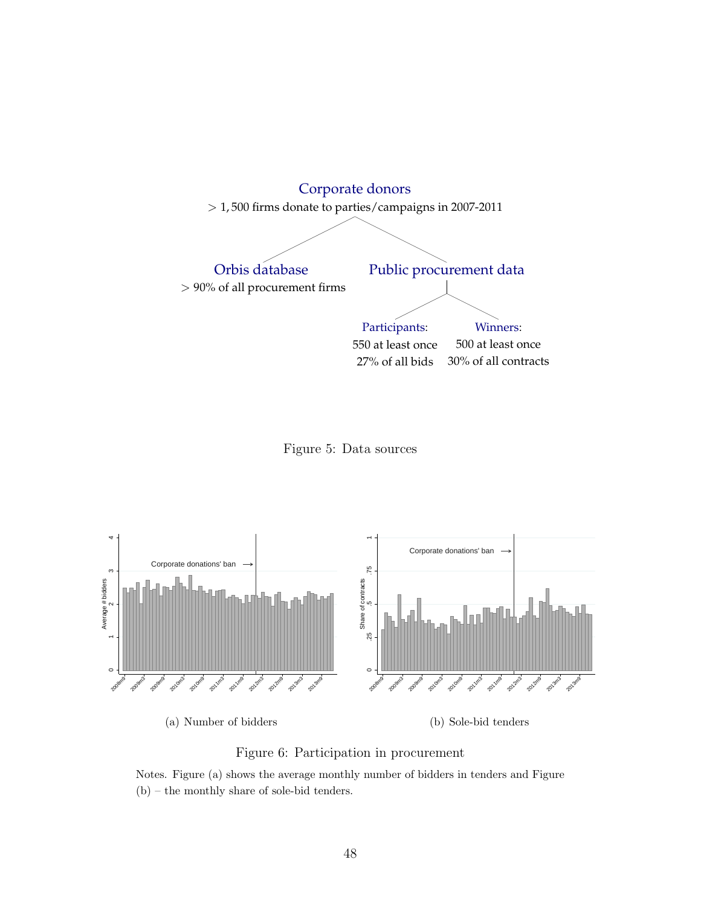Corporate donors

$> 1{,}500$ firms donate to parties/campaigns in 2007-2011

Orbis database

$> 90\%$ of all procurement firms

Public procurement data

Participants:
550 at least once
27% of all bids

Winners:
500 at least once
30% of all contracts

Figure 5: Data sources

(a) Number of bidders

(b) Sole-bid tenders

Figure 6: Participation in procurement

Notes. Figure (a) shows the average monthly number of bidders in tenders and Figure (b) – the monthly share of sole-bid tenders.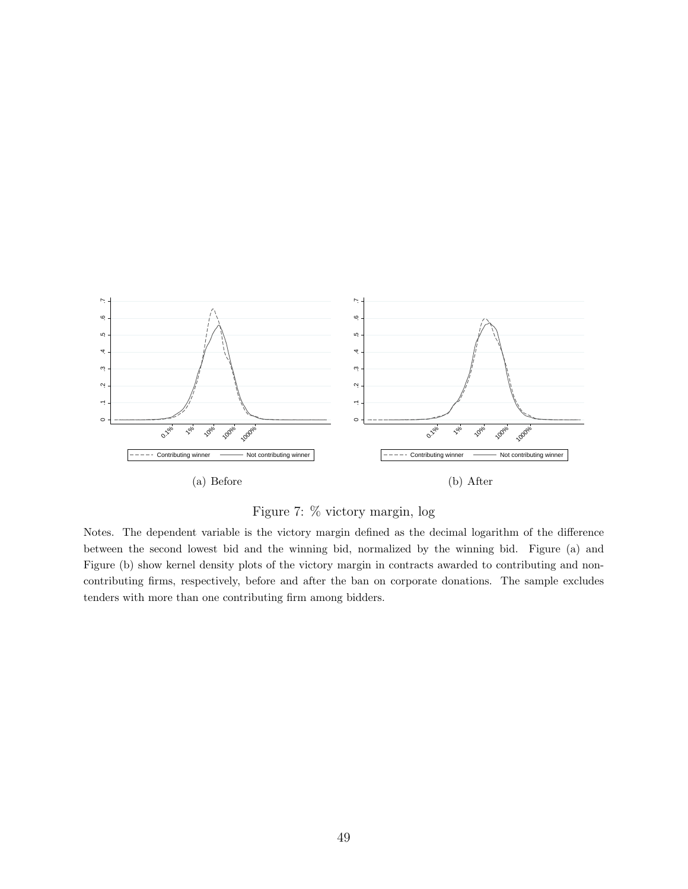(a) Before

(b) After

Figure 7: % victory margin, log

Notes. The dependent variable is the victory margin defined as the decimal logarithm of the difference between the second lowest bid and the winning bid, normalized by the winning bid. Figure (a) and Figure (b) show kernel density plots of the victory margin in contracts awarded to contributing and non-contributing firms, respectively, before and after the ban on corporate donations. The sample excludes tenders with more than one contributing firm among bidders.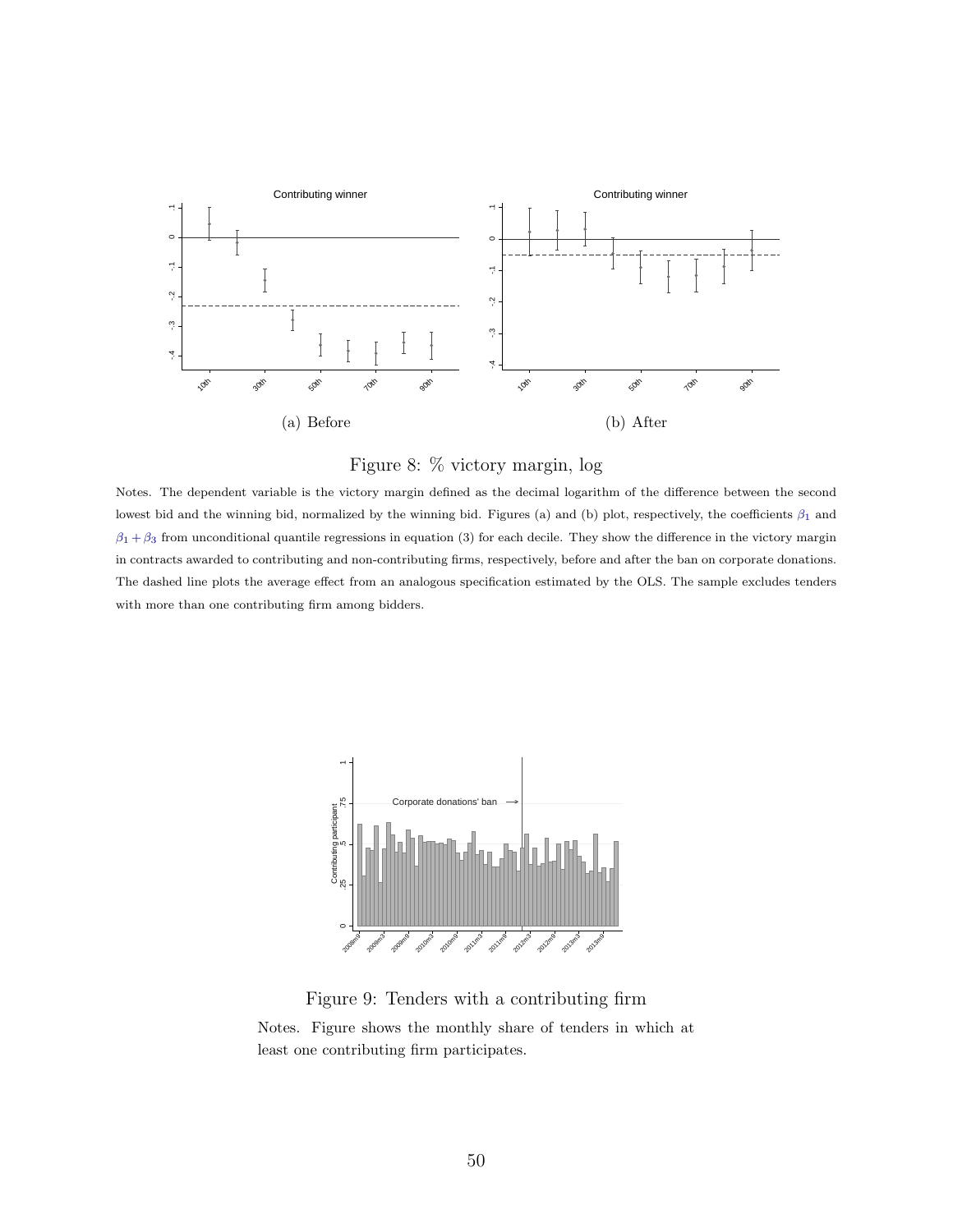(a) Before

(b) After

Figure 8: % victory margin, log

Notes. The dependent variable is the victory margin defined as the decimal logarithm of the difference between the second lowest bid and the winning bid, normalized by the winning bid. Figures (a) and (b) plot, respectively, the coefficients $\beta_1$ and $\beta_1 + \beta_3$ from unconditional quantile regressions in equation (3) for each decile. They show the difference in the victory margin in contracts awarded to contributing and non-contributing firms, respectively, before and after the ban on corporate donations. The dashed line plots the average effect from an analogous specification estimated by the OLS. The sample excludes tenders with more than one contributing firm among bidders.

Figure 9: Tenders with a contributing firm

Notes. Figure shows the monthly share of tenders in which at least one contributing firm participates.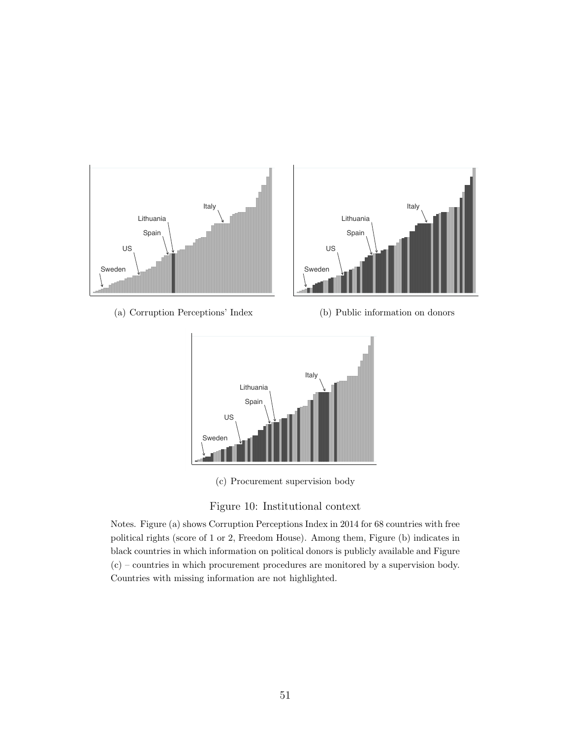(a) Corruption Perceptions' Index

(b) Public information on donors

(c) Procurement supervision body

Figure 10: Institutional context

Notes. Figure (a) shows Corruption Perceptions Index in 2014 for 68 countries with free political rights (score of 1 or 2, Freedom House). Among them, Figure (b) indicates in black countries in which information on political donors is publicly available and Figure (c) – countries in which procurement procedures are monitored by a supervision body. Countries with missing information are not highlighted.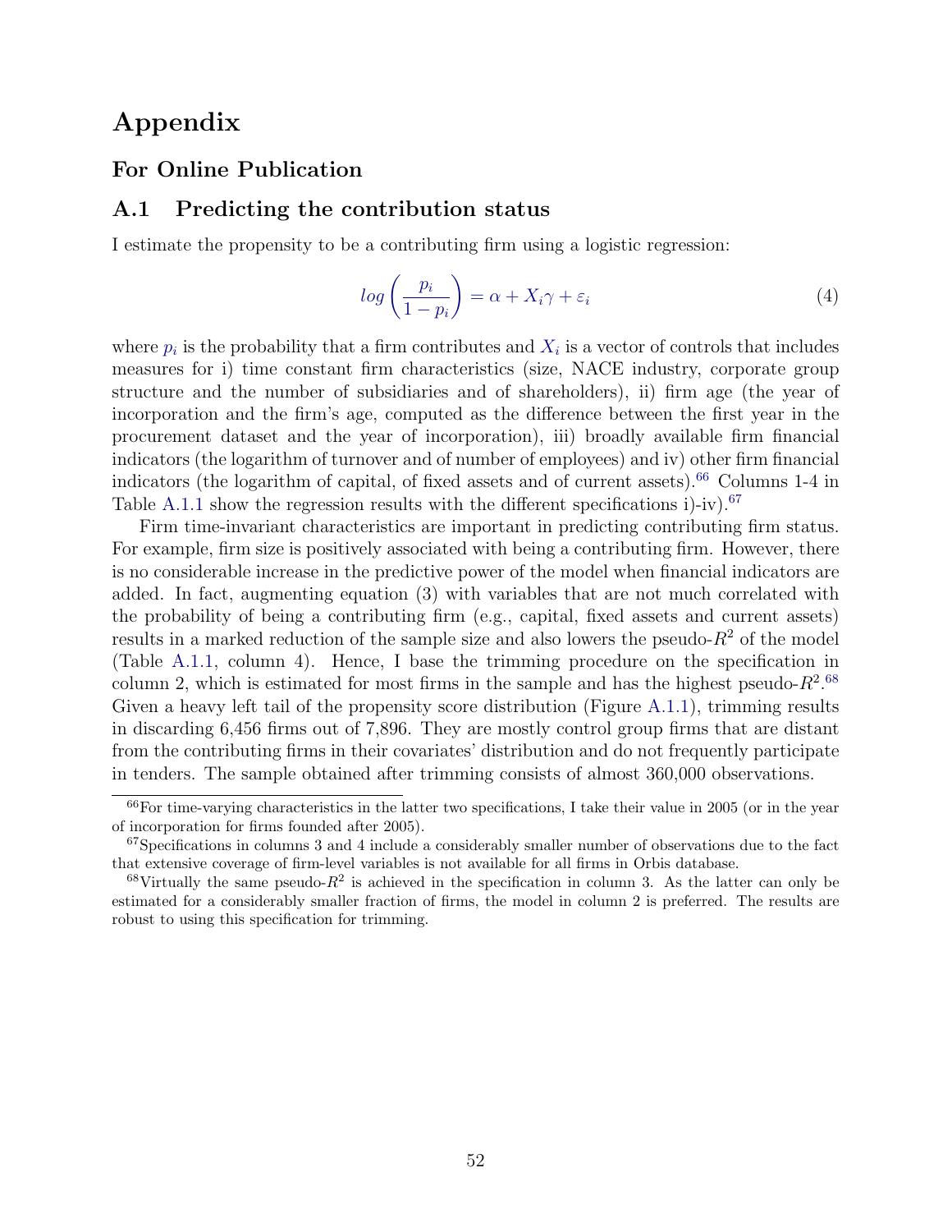# Appendix

## For Online Publication

### A.1 Predicting the contribution status

I estimate the propensity to be a contributing firm using a logistic regression:

$$log\left(\frac{p_i}{1-p_i}\right) = \alpha + X_i\gamma + \varepsilon_i \tag{4}$$

where $p_i$ is the probability that a firm contributes and $X_i$ is a vector of controls that includes measures for i) time constant firm characteristics (size, NACE industry, corporate group structure and the number of subsidiaries and of shareholders), ii) firm age (the year of incorporation and the firm's age, computed as the difference between the first year in the procurement dataset and the year of incorporation), iii) broadly available firm financial indicators (the logarithm of turnover and of number of employees) and iv) other firm financial indicators (the logarithm of capital, of fixed assets and of current assets).[66] Columns 1-4 in Table A.1.1 show the regression results with the different specifications i)-iv).[67]

Firm time-invariant characteristics are important in predicting contributing firm status. For example, firm size is positively associated with being a contributing firm. However, there is no considerable increase in the predictive power of the model when financial indicators are added. In fact, augmenting equation (3) with variables that are not much correlated with the probability of being a contributing firm (e.g., capital, fixed assets and current assets) results in a marked reduction of the sample size and also lowers the pseudo-$R^2$ of the model (Table A.1.1, column 4). Hence, I base the trimming procedure on the specification in column 2, which is estimated for most firms in the sample and has the highest pseudo-$R^2$.[68] Given a heavy left tail of the propensity score distribution (Figure A.1.1), trimming results in discarding 6,456 firms out of 7,896. They are mostly control group firms that are distant from the contributing firms in their covariates' distribution and do not frequently participate in tenders. The sample obtained after trimming consists of almost 360,000 observations.

[66] For time-varying characteristics in the latter two specifications, I take their value in 2005 (or in the year of incorporation for firms founded after 2005).

[67] Specifications in columns 3 and 4 include a considerably smaller number of observations due to the fact that extensive coverage of firm-level variables is not available for all firms in Orbis database.

[68] Virtually the same pseudo-$R^2$ is achieved in the specification in column 3. As the latter can only be estimated for a considerably smaller fraction of firms, the model in column 2 is preferred. The results are robust to using this specification for trimming.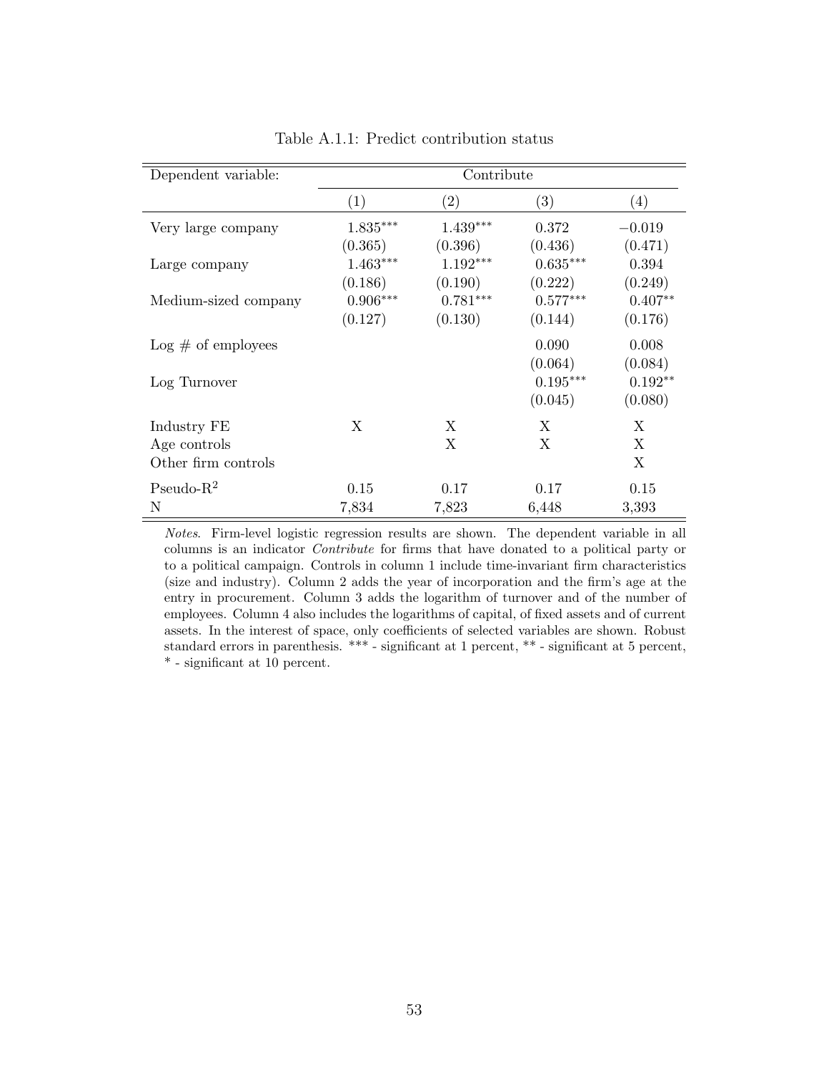Table A.1.1: Predict contribution status

| Dependent variable: | Contribute | | | |
|---|---|---|---|---|
| | (1) | (2) | (3) | (4) |
| Very large company | 1.835*** | 1.439*** | 0.372 | −0.019 |
| | (0.365) | (0.396) | (0.436) | (0.471) |
| Large company | 1.463*** | 1.192*** | 0.635*** | 0.394 |
| | (0.186) | (0.190) | (0.222) | (0.249) |
| Medium-sized company | 0.906*** | 0.781*** | 0.577*** | 0.407** |
| | (0.127) | (0.130) | (0.144) | (0.176) |
| Log # of employees | | | 0.090 | 0.008 |
| | | | (0.064) | (0.084) |
| Log Turnover | | | 0.195*** | 0.192** |
| | | | (0.045) | (0.080) |
| Industry FE | X | X | X | X |
| Age controls | | X | X | X |
| Other firm controls | | | | X |
| Pseudo-$R^2$ | 0.15 | 0.17 | 0.17 | 0.15 |
| N | 7,834 | 7,823 | 6,448 | 3,393 |

*Notes*. Firm-level logistic regression results are shown. The dependent variable in all columns is an indicator *Contribute* for firms that have donated to a political party or to a political campaign. Controls in column 1 include time-invariant firm characteristics (size and industry). Column 2 adds the year of incorporation and the firm's age at the entry in procurement. Column 3 adds the logarithm of turnover and of the number of employees. Column 4 also includes the logarithms of capital, of fixed assets and of current assets. In the interest of space, only coefficients of selected variables are shown. Robust standard errors in parenthesis. *** - significant at 1 percent, ** - significant at 5 percent, * - significant at 10 percent.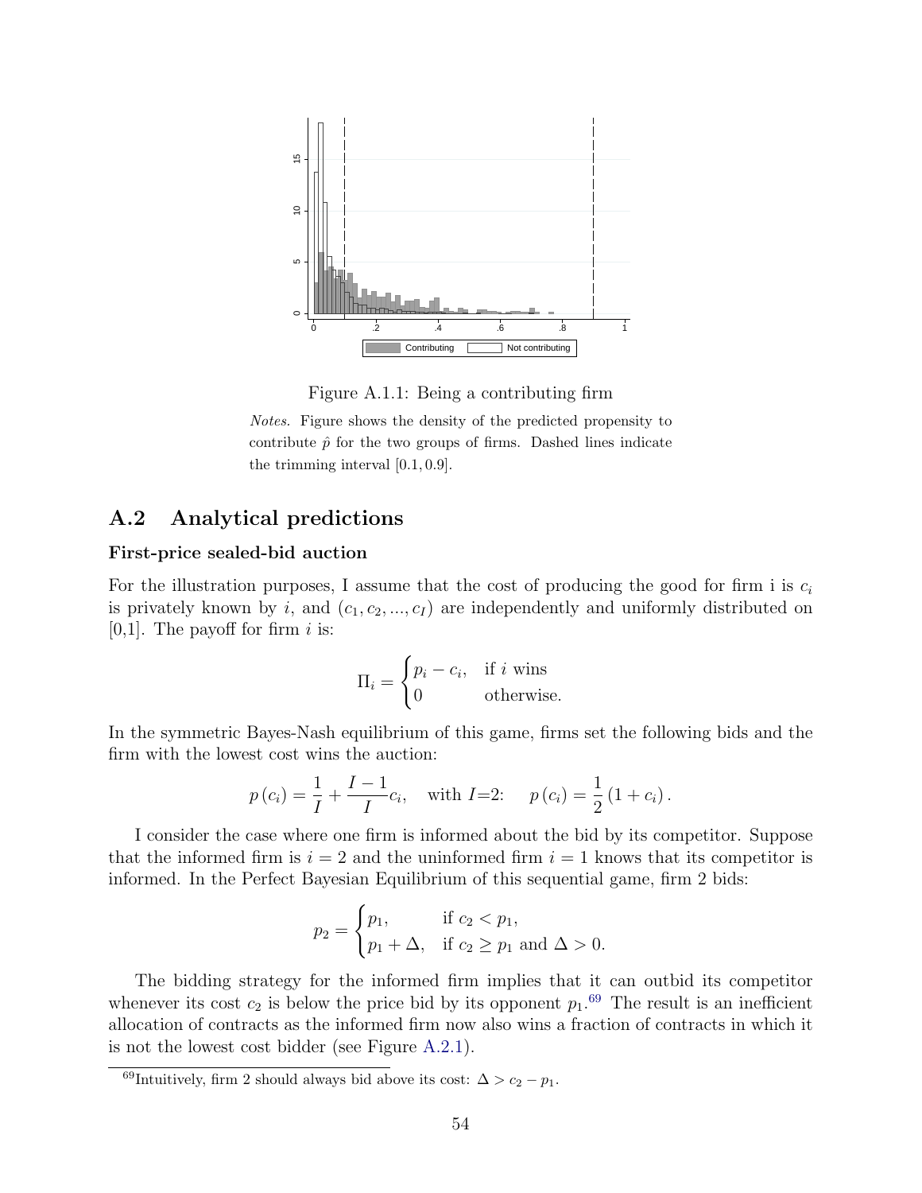Figure A.1.1: Being a contributing firm

*Notes.* Figure shows the density of the predicted propensity to contribute $\hat{p}$ for the two groups of firms. Dashed lines indicate the trimming interval $[0.1, 0.9]$.

## A.2 Analytical predictions

### First-price sealed-bid auction

For the illustration purposes, I assume that the cost of producing the good for firm i is $c_i$ is privately known by $i$, and $(c_1, c_2, ..., c_I)$ are independently and uniformly distributed on [0,1]. The payoff for firm $i$ is:

$$\Pi_i = \begin{cases} p_i - c_i, & \text{if } i \text{ wins} \\ 0 & \text{otherwise.} \end{cases}$$

In the symmetric Bayes-Nash equilibrium of this game, firms set the following bids and the firm with the lowest cost wins the auction:

$$p(c_i) = \frac{1}{I} + \frac{I-1}{I} c_i, \quad \text{with } I\text{=2:} \quad p(c_i) = \frac{1}{2}(1 + c_i).$$

I consider the case where one firm is informed about the bid by its competitor. Suppose that the informed firm is $i = 2$ and the uninformed firm $i = 1$ knows that its competitor is informed. In the Perfect Bayesian Equilibrium of this sequential game, firm 2 bids:

$$p_2 = \begin{cases} p_1, & \text{if } c_2 < p_1, \\ p_1 + \Delta, & \text{if } c_2 \geq p_1 \text{ and } \Delta > 0. \end{cases}$$

The bidding strategy for the informed firm implies that it can outbid its competitor whenever its cost $c_2$ is below the price bid by its opponent $p_1$.[69] The result is an inefficient allocation of contracts as the informed firm now also wins a fraction of contracts in which it is not the lowest cost bidder (see Figure A.2.1).

[69] Intuitively, firm 2 should always bid above its cost: $\Delta > c_2 - p_1$.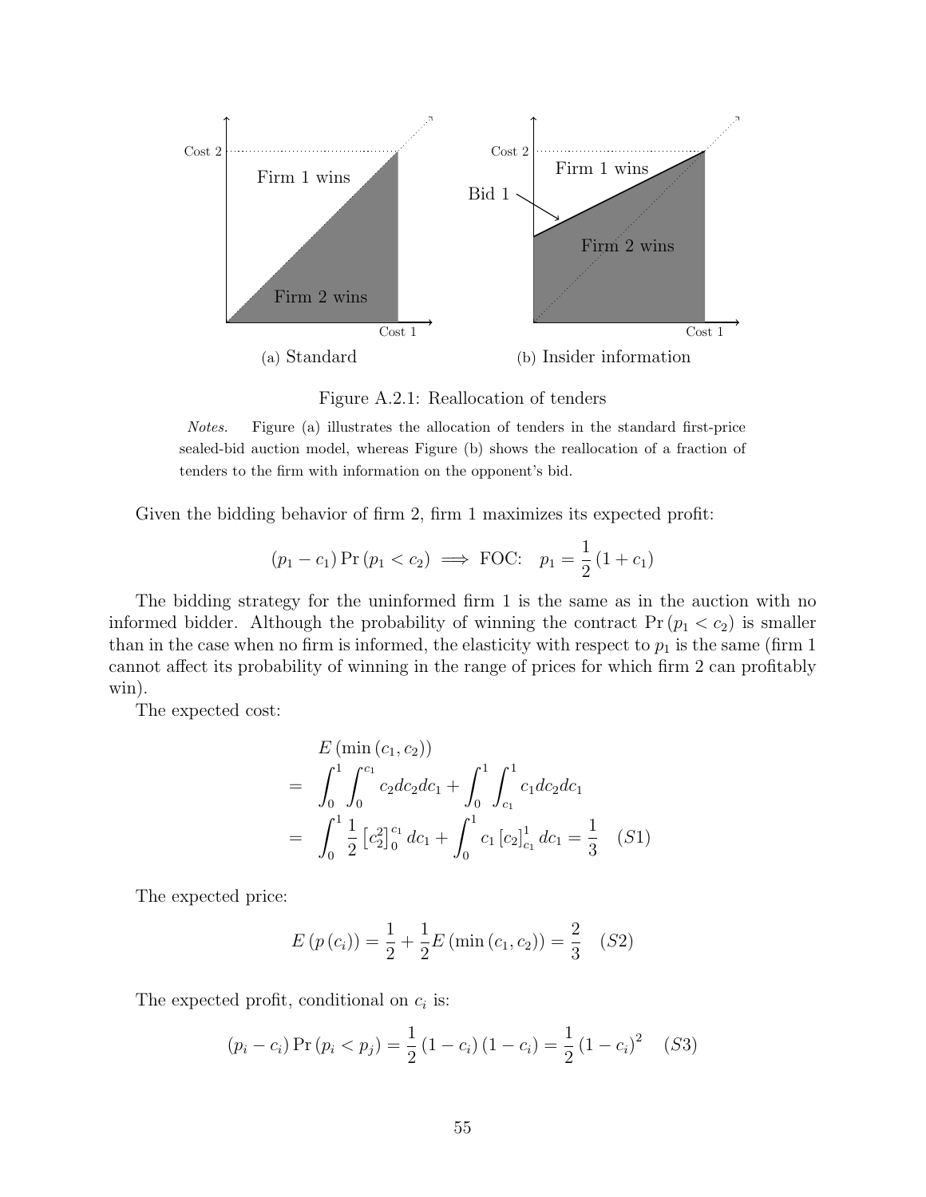Figure A.2.1: Reallocation of tenders

*Notes.* Figure (a) illustrates the allocation of tenders in the standard first-price sealed-bid auction model, whereas Figure (b) shows the reallocation of a fraction of tenders to the firm with information on the opponent's bid.

Given the bidding behavior of firm 2, firm 1 maximizes its expected profit:

$$(p_1 - c_1) \Pr(p_1 < c_2) \implies \text{FOC:} \quad p_1 = \frac{1}{2}(1 + c_1)$$

The bidding strategy for the uninformed firm 1 is the same as in the auction with no informed bidder. Although the probability of winning the contract $\Pr(p_1 < c_2)$ is smaller than in the case when no firm is informed, the elasticity with respect to $p_1$ is the same (firm 1 cannot affect its probability of winning in the range of prices for which firm 2 can profitably win).

The expected cost:

$$\begin{aligned}
& E(\min(c_1, c_2)) \\
= & \int_0^1 \int_0^{c_1} c_2 dc_2 dc_1 + \int_0^1 \int_{c_1}^1 c_1 dc_2 dc_1 \\
= & \int_0^1 \frac{1}{2}\left[c_2^2\right]_0^{c_1} dc_1 + \int_0^1 c_1 \left[c_2\right]_{c_1}^1 dc_1 = \frac{1}{3} \quad (S1)
\end{aligned}$$

The expected price:

$$E(p(c_i)) = \frac{1}{2} + \frac{1}{2} E(\min(c_1, c_2)) = \frac{2}{3} \quad (S2)$$

The expected profit, conditional on $c_i$ is:

$$(p_i - c_i) \Pr(p_i < p_j) = \frac{1}{2}(1 - c_i)(1 - c_i) = \frac{1}{2}(1 - c_i)^2 \quad (S3)$$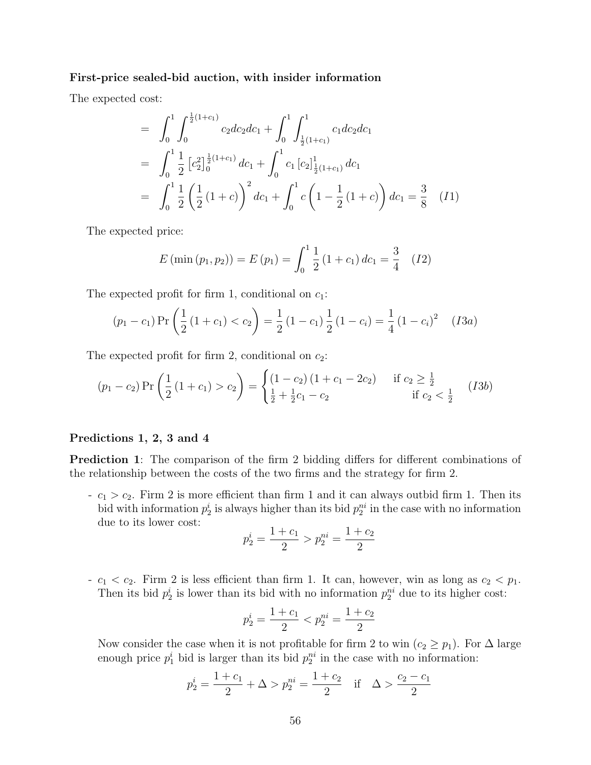**First-price sealed-bid auction, with insider information**

The expected cost:

$$
\begin{aligned}
&= \int_0^1 \int_0^{\frac{1}{2}(1+c_1)} c_2 dc_2 dc_1 + \int_0^1 \int_{\frac{1}{2}(1+c_1)}^1 c_1 dc_2 dc_1 \\
&= \int_0^1 \frac{1}{2} \left[c_2^2\right]_0^{\frac{1}{2}(1+c_1)} dc_1 + \int_0^1 c_1 \left[c_2\right]_{\frac{1}{2}(1+c_1)}^1 dc_1 \\
&= \int_0^1 \frac{1}{2} \left(\frac{1}{2}(1+c)\right)^2 dc_1 + \int_0^1 c\left(1 - \frac{1}{2}(1+c)\right) dc_1 = \frac{3}{8} \quad (I1)
\end{aligned}
$$

The expected price:

$$
E(\min(p_1, p_2)) = E(p_1) = \int_0^1 \frac{1}{2}(1+c_1) dc_1 = \frac{3}{4} \quad (I2)
$$

The expected profit for firm 1, conditional on $c_1$:

$$
(p_1 - c_1) \Pr\left(\frac{1}{2}(1+c_1) < c_2\right) = \frac{1}{2}(1-c_1)\frac{1}{2}(1-c_i) = \frac{1}{4}(1-c_i)^2 \quad (I3a)
$$

The expected profit for firm 2, conditional on $c_2$:

$$
(p_1 - c_2) \Pr\left(\frac{1}{2}(1+c_1) > c_2\right) = \begin{cases} (1-c_2)(1+c_1-2c_2) & \text{if } c_2 \geq \frac{1}{2} \\ \frac{1}{2} + \frac{1}{2}c_1 - c_2 & \text{if } c_2 < \frac{1}{2} \end{cases} \quad (I3b)
$$

**Predictions 1, 2, 3 and 4**

**Prediction 1**: The comparison of the firm 2 bidding differs for different combinations of the relationship between the costs of the two firms and the strategy for firm 2.

- $c_1 > c_2$. Firm 2 is more efficient than firm 1 and it can always outbid firm 1. Then its bid with information $p_2^i$ is always higher than its bid $p_2^{ni}$ in the case with no information due to its lower cost:

$$
p_2^i = \frac{1+c_1}{2} > p_2^{ni} = \frac{1+c_2}{2}
$$

- $c_1 < c_2$. Firm 2 is less efficient than firm 1. It can, however, win as long as $c_2 < p_1$. Then its bid $p_2^i$ is lower than its bid with no information $p_2^{ni}$ due to its higher cost:

$$
p_2^i = \frac{1+c_1}{2} < p_2^{ni} = \frac{1+c_2}{2}
$$

Now consider the case when it is not profitable for firm 2 to win ($c_2 \geq p_1$). For $\Delta$ large enough price $p_1^i$ bid is larger than its bid $p_2^{ni}$ in the case with no information:

$$
p_2^i = \frac{1+c_1}{2} + \Delta > p_2^{ni} = \frac{1+c_2}{2} \quad \text{if} \quad \Delta > \frac{c_2 - c_1}{2}
$$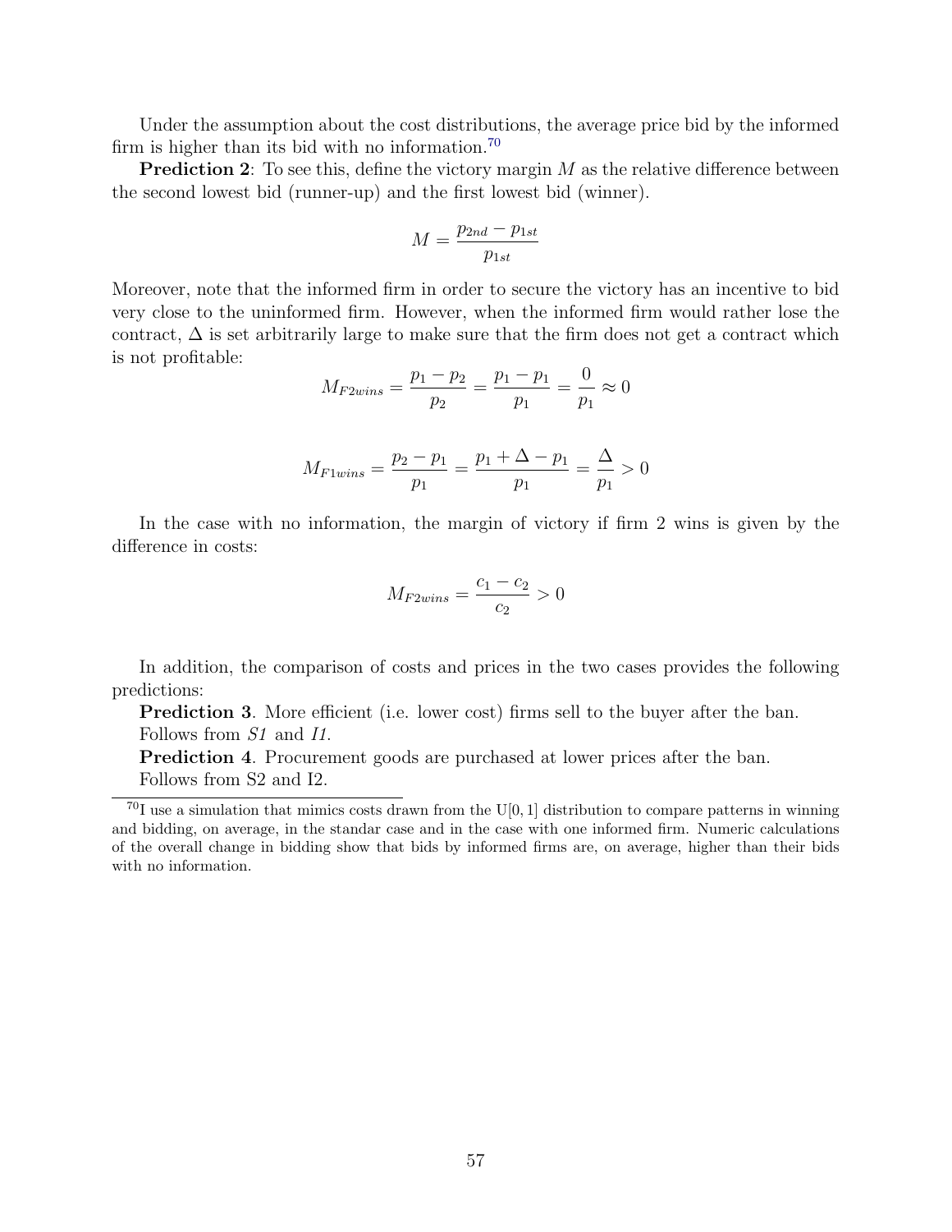Under the assumption about the cost distributions, the average price bid by the informed firm is higher than its bid with no information.[70]

**Prediction 2**: To see this, define the victory margin $M$ as the relative difference between the second lowest bid (runner-up) and the first lowest bid (winner).

$$M = \frac{p_{2nd} - p_{1st}}{p_{1st}}$$

Moreover, note that the informed firm in order to secure the victory has an incentive to bid very close to the uninformed firm. However, when the informed firm would rather lose the contract, $\Delta$ is set arbitrarily large to make sure that the firm does not get a contract which is not profitable:

$$M_{F2wins} = \frac{p_1 - p_2}{p_2} = \frac{p_1 - p_1}{p_1} = \frac{0}{p_1} \approx 0$$

$$M_{F1wins} = \frac{p_2 - p_1}{p_1} = \frac{p_1 + \Delta - p_1}{p_1} = \frac{\Delta}{p_1} > 0$$

In the case with no information, the margin of victory if firm 2 wins is given by the difference in costs:

$$M_{F2wins} = \frac{c_1 - c_2}{c_2} > 0$$

In addition, the comparison of costs and prices in the two cases provides the following predictions:

**Prediction 3**. More efficient (i.e. lower cost) firms sell to the buyer after the ban.

Follows from *S1* and *I1*.

**Prediction 4**. Procurement goods are purchased at lower prices after the ban.

Follows from S2 and I2.

---

[70] I use a simulation that mimics costs drawn from the U[0, 1] distribution to compare patterns in winning and bidding, on average, in the standar case and in the case with one informed firm. Numeric calculations of the overall change in bidding show that bids by informed firms are, on average, higher than their bids with no information.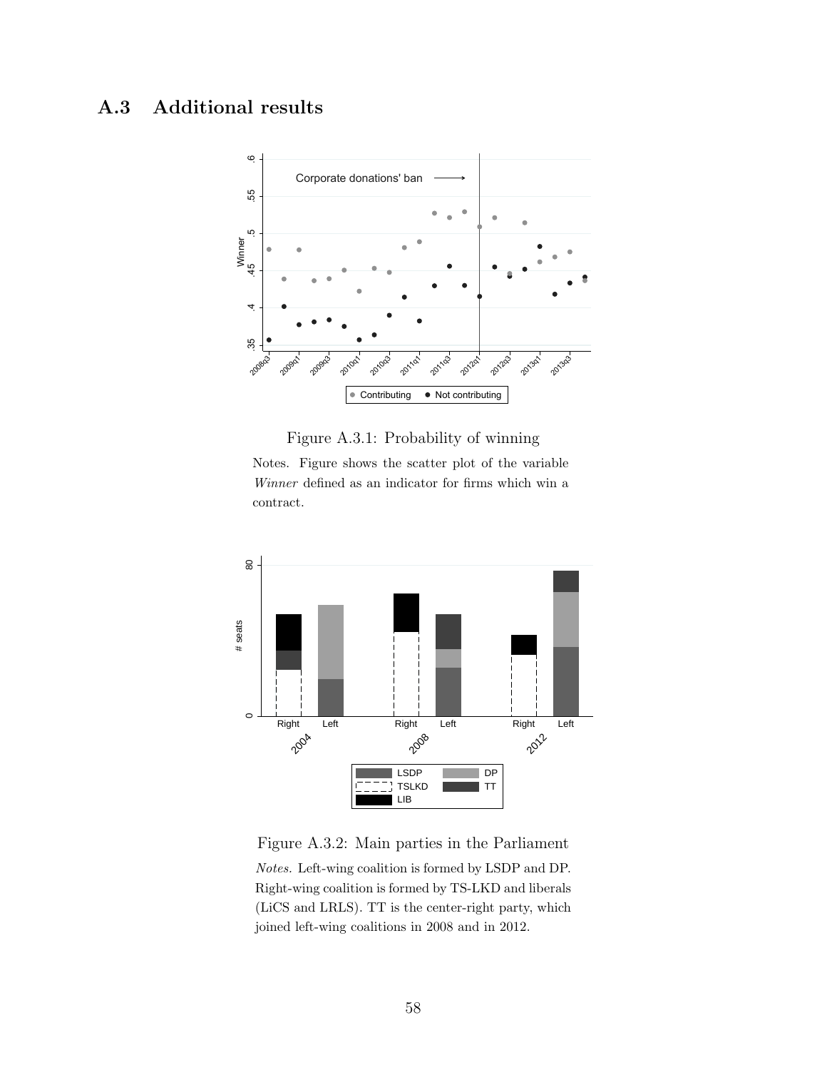## A.3 Additional results

Figure A.3.1: Probability of winning

Notes. Figure shows the scatter plot of the variable *Winner* defined as an indicator for firms which win a contract.

Figure A.3.2: Main parties in the Parliament

*Notes.* Left-wing coalition is formed by LSDP and DP. Right-wing coalition is formed by TS-LKD and liberals (LiCS and LRLS). TT is the center-right party, which joined left-wing coalitions in 2008 and in 2012.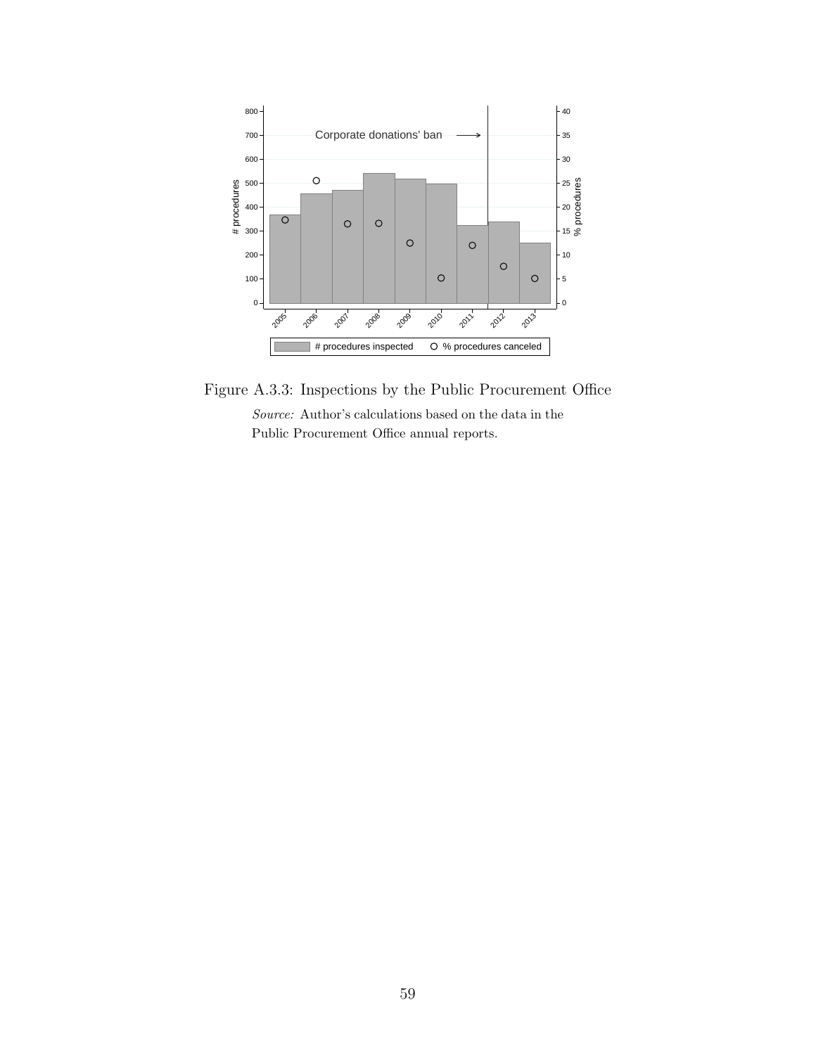Figure A.3.3: Inspections by the Public Procurement Office

*Source:* Author's calculations based on the data in the Public Procurement Office annual reports.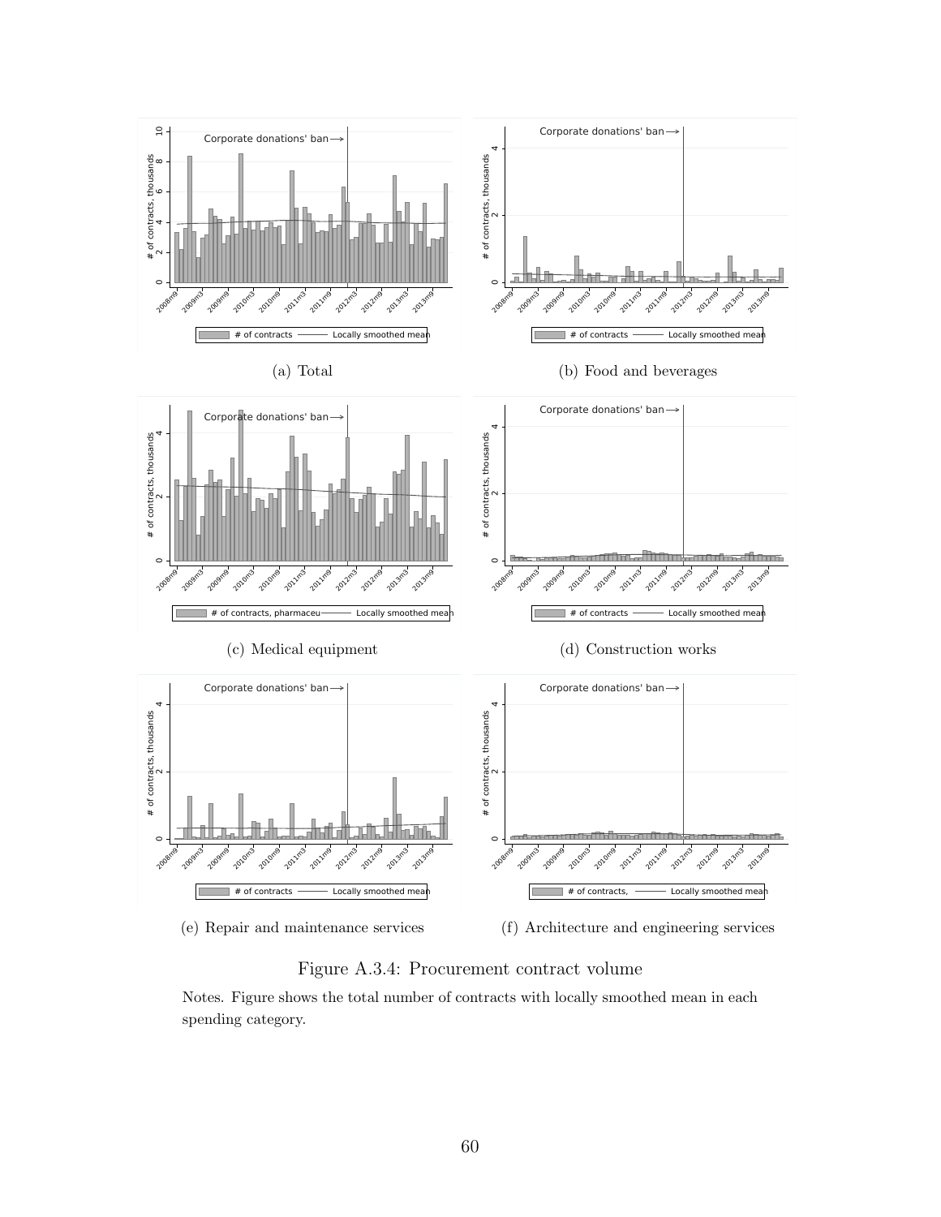(a) Total

(b) Food and beverages

(c) Medical equipment

(d) Construction works

(e) Repair and maintenance services

(f) Architecture and engineering services

Figure A.3.4: Procurement contract volume

Notes. Figure shows the total number of contracts with locally smoothed mean in each spending category.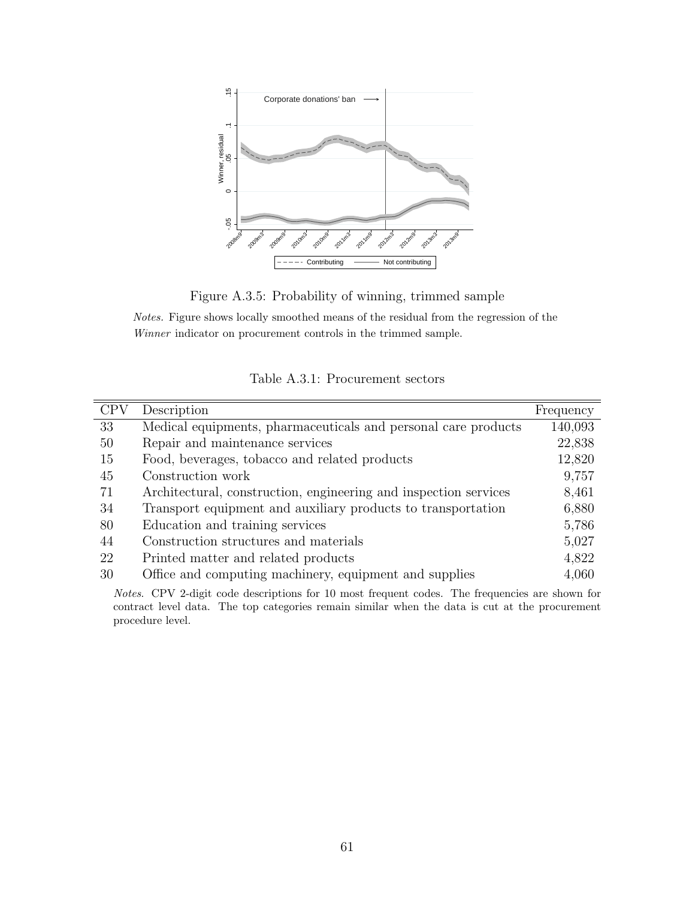Figure A.3.5: Probability of winning, trimmed sample

*Notes.* Figure shows locally smoothed means of the residual from the regression of the *Winner* indicator on procurement controls in the trimmed sample.

Table A.3.1: Procurement sectors

| CPV | Description | Frequency |
|---|---|---|
| 33 | Medical equipments, pharmaceuticals and personal care products | 140,093 |
| 50 | Repair and maintenance services | 22,838 |
| 15 | Food, beverages, tobacco and related products | 12,820 |
| 45 | Construction work | 9,757 |
| 71 | Architectural, construction, engineering and inspection services | 8,461 |
| 34 | Transport equipment and auxiliary products to transportation | 6,880 |
| 80 | Education and training services | 5,786 |
| 44 | Construction structures and materials | 5,027 |
| 22 | Printed matter and related products | 4,822 |
| 30 | Office and computing machinery, equipment and supplies | 4,060 |

*Notes*. CPV 2-digit code descriptions for 10 most frequent codes. The frequencies are shown for contract level data. The top categories remain similar when the data is cut at the procurement procedure level.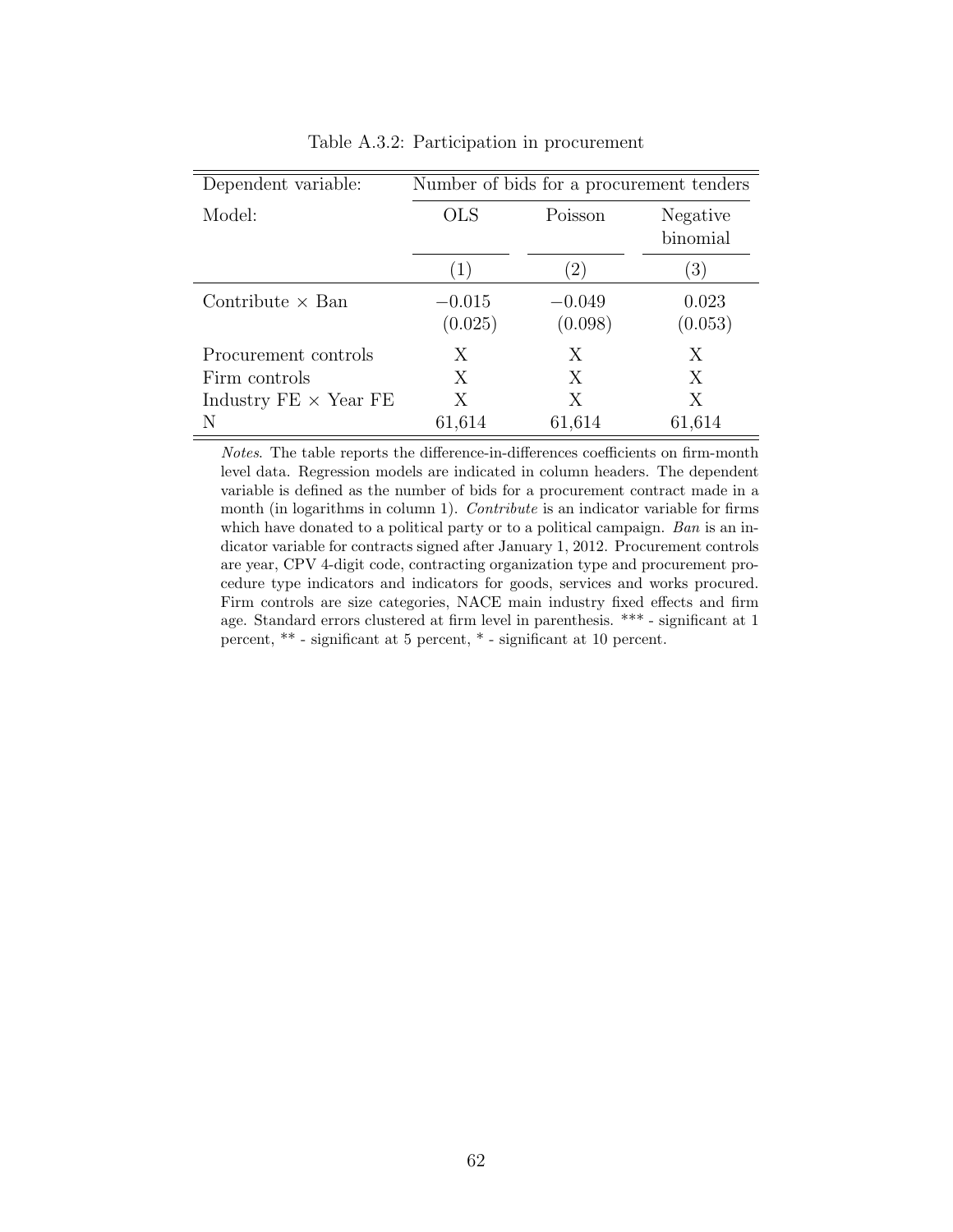Table A.3.2: Participation in procurement

| Dependent variable: | Number of bids for a procurement tenders | | |
|---|---|---|---|
| Model: | OLS | Poisson | Negative binomial |
| | (1) | (2) | (3) |
| Contribute × Ban | −0.015 | −0.049 | 0.023 |
| | (0.025) | (0.098) | (0.053) |
| Procurement controls | X | X | X |
| Firm controls | X | X | X |
| Industry FE × Year FE | X | X | X |
| N | 61,614 | 61,614 | 61,614 |

*Notes*. The table reports the difference-in-differences coefficients on firm-month level data. Regression models are indicated in column headers. The dependent variable is defined as the number of bids for a procurement contract made in a month (in logarithms in column 1). *Contribute* is an indicator variable for firms which have donated to a political party or to a political campaign. *Ban* is an indicator variable for contracts signed after January 1, 2012. Procurement controls are year, CPV 4-digit code, contracting organization type and procurement procedure type indicators and indicators for goods, services and works procured. Firm controls are size categories, NACE main industry fixed effects and firm age. Standard errors clustered at firm level in parenthesis. *** - significant at 1 percent, ** - significant at 5 percent, * - significant at 10 percent.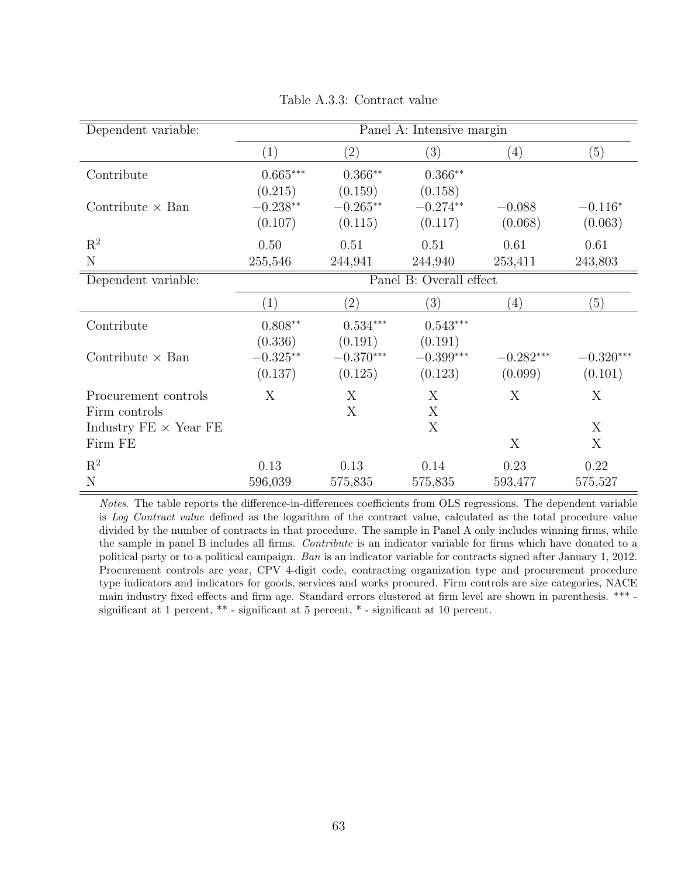Table A.3.3: Contract value

| Dependent variable: | Panel A: Intensive margin | | | | |
|---|---|---|---|---|---|
| | (1) | (2) | (3) | (4) | (5) |
| Contribute | 0.665*** | 0.366** | 0.366** | | |
| | (0.215) | (0.159) | (0.158) | | |
| Contribute × Ban | −0.238** | −0.265** | −0.274** | −0.088 | −0.116* |
| | (0.107) | (0.115) | (0.117) | (0.068) | (0.063) |
| $R^2$ | 0.50 | 0.51 | 0.51 | 0.61 | 0.61 |
| N | 255,546 | 244,941 | 244,940 | 253,411 | 243,803 |
| **Dependent variable:** | **Panel B: Overall effect** | | | | |
| | (1) | (2) | (3) | (4) | (5) |
| Contribute | 0.808** | 0.534*** | 0.543*** | | |
| | (0.336) | (0.191) | (0.191) | | |
| Contribute × Ban | −0.325** | −0.370*** | −0.399*** | −0.282*** | −0.320*** |
| | (0.137) | (0.125) | (0.123) | (0.099) | (0.101) |
| Procurement controls | X | X | X | X | X |
| Firm controls | | X | X | | |
| Industry FE × Year FE | | | X | | X |
| Firm FE | | | | X | X |
| $R^2$ | 0.13 | 0.13 | 0.14 | 0.23 | 0.22 |
| N | 596,039 | 575,835 | 575,835 | 593,477 | 575,527 |

*Notes.* The table reports the difference-in-differences coefficients from OLS regressions. The dependent variable is *Log Contract value* defined as the logarithm of the contract value, calculated as the total procedure value divided by the number of contracts in that procedure. The sample in Panel A only includes winning firms, while the sample in panel B includes all firms. *Contribute* is an indicator variable for firms which have donated to a political party or to a political campaign. *Ban* is an indicator variable for contracts signed after January 1, 2012. Procurement controls are year, CPV 4-digit code, contracting organization type and procurement procedure type indicators and indicators for goods, services and works procured. Firm controls are size categories, NACE main industry fixed effects and firm age. Standard errors clustered at firm level are shown in parenthesis. *** - significant at 1 percent, ** - significant at 5 percent, * - significant at 10 percent.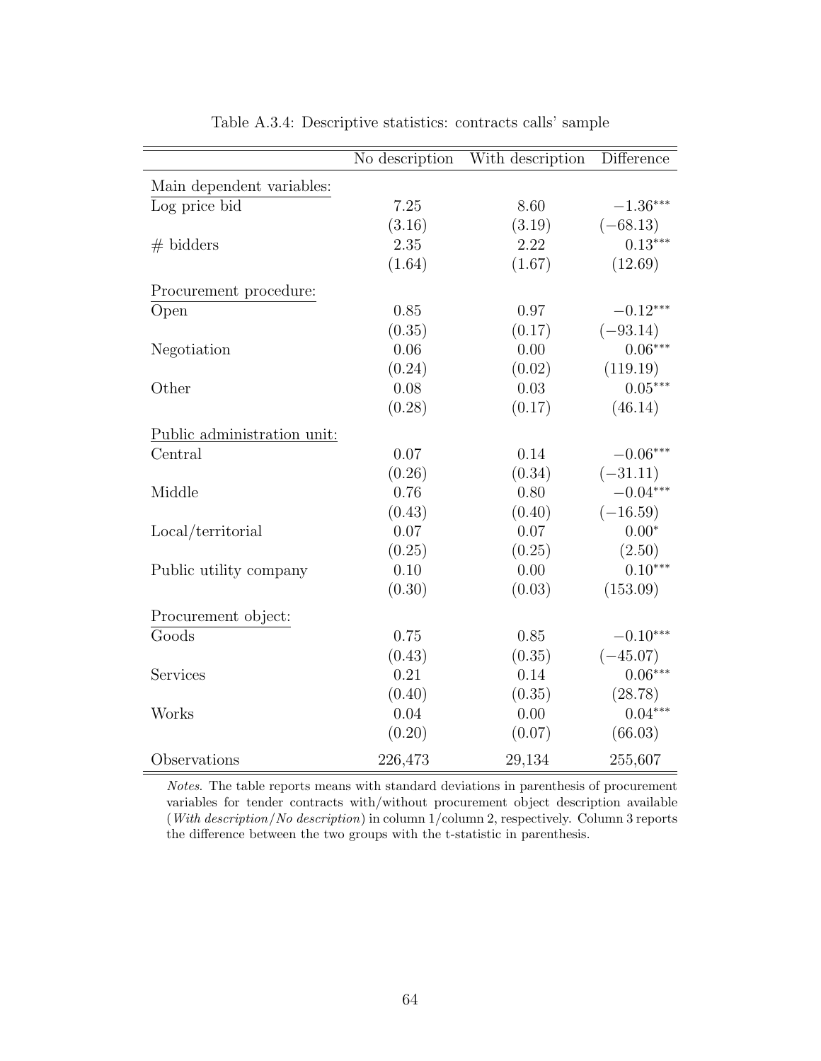Table A.3.4: Descriptive statistics: contracts calls' sample

| | No description | With description | Difference |
|---|---|---|---|
| Main dependent variables: | | | |
| Log price bid | 7.25 | 8.60 | $-1.36^{***}$ |
| | (3.16) | (3.19) | $(-68.13)$ |
| # bidders | 2.35 | 2.22 | $0.13^{***}$ |
| | (1.64) | (1.67) | (12.69) |
| Procurement procedure: | | | |
| Open | 0.85 | 0.97 | $-0.12^{***}$ |
| | (0.35) | (0.17) | $(-93.14)$ |
| Negotiation | 0.06 | 0.00 | $0.06^{***}$ |
| | (0.24) | (0.02) | (119.19) |
| Other | 0.08 | 0.03 | $0.05^{***}$ |
| | (0.28) | (0.17) | (46.14) |
| Public administration unit: | | | |
| Central | 0.07 | 0.14 | $-0.06^{***}$ |
| | (0.26) | (0.34) | $(-31.11)$ |
| Middle | 0.76 | 0.80 | $-0.04^{***}$ |
| | (0.43) | (0.40) | $(-16.59)$ |
| Local/territorial | 0.07 | 0.07 | $0.00^{*}$ |
| | (0.25) | (0.25) | (2.50) |
| Public utility company | 0.10 | 0.00 | $0.10^{***}$ |
| | (0.30) | (0.03) | (153.09) |
| Procurement object: | | | |
| Goods | 0.75 | 0.85 | $-0.10^{***}$ |
| | (0.43) | (0.35) | $(-45.07)$ |
| Services | 0.21 | 0.14 | $0.06^{***}$ |
| | (0.40) | (0.35) | (28.78) |
| Works | 0.04 | 0.00 | $0.04^{***}$ |
| | (0.20) | (0.07) | (66.03) |
| Observations | 226,473 | 29,134 | 255,607 |

*Notes*. The table reports means with standard deviations in parenthesis of procurement variables for tender contracts with/without procurement object description available (*With description*/*No description*) in column 1/column 2, respectively. Column 3 reports the difference between the two groups with the t-statistic in parenthesis.